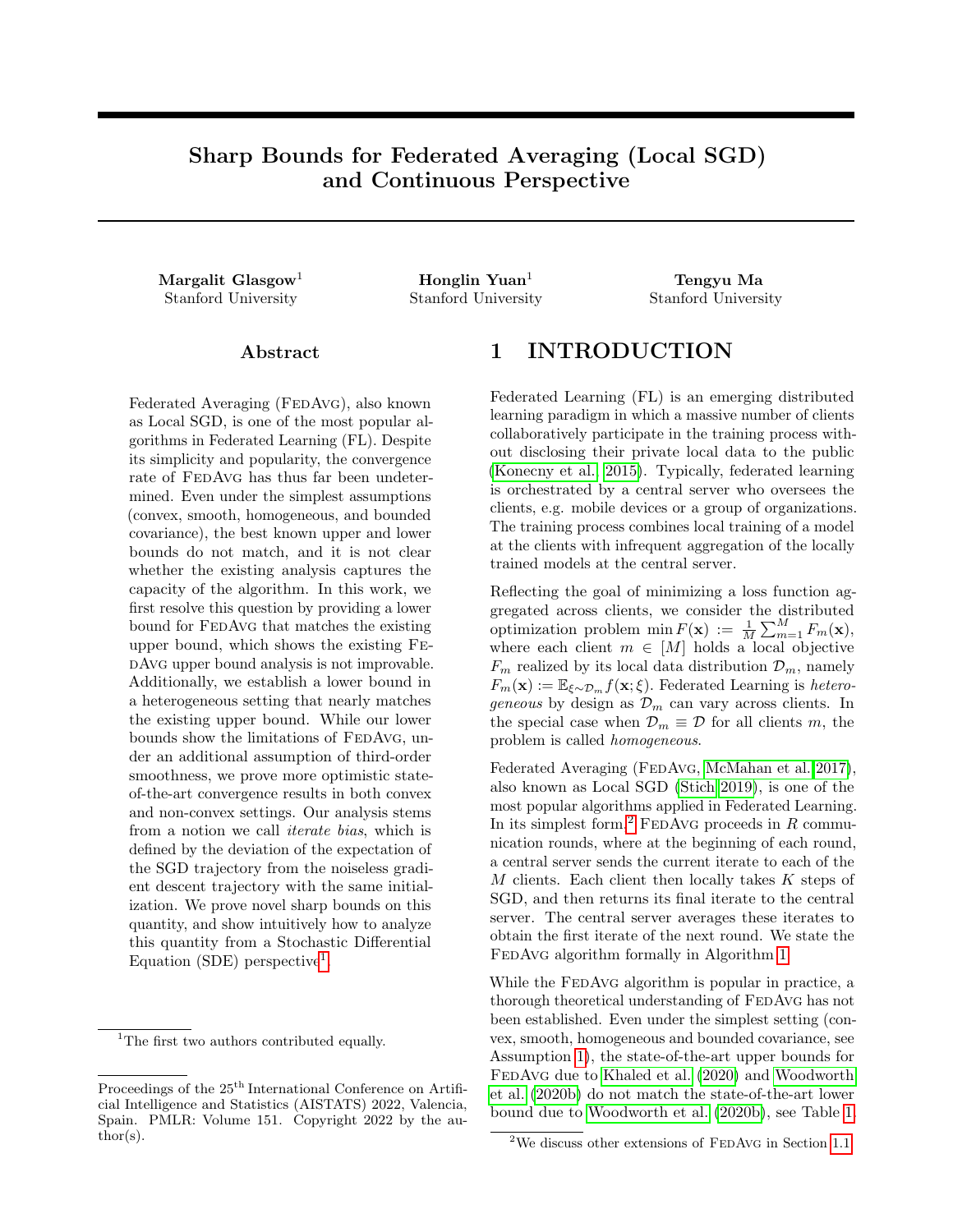# Sharp Bounds for Federated Averaging (Local SGD) and Continuous Perspective

**Margalit Glasgow**[1]
Stanford University

**Honglin Yuan**[1]
Stanford University

**Tengyu Ma**
Stanford University

## Abstract

Federated Averaging (FedAvg), also known as Local SGD, is one of the most popular algorithms in Federated Learning (FL). Despite its simplicity and popularity, the convergence rate of FedAvg has thus far been undetermined. Even under the simplest assumptions (convex, smooth, homogeneous, and bounded covariance), the best known upper and lower bounds do not match, and it is not clear whether the existing analysis captures the capacity of the algorithm. In this work, we first resolve this question by providing a lower bound for FedAvg that matches the existing upper bound, which shows the existing FedAvg upper bound analysis is not improvable. Additionally, we establish a lower bound in a heterogeneous setting that nearly matches the existing upper bound. While our lower bounds show the limitations of FedAvg, under an additional assumption of third-order smoothness, we prove more optimistic state-of-the-art convergence results in both convex and non-convex settings. Our analysis stems from a notion we call *iterate bias*, which is defined by the deviation of the expectation of the SGD trajectory from the noiseless gradient descent trajectory with the same initialization. We prove novel sharp bounds on this quantity, and show intuitively how to analyze this quantity from a Stochastic Differential Equation (SDE) perspective[1].

[1]The first two authors contributed equally.

Proceedings of the 25th International Conference on Artificial Intelligence and Statistics (AISTATS) 2022, Valencia, Spain. PMLR: Volume 151. Copyright 2022 by the author(s).

# 1 INTRODUCTION

Federated Learning (FL) is an emerging distributed learning paradigm in which a massive number of clients collaboratively participate in the training process without disclosing their private local data to the public (Konecny et al., 2015). Typically, federated learning is orchestrated by a central server who oversees the clients, e.g. mobile devices or a group of organizations. The training process combines local training of a model at the clients with infrequent aggregation of the locally trained models at the central server.

Reflecting the goal of minimizing a loss function aggregated across clients, we consider the distributed optimization problem $\min F(\mathbf{x}) := \frac{1}{M}\sum_{m=1}^{M} F_m(\mathbf{x})$, where each client $m \in [M]$ holds a local objective $F_m$ realized by its local data distribution $\mathcal{D}_m$, namely $F_m(\mathbf{x}) := \mathbb{E}_{\xi \sim \mathcal{D}_m} f(\mathbf{x}; \xi)$. Federated Learning is *heterogeneous* by design as $\mathcal{D}_m$ can vary across clients. In the special case when $\mathcal{D}_m \equiv \mathcal{D}$ for all clients $m$, the problem is called *homogeneous*.

Federated Averaging (FedAvg, McMahan et al., 2017), also known as Local SGD (Stich, 2019), is one of the most popular algorithms applied in Federated Learning. In its simplest form,[2] FedAvg proceeds in $R$ communication rounds, where at the beginning of each round, a central server sends the current iterate to each of the $M$ clients. Each client then locally takes $K$ steps of SGD, and then returns its final iterate to the central server. The central server averages these iterates to obtain the first iterate of the next round. We state the FedAvg algorithm formally in Algorithm 1.

While the FedAvg algorithm is popular in practice, a thorough theoretical understanding of FedAvg has not been established. Even under the simplest setting (convex, smooth, homogeneous and bounded covariance, see Assumption 1), the state-of-the-art upper bounds for FedAvg due to Khaled et al. (2020) and Woodworth et al. (2020b) do not match the state-of-the-art lower bound due to Woodworth et al. (2020b), see Table 1.

[2]We discuss other extensions of FedAvg in Section 1.1.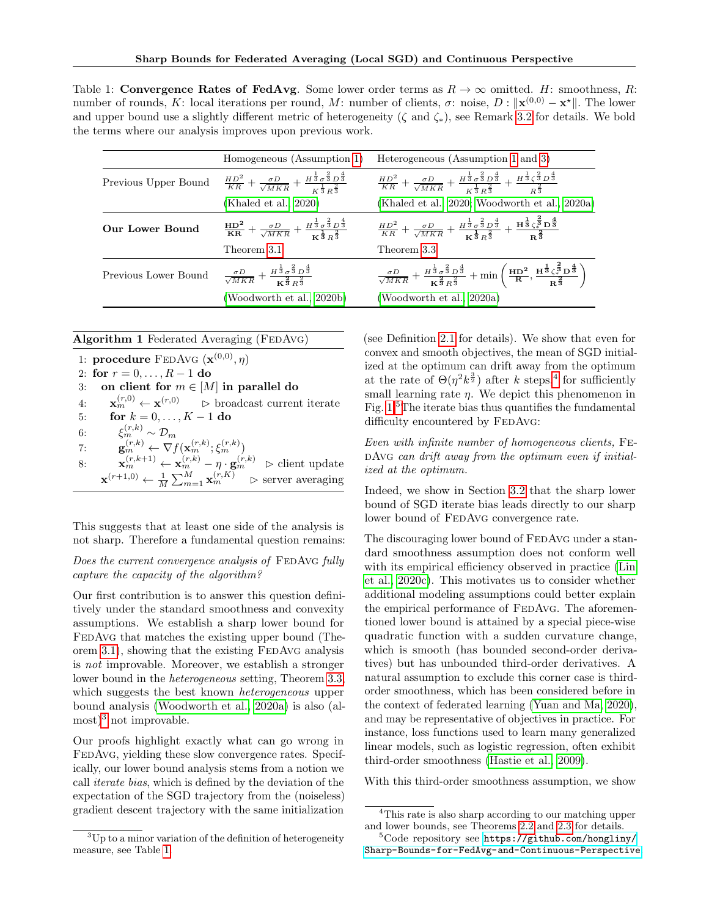Table 1: **Convergence Rates of FedAvg**. Some lower order terms as $R \to \infty$ omitted. $H$: smoothness, $R$: number of rounds, $K$: local iterations per round, $M$: number of clients, $\sigma$: noise, $D : \|\mathbf{x}^{(0,0)} - \mathbf{x}^\star\|$. The lower and upper bound use a slightly different metric of heterogeneity ($\zeta$ and $\zeta_*$), see Remark 3.2 for details. We bold the terms where our analysis improves upon previous work.

| | Homogeneous (Assumption 1) | Heterogeneous (Assumption 1 and 3) |
|---|---|---|
| Previous Upper Bound | $\frac{HD^2}{KR} + \frac{\sigma D}{\sqrt{MKR}} + \frac{H^{\frac{1}{3}}\sigma^{\frac{2}{3}}D^{\frac{4}{3}}}{K^{\frac{1}{3}}R^{\frac{2}{3}}}$ (Khaled et al., 2020) | $\frac{HD^2}{KR} + \frac{\sigma D}{\sqrt{MKR}} + \frac{H^{\frac{1}{3}}\sigma^{\frac{2}{3}}D^{\frac{4}{3}}}{K^{\frac{1}{3}}R^{\frac{2}{3}}} + \frac{H^{\frac{1}{3}}\zeta_*^{\frac{2}{3}}D^{\frac{4}{3}}}{R^{\frac{2}{3}}}$ (Khaled et al., 2020; Woodworth et al., 2020a) |
| **Our Lower Bound** | $\mathbf{\frac{HD^2}{KR}} + \frac{\sigma D}{\sqrt{MKR}} + \frac{H^{\frac{1}{3}}\sigma^{\frac{2}{3}}D^{\frac{4}{3}}}{\mathbf{K^{\frac{1}{3}}}R^{\frac{2}{3}}}$ Theorem 3.1 | $\frac{HD^2}{KR} + \frac{\sigma D}{\sqrt{MKR}} + \frac{H^{\frac{1}{3}}\sigma^{\frac{2}{3}}D^{\frac{4}{3}}}{\mathbf{K^{\frac{1}{3}}}R^{\frac{2}{3}}} + \mathbf{\frac{H^{\frac{1}{3}}\zeta_*^{\frac{2}{3}}D^{\frac{4}{3}}}{R^{\frac{2}{3}}}}$ Theorem 3.3 |
| Previous Lower Bound | $\frac{\sigma D}{\sqrt{MKR}} + \frac{H^{\frac{1}{3}}\sigma^{\frac{2}{3}}D^{\frac{4}{3}}}{\mathbf{K^{\frac{2}{3}}}R^{\frac{2}{3}}}$ (Woodworth et al., 2020b) | $\frac{\sigma D}{\sqrt{MKR}} + \frac{H^{\frac{1}{3}}\sigma^{\frac{2}{3}}D^{\frac{4}{3}}}{\mathbf{K^{\frac{2}{3}}}R^{\frac{2}{3}}} + \min\left(\mathbf{\frac{HD^2}{R}}, \mathbf{\frac{H^{\frac{1}{3}}\zeta_*^{\frac{2}{3}}D^{\frac{4}{3}}}{R^{\frac{2}{3}}}}\right)$ (Woodworth et al., 2020a) |

**Algorithm 1** Federated Averaging (FedAvg)

1: **procedure** FedAvg ($\mathbf{x}^{(0,0)}, \eta$)
2: **for** $r = 0, \ldots, R-1$ **do**
3: &nbsp;&nbsp;**on client for** $m \in [M]$ **in parallel do**
4: &nbsp;&nbsp;&nbsp;&nbsp;$\mathbf{x}_m^{(r,0)} \leftarrow \mathbf{x}^{(r,0)}$ &nbsp;&nbsp; ▷ broadcast current iterate
5: &nbsp;&nbsp;&nbsp;&nbsp;**for** $k = 0, \ldots, K-1$ **do**
6: &nbsp;&nbsp;&nbsp;&nbsp;&nbsp;&nbsp;$\xi_m^{(r,k)} \sim \mathcal{D}_m$
7: &nbsp;&nbsp;&nbsp;&nbsp;&nbsp;&nbsp;$\mathbf{g}_m^{(r,k)} \leftarrow \nabla f(\mathbf{x}_m^{(r,k)}; \xi_m^{(r,k)})$
8: &nbsp;&nbsp;&nbsp;&nbsp;&nbsp;&nbsp;$\mathbf{x}_m^{(r,k+1)} \leftarrow \mathbf{x}_m^{(r,k)} - \eta \cdot \mathbf{g}_m^{(r,k)}$ &nbsp;&nbsp; ▷ client update
&nbsp;&nbsp;&nbsp;&nbsp;$\mathbf{x}^{(r+1,0)} \leftarrow \frac{1}{M}\sum_{m=1}^{M} \mathbf{x}_m^{(r,K)}$ &nbsp;&nbsp; ▷ server averaging

This suggests that at least one side of the analysis is not sharp. Therefore a fundamental question remains:

*Does the current convergence analysis of* FedAvg *fully capture the capacity of the algorithm?*

Our first contribution is to answer this question definitively under the standard smoothness and convexity assumptions. We establish a sharp lower bound for FedAvg that matches the existing upper bound (Theorem 3.1), showing that the existing FedAvg analysis is *not* improvable. Moreover, we establish a stronger lower bound in the *heterogeneous* setting, Theorem 3.3, which suggests the best known *heterogeneous* upper bound analysis (Woodworth et al., 2020a) is also (almost)[3] not improvable.

Our proofs highlight exactly what can go wrong in FedAvg, yielding these slow convergence rates. Specifically, our lower bound analysis stems from a notion we call *iterate bias*, which is defined by the deviation of the expectation of the SGD trajectory from the (noiseless) gradient descent trajectory with the same initialization (see Definition 2.1 for details). We show that even for convex and smooth objectives, the mean of SGD initialized at the optimum can drift away from the optimum at the rate of $\Theta(\eta^2 k^{\frac{3}{2}})$ after $k$ steps[4] for sufficiently small learning rate $\eta$. We depict this phenomenon in Fig. 1.[5] The iterate bias thus quantifies the fundamental difficulty encountered by FedAvg:

*Even with infinite number of homogeneous clients,* FedAvg *can drift away from the optimum even if initialized at the optimum.*

Indeed, we show in Section 3.2 that the sharp lower bound of SGD iterate bias leads directly to our sharp lower bound of FedAvg convergence rate.

The discouraging lower bound of FedAvg under a standard smoothness assumption does not conform well with its empirical efficiency observed in practice (Lin et al., 2020c). This motivates us to consider whether additional modeling assumptions could better explain the empirical performance of FedAvg. The aforementioned lower bound is attained by a special piece-wise quadratic function with a sudden curvature change, which is smooth (has bounded second-order derivatives) but has unbounded third-order derivatives. A natural assumption to exclude this corner case is third-order smoothness, which has been considered before in the context of federated learning (Yuan and Ma, 2020), and may be representative of objectives in practice. For instance, loss functions used to learn many generalized linear models, such as logistic regression, often exhibit third-order smoothness (Hastie et al., 2009).

With this third-order smoothness assumption, we show

[3] Up to a minor variation of the definition of heterogeneity measure, see Table 1.

[4] This rate is also sharp according to our matching upper and lower bounds, see Theorems 2.2 and 2.3 for details.

[5] Code repository see https://github.com/hongliny/Sharp-Bounds-for-FedAvg-and-Continuous-Perspective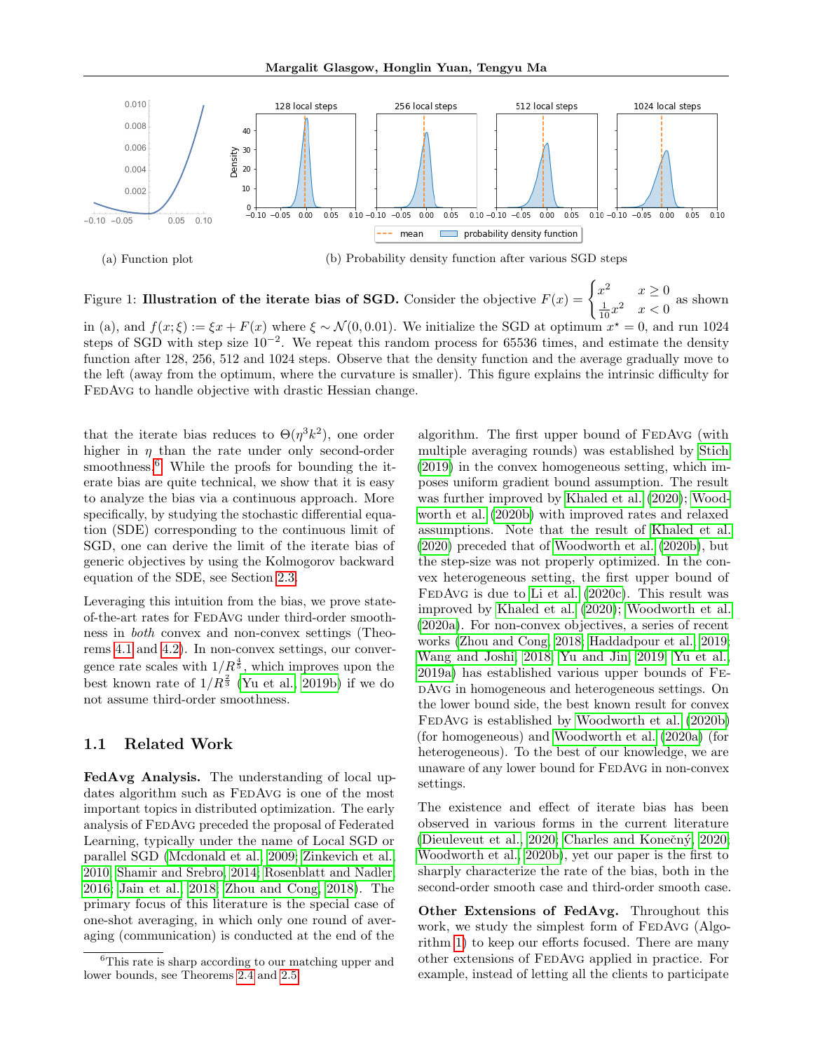(a) Function plot

(b) Probability density function after various SGD steps

Figure 1: **Illustration of the iterate bias of SGD.** Consider the objective $F(x) = \begin{cases} x^2 & x \geq 0 \\ \frac{1}{10}x^2 & x < 0 \end{cases}$ as shown in (a), and $f(x;\xi) := \xi x + F(x)$ where $\xi \sim \mathcal{N}(0, 0.01)$. We initialize the SGD at optimum $x^\star = 0$, and run 1024 steps of SGD with step size $10^{-2}$. We repeat this random process for 65536 times, and estimate the density function after 128, 256, 512 and 1024 steps. Observe that the density function and the average gradually move to the left (away from the optimum, where the curvature is smaller). This figure explains the intrinsic difficulty for FedAvg to handle objective with drastic Hessian change.

that the iterate bias reduces to $\Theta(\eta^3 k^2)$, one order higher in $\eta$ than the rate under only second-order smoothness.[6] While the proofs for bounding the iterate bias are quite technical, we show that it is easy to analyze the bias via a continuous approach. More specifically, by studying the stochastic differential equation (SDE) corresponding to the continuous limit of SGD, one can derive the limit of the iterate bias of generic objectives by using the Kolmogorov backward equation of the SDE, see Section 2.3.

Leveraging this intuition from the bias, we prove state-of-the-art rates for FedAvg under third-order smoothness in *both* convex and non-convex settings (Theorems 4.1 and 4.2). In non-convex settings, our convergence rate scales with $1/R^{\frac{4}{5}}$, which improves upon the best known rate of $1/R^{\frac{2}{3}}$ (Yu et al., 2019b) if we do not assume third-order smoothness.

## 1.1 Related Work

**FedAvg Analysis.** The understanding of local updates algorithm such as FedAvg is one of the most important topics in distributed optimization. The early analysis of FedAvg preceded the proposal of Federated Learning, typically under the name of Local SGD or parallel SGD (Mcdonald et al., 2009; Zinkevich et al., 2010; Shamir and Srebro, 2014; Rosenblatt and Nadler, 2016; Jain et al., 2018; Zhou and Cong, 2018). The primary focus of this literature is the special case of one-shot averaging, in which only one round of averaging (communication) is conducted at the end of the algorithm. The first upper bound of FedAvg (with multiple averaging rounds) was established by Stich (2019) in the convex homogeneous setting, which imposes uniform gradient bound assumption. The result was further improved by Khaled et al. (2020); Woodworth et al. (2020b) with improved rates and relaxed assumptions. Note that the result of Khaled et al. (2020) preceded that of Woodworth et al. (2020b), but the step-size was not properly optimized. In the convex heterogeneous setting, the first upper bound of FedAvg is due to Li et al. (2020c). This result was improved by Khaled et al. (2020); Woodworth et al. (2020a). For non-convex objectives, a series of recent works (Zhou and Cong, 2018; Haddadpour et al., 2019; Wang and Joshi, 2018; Yu and Jin, 2019; Yu et al., 2019a) has established various upper bounds of FedAvg in homogeneous and heterogeneous settings. On the lower bound side, the best known result for convex FedAvg is established by Woodworth et al. (2020b) (for homogeneous) and Woodworth et al. (2020a) (for heterogeneous). To the best of our knowledge, we are unaware of any lower bound for FedAvg in non-convex settings.

The existence and effect of iterate bias has been observed in various forms in the current literature (Dieuleveut et al., 2020; Charles and Konečný, 2020; Woodworth et al., 2020b), yet our paper is the first to sharply characterize the rate of the bias, both in the second-order smooth case and third-order smooth case.

**Other Extensions of FedAvg.** Throughout this work, we study the simplest form of FedAvg (Algorithm 1) to keep our efforts focused. There are many other extensions of FedAvg applied in practice. For example, instead of letting all the clients to participate

[6] This rate is sharp according to our matching upper and lower bounds, see Theorems 2.4 and 2.5.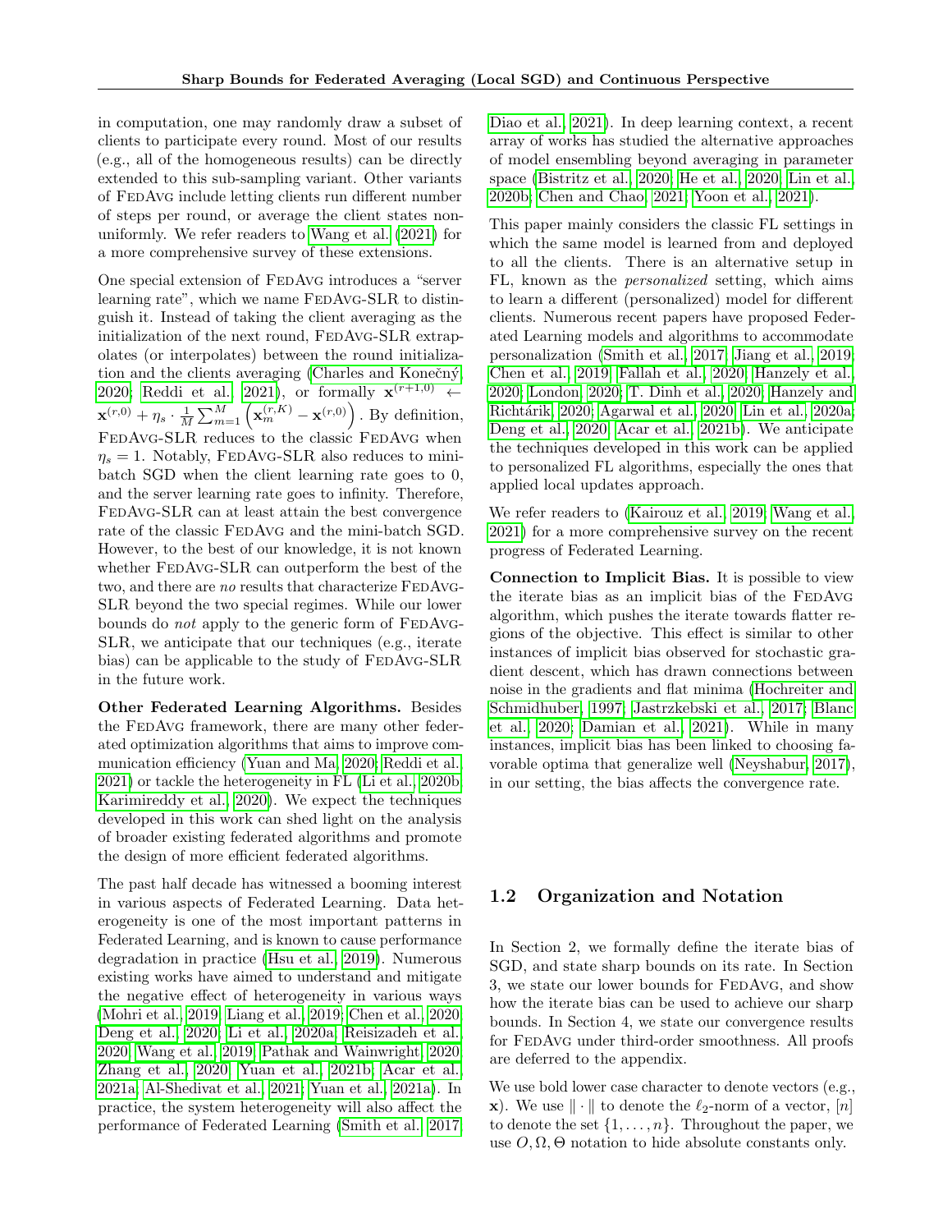in computation, one may randomly draw a subset of clients to participate every round. Most of our results (e.g., all of the homogeneous results) can be directly extended to this sub-sampling variant. Other variants of FedAvg include letting clients run different number of steps per round, or average the client states non-uniformly. We refer readers to Wang et al. (2021) for a more comprehensive survey of these extensions.

One special extension of FedAvg introduces a "server learning rate", which we name FedAvg-SLR to distinguish it. Instead of taking the client averaging as the initialization of the next round, FedAvg-SLR extrapolates (or interpolates) between the round initialization and the clients averaging (Charles and Konečný, 2020; Reddi et al., 2021), or formally $\mathbf{x}^{(r+1,0)} \leftarrow \mathbf{x}^{(r,0)} + \eta_s \cdot \frac{1}{M}\sum_{m=1}^{M}\left(\mathbf{x}_m^{(r,K)} - \mathbf{x}^{(r,0)}\right)$. By definition, FedAvg-SLR reduces to the classic FedAvg when $\eta_s = 1$. Notably, FedAvg-SLR also reduces to mini-batch SGD when the client learning rate goes to 0, and the server learning rate goes to infinity. Therefore, FedAvg-SLR can at least attain the best convergence rate of the classic FedAvg and the mini-batch SGD. However, to the best of our knowledge, it is not known whether FedAvg-SLR can outperform the best of the two, and there are *no* results that characterize FedAvg-SLR beyond the two special regimes. While our lower bounds do *not* apply to the generic form of FedAvg-SLR, we anticipate that our techniques (e.g., iterate bias) can be applicable to the study of FedAvg-SLR in the future work.

**Other Federated Learning Algorithms.** Besides the FedAvg framework, there are many other federated optimization algorithms that aims to improve communication efficiency (Yuan and Ma, 2020; Reddi et al., 2021) or tackle the heterogeneity in FL (Li et al., 2020b; Karimireddy et al., 2020). We expect the techniques developed in this work can shed light on the analysis of broader existing federated algorithms and promote the design of more efficient federated algorithms.

The past half decade has witnessed a booming interest in various aspects of Federated Learning. Data heterogeneity is one of the most important patterns in Federated Learning, and is known to cause performance degradation in practice (Hsu et al., 2019). Numerous existing works have aimed to understand and mitigate the negative effect of heterogeneity in various ways (Mohri et al., 2019; Liang et al., 2019; Chen et al., 2020; Deng et al., 2020; Li et al., 2020a; Reisizadeh et al., 2020; Wang et al., 2019; Pathak and Wainwright, 2020; Zhang et al., 2020; Yuan et al., 2021b; Acar et al., 2021a; Al-Shedivat et al., 2021; Yuan et al., 2021a). In practice, the system heterogeneity will also affect the performance of Federated Learning (Smith et al., 2017; Diao et al., 2021). In deep learning context, a recent array of works has studied the alternative approaches of model ensembling beyond averaging in parameter space (Bistritz et al., 2020; He et al., 2020; Lin et al., 2020b; Chen and Chao, 2021; Yoon et al., 2021).

This paper mainly considers the classic FL settings in which the same model is learned from and deployed to all the clients. There is an alternative setup in FL, known as the *personalized* setting, which aims to learn a different (personalized) model for different clients. Numerous recent papers have proposed Federated Learning models and algorithms to accommodate personalization (Smith et al., 2017; Jiang et al., 2019; Chen et al., 2019; Fallah et al., 2020; Hanzely et al., 2020; London, 2020; T. Dinh et al., 2020; Hanzely and Richtárik, 2020; Agarwal et al., 2020; Lin et al., 2020a; Deng et al., 2020; Acar et al., 2021b). We anticipate the techniques developed in this work can be applied to personalized FL algorithms, especially the ones that applied local updates approach.

We refer readers to (Kairouz et al., 2019; Wang et al., 2021) for a more comprehensive survey on the recent progress of Federated Learning.

**Connection to Implicit Bias.** It is possible to view the iterate bias as an implicit bias of the FedAvg algorithm, which pushes the iterate towards flatter regions of the objective. This effect is similar to other instances of implicit bias observed for stochastic gradient descent, which has drawn connections between noise in the gradients and flat minima (Hochreiter and Schmidhuber, 1997; Jastrzkebski et al., 2017; Blanc et al., 2020; Damian et al., 2021). While in many instances, implicit bias has been linked to choosing favorable optima that generalize well (Neyshabur, 2017), in our setting, the bias affects the convergence rate.

## 1.2 Organization and Notation

In Section 2, we formally define the iterate bias of SGD, and state sharp bounds on its rate. In Section 3, we state our lower bounds for FedAvg, and show how the iterate bias can be used to achieve our sharp bounds. In Section 4, we state our convergence results for FedAvg under third-order smoothness. All proofs are deferred to the appendix.

We use bold lower case character to denote vectors (e.g., $\mathbf{x}$). We use $\|\cdot\|$ to denote the $\ell_2$-norm of a vector, $[n]$ to denote the set $\{1, \ldots, n\}$. Throughout the paper, we use $O, \Omega, \Theta$ notation to hide absolute constants only.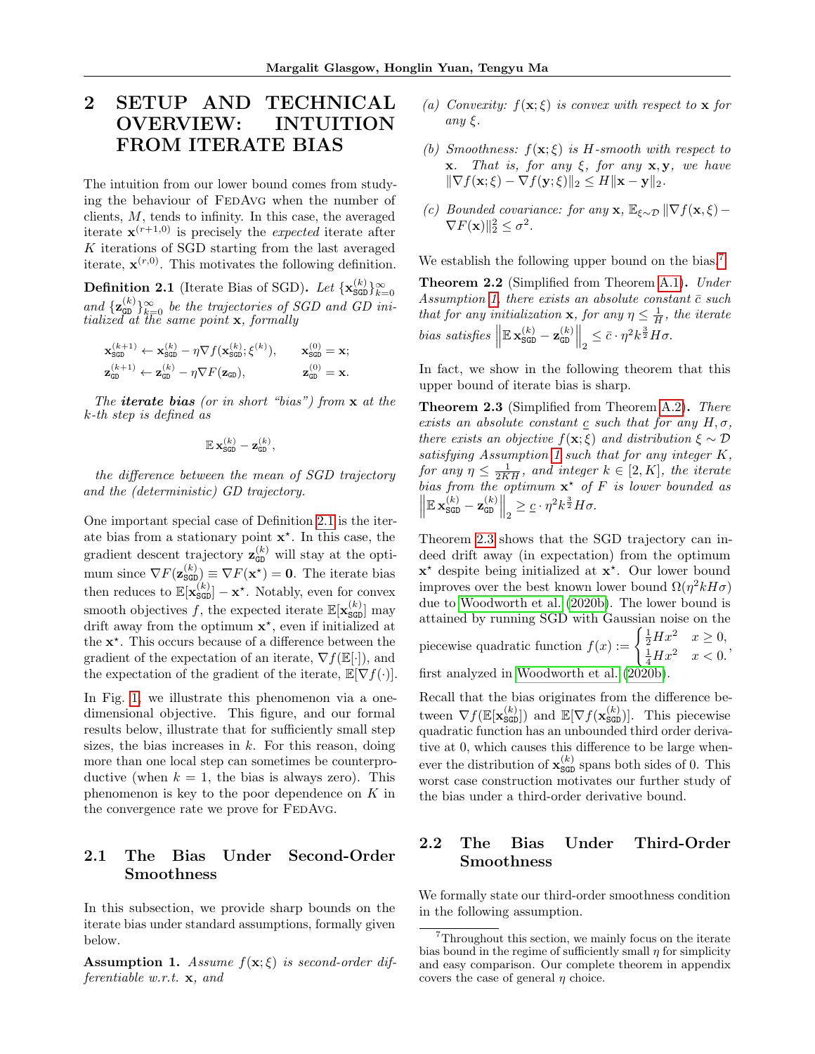## 2 SETUP AND TECHNICAL OVERVIEW: INTUITION FROM ITERATE BIAS

The intuition from our lower bound comes from studying the behaviour of FedAvg when the number of clients, $M$, tends to infinity. In this case, the averaged iterate $\mathbf{x}^{(r+1,0)}$ is precisely the *expected* iterate after $K$ iterations of SGD starting from the last averaged iterate, $\mathbf{x}^{(r,0)}$. This motivates the following definition.

**Definition 2.1** (Iterate Bias of SGD)**.** *Let $\{\mathbf{x}_{\texttt{SGD}}^{(k)}\}_{k=0}^{\infty}$ and $\{\mathbf{z}_{\texttt{GD}}^{(k)}\}_{k=0}^{\infty}$ be the trajectories of SGD and GD initialized at the same point $\mathbf{x}$, formally*

$$\mathbf{x}_{\texttt{SGD}}^{(k+1)} \leftarrow \mathbf{x}_{\texttt{SGD}}^{(k)} - \eta \nabla f(\mathbf{x}_{\texttt{SGD}}^{(k)}; \xi^{(k)}), \qquad \mathbf{x}_{\texttt{SGD}}^{(0)} = \mathbf{x};$$
$$\mathbf{z}_{\texttt{GD}}^{(k+1)} \leftarrow \mathbf{z}_{\texttt{GD}}^{(k)} - \eta \nabla F(\mathbf{z}_{\texttt{GD}}), \qquad \mathbf{z}_{\texttt{GD}}^{(0)} = \mathbf{x}.$$

*The **iterate bias** (or in short "bias") from $\mathbf{x}$ at the $k$-th step is defined as*

$$\mathbb{E}\, \mathbf{x}_{\texttt{SGD}}^{(k)} - \mathbf{z}_{\texttt{GD}}^{(k)},$$

*the difference between the mean of SGD trajectory and the (deterministic) GD trajectory.*

One important special case of Definition 2.1 is the iterate bias from a stationary point $\mathbf{x}^\star$. In this case, the gradient descent trajectory $\mathbf{z}_{\texttt{GD}}^{(k)}$ will stay at the optimum since $\nabla F(\mathbf{z}_{\texttt{SGD}}^{(k)}) \equiv \nabla F(\mathbf{x}^\star) = \mathbf{0}$. The iterate bias then reduces to $\mathbb{E}[\mathbf{x}_{\texttt{SGD}}^{(k)}] - \mathbf{x}^\star$. Notably, even for convex smooth objectives $f$, the expected iterate $\mathbb{E}[\mathbf{x}_{\texttt{SGD}}^{(k)}]$ may drift away from the optimum $\mathbf{x}^\star$, even if initialized at the $\mathbf{x}^\star$. This occurs because of a difference between the gradient of the expectation of an iterate, $\nabla f(\mathbb{E}[\cdot])$, and the expectation of the gradient of the iterate, $\mathbb{E}[\nabla f(\cdot)]$.

In Fig. 1, we illustrate this phenomenon via a one-dimensional objective. This figure, and our formal results below, illustrate that for sufficiently small step sizes, the bias increases in $k$. For this reason, doing more than one local step can sometimes be counterproductive (when $k = 1$, the bias is always zero). This phenomenon is key to the poor dependence on $K$ in the convergence rate we prove for FedAvg.

### 2.1 The Bias Under Second-Order Smoothness

In this subsection, we provide sharp bounds on the iterate bias under standard assumptions, formally given below.

**Assumption 1.** *Assume $f(\mathbf{x}; \xi)$ is second-order differentiable w.r.t. $\mathbf{x}$, and*

*(a) Convexity: $f(\mathbf{x}; \xi)$ is convex with respect to $\mathbf{x}$ for any $\xi$.*

*(b) Smoothness: $f(\mathbf{x}; \xi)$ is $H$-smooth with respect to $\mathbf{x}$. That is, for any $\xi$, for any $\mathbf{x}, \mathbf{y}$, we have $\|\nabla f(\mathbf{x}; \xi) - \nabla f(\mathbf{y}; \xi)\|_2 \le H \|\mathbf{x} - \mathbf{y}\|_2$.*

*(c) Bounded covariance: for any $\mathbf{x}$, $\mathbb{E}_{\xi \sim \mathcal{D}} \|\nabla f(\mathbf{x}, \xi) - \nabla F(\mathbf{x})\|_2^2 \le \sigma^2$.*

We establish the following upper bound on the bias.[7]

**Theorem 2.2** (Simplified from Theorem A.1)**.** *Under Assumption 1, there exists an absolute constant $\bar{c}$ such that for any initialization $\mathbf{x}$, for any $\eta \le \frac{1}{H}$, the iterate bias satisfies $\left\| \mathbb{E}\, \mathbf{x}_{\texttt{SGD}}^{(k)} - \mathbf{z}_{\texttt{GD}}^{(k)} \right\|_2 \le \bar{c} \cdot \eta^2 k^{\frac{3}{2}} H \sigma$.*

In fact, we show in the following theorem that this upper bound of iterate bias is sharp.

**Theorem 2.3** (Simplified from Theorem A.2)**.** *There exists an absolute constant $\underline{c}$ such that for any $H, \sigma$, there exists an objective $f(\mathbf{x}; \xi)$ and distribution $\xi \sim \mathcal{D}$ satisfying Assumption 1 such that for any integer $K$, for any $\eta \le \frac{1}{2KH}$, and integer $k \in [2, K]$, the iterate bias from the optimum $\mathbf{x}^\star$ of $F$ is lower bounded as $\left\| \mathbb{E}\, \mathbf{x}_{\texttt{SGD}}^{(k)} - \mathbf{z}_{\texttt{GD}}^{(k)} \right\|_2 \ge \underline{c} \cdot \eta^2 k^{\frac{3}{2}} H \sigma$.*

Theorem 2.3 shows that the SGD trajectory can indeed drift away (in expectation) from the optimum $\mathbf{x}^\star$ despite being initialized at $\mathbf{x}^\star$. Our lower bound improves over the best known lower bound $\Omega(\eta^2 k H \sigma)$ due to Woodworth et al. (2020b). The lower bound is attained by running SGD with Gaussian noise on the piecewise quadratic function $f(x) := \begin{cases} \frac{1}{2} H x^2 & x \ge 0, \\ \frac{1}{4} H x^2 & x < 0. \end{cases}$, first analyzed in Woodworth et al. (2020b).

Recall that the bias originates from the difference between $\nabla f(\mathbb{E}[\mathbf{x}_{\texttt{SGD}}^{(k)}])$ and $\mathbb{E}[\nabla f(\mathbf{x}_{\texttt{SGD}}^{(k)})]$. This piecewise quadratic function has an unbounded third order derivative at 0, which causes this difference to be large whenever the distribution of $\mathbf{x}_{\texttt{SGD}}^{(k)}$ spans both sides of 0. This worst case construction motivates our further study of the bias under a third-order derivative bound.

### 2.2 The Bias Under Third-Order Smoothness

We formally state our third-order smoothness condition in the following assumption.

[7] Throughout this section, we mainly focus on the iterate bias bound in the regime of sufficiently small $\eta$ for simplicity and easy comparison. Our complete theorem in appendix covers the case of general $\eta$ choice.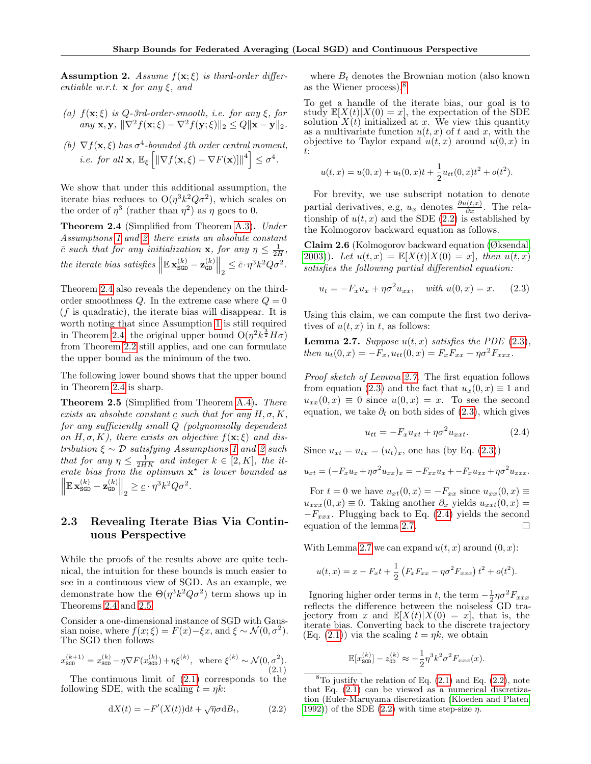**Assumption 2.** *Assume $f(\mathbf{x};\xi)$ is third-order differentiable w.r.t. $\mathbf{x}$ for any $\xi$, and*

*(a) $f(\mathbf{x};\xi)$ is $Q$-3rd-order-smooth, i.e. for any $\xi$, for any $\mathbf{x},\mathbf{y}$, $\|\nabla^2 f(\mathbf{x};\xi) - \nabla^2 f(\mathbf{y};\xi)\|_2 \le Q\|\mathbf{x}-\mathbf{y}\|_2$.*

*(b) $\nabla f(\mathbf{x},\xi)$ has $\sigma^4$-bounded 4th order central moment, i.e. for all $\mathbf{x}$, $\mathbb{E}_\xi\left[\|\nabla f(\mathbf{x},\xi) - \nabla F(\mathbf{x})\|^4\right] \le \sigma^4$.*

We show that under this additional assumption, the iterate bias reduces to $O(\eta^3 k^2 Q\sigma^2)$, which scales on the order of $\eta^3$ (rather than $\eta^2$) as $\eta$ goes to 0.

**Theorem 2.4** (Simplified from Theorem A.3)**.** *Under Assumptions 1 and 2, there exists an absolute constant $\bar{c}$ such that for any initialization $\mathbf{x}$, for any $\eta \le \frac{1}{2H}$, the iterate bias satisfies $\left\|\mathbb{E}\,\mathbf{x}_{\mathtt{SGD}}^{(k)} - \mathbf{z}_{\mathtt{GD}}^{(k)}\right\|_2 \le \bar{c}\cdot\eta^3 k^2 Q\sigma^2$.*

Theorem 2.4 also reveals the dependency on the third-order smoothness $Q$. In the extreme case where $Q=0$ ($f$ is quadratic), the iterate bias will disappear. It is worth noting that since Assumption 1 is still required in Theorem 2.4, the original upper bound $O(\eta^2 k^{\frac{3}{2}} H\sigma)$ from Theorem 2.2 still applies, and one can formulate the upper bound as the minimum of the two.

The following lower bound shows that the upper bound in Theorem 2.4 is sharp.

**Theorem 2.5** (Simplified from Theorem A.4)**.** *There exists an absolute constant $\underline{c}$ such that for any $H,\sigma,K$, for any sufficiently small $Q$ (polynomially dependent on $H,\sigma,K$), there exists an objective $f(\mathbf{x};\xi)$ and distribution $\xi\sim\mathcal{D}$ satisfying Assumptions 1 and 2 such that for any $\eta \le \frac{1}{2HK}$ and integer $k\in[2,K]$, the iterate bias from the optimum $\mathbf{x}^\star$ is lower bounded as $\left\|\mathbb{E}\,\mathbf{x}_{\mathtt{SGD}}^{(k)} - \mathbf{z}_{\mathtt{GD}}^{(k)}\right\|_2 \ge \underline{c}\cdot\eta^3 k^2 Q\sigma^2$.*

## 2.3 Revealing Iterate Bias Via Continuous Perspective

While the proofs of the results above are quite technical, the intuition for these bounds is much easier to see in a continuous view of SGD. As an example, we demonstrate how the $\Theta(\eta^3 k^2 Q\sigma^2)$ term shows up in Theorems 2.4 and 2.5.

Consider a one-dimensional instance of SGD with Gaussian noise, where $f(x;\xi) = F(x) - \xi x$, and $\xi\sim\mathcal{N}(0,\sigma^2)$. The SGD then follows

$$x_{\mathtt{SGD}}^{(k+1)} = x_{\mathtt{SGD}}^{(k)} - \eta\nabla F(x_{\mathtt{SGD}}^{(k)}) + \eta\xi^{(k)}, \quad \text{where } \xi^{(k)}\sim\mathcal{N}(0,\sigma^2). \tag{2.1}$$

The continuous limit of (2.1) corresponds to the following SDE, with the scaling $t=\eta k$:

$$\mathrm{d}X(t) = -F'(X(t))\mathrm{d}t + \sqrt{\eta}\sigma\mathrm{d}B_t, \tag{2.2}$$

where $B_t$ denotes the Brownian motion (also known as the Wiener process).[8]

To get a handle of the iterate bias, our goal is to study $\mathbb{E}[X(t)|X(0)=x]$, the expectation of the SDE solution $X(t)$ initialized at $x$. We view this quantity as a multivariate function $u(t,x)$ of $t$ and $x$, with the objective to Taylor expand $u(t,x)$ around $u(0,x)$ in $t$:

$$u(t,x) = u(0,x) + u_t(0,x)t + \frac{1}{2}u_{tt}(0,x)t^2 + o(t^2).$$

For brevity, we use subscript notation to denote partial derivatives, e.g, $u_x$ denotes $\frac{\partial u(t,x)}{\partial x}$. The relationship of $u(t,x)$ and the SDE (2.2) is established by the Kolmogorov backward equation as follows.

**Claim 2.6** (Kolmogorov backward equation (Øksendal, 2003))**.** *Let $u(t,x) = \mathbb{E}[X(t)|X(0)=x]$, then $u(t,x)$ satisfies the following partial differential equation:*

$$u_t = -F_x u_x + \eta\sigma^2 u_{xx}, \quad \textit{with } u(0,x) = x. \tag{2.3}$$

Using this claim, we can compute the first two derivatives of $u(t,x)$ in $t$, as follows:

**Lemma 2.7.** *Suppose $u(t,x)$ satisfies the PDE (2.3), then $u_t(0,x) = -F_x$, $u_{tt}(0,x) = F_xF_{xx} - \eta\sigma^2 F_{xxx}$.*

*Proof sketch of Lemma 2.7.* The first equation follows from equation (2.3) and the fact that $u_x(0,x)\equiv 1$ and $u_{xx}(0,x)\equiv 0$ since $u(0,x)=x$. To see the second equation, we take $\partial_t$ on both sides of (2.3), which gives

$$u_{tt} = -F_x u_{xt} + \eta\sigma^2 u_{xxt}. \tag{2.4}$$

Since $u_{xt} = u_{tx} = (u_t)_x$, one has (by Eq. (2.3))

$$u_{xt} = (-F_x u_x + \eta\sigma^2 u_{xx})_x = -F_{xx}u_x + -F_x u_{xx} + \eta\sigma^2 u_{xxx}.$$

For $t=0$ we have $u_{xt}(0,x) = -F_{xx}$ since $u_{xx}(0,x)\equiv u_{xxx}(0,x)\equiv 0$. Taking another $\partial_x$ yields $u_{xxt}(0,x) = -F_{xxx}$. Plugging back to Eq. (2.4) yields the second equation of the lemma 2.7. □

With Lemma 2.7 we can expand $u(t,x)$ around $(0,x)$:

$$u(t,x) = x - F_x t + \frac{1}{2}\left(F_xF_{xx} - \eta\sigma^2 F_{xxx}\right)t^2 + o(t^2).$$

Ignoring higher order terms in $t$, the term $-\frac{1}{2}\eta\sigma^2 F_{xxx}$ reflects the difference between the noiseless GD trajectory from $x$ and $\mathbb{E}[X(t)|X(0)=x]$, that is, the iterate bias. Converting back to the discrete trajectory (Eq. (2.1)) via the scaling $t=\eta k$, we obtain

$$\mathbb{E}[x_{\mathtt{SGD}}^{(k)}] - z_{\mathtt{GD}}^{(k)} \approx -\frac{1}{2}\eta^3 k^2\sigma^2 F_{xxx}(x).$$

[8] To justify the relation of Eq. (2.1) and Eq. (2.2), note that Eq. (2.1) can be viewed as a numerical discretization (Euler-Maruyama discretization (Kloeden and Platen, 1992)) of the SDE (2.2) with time step-size $\eta$.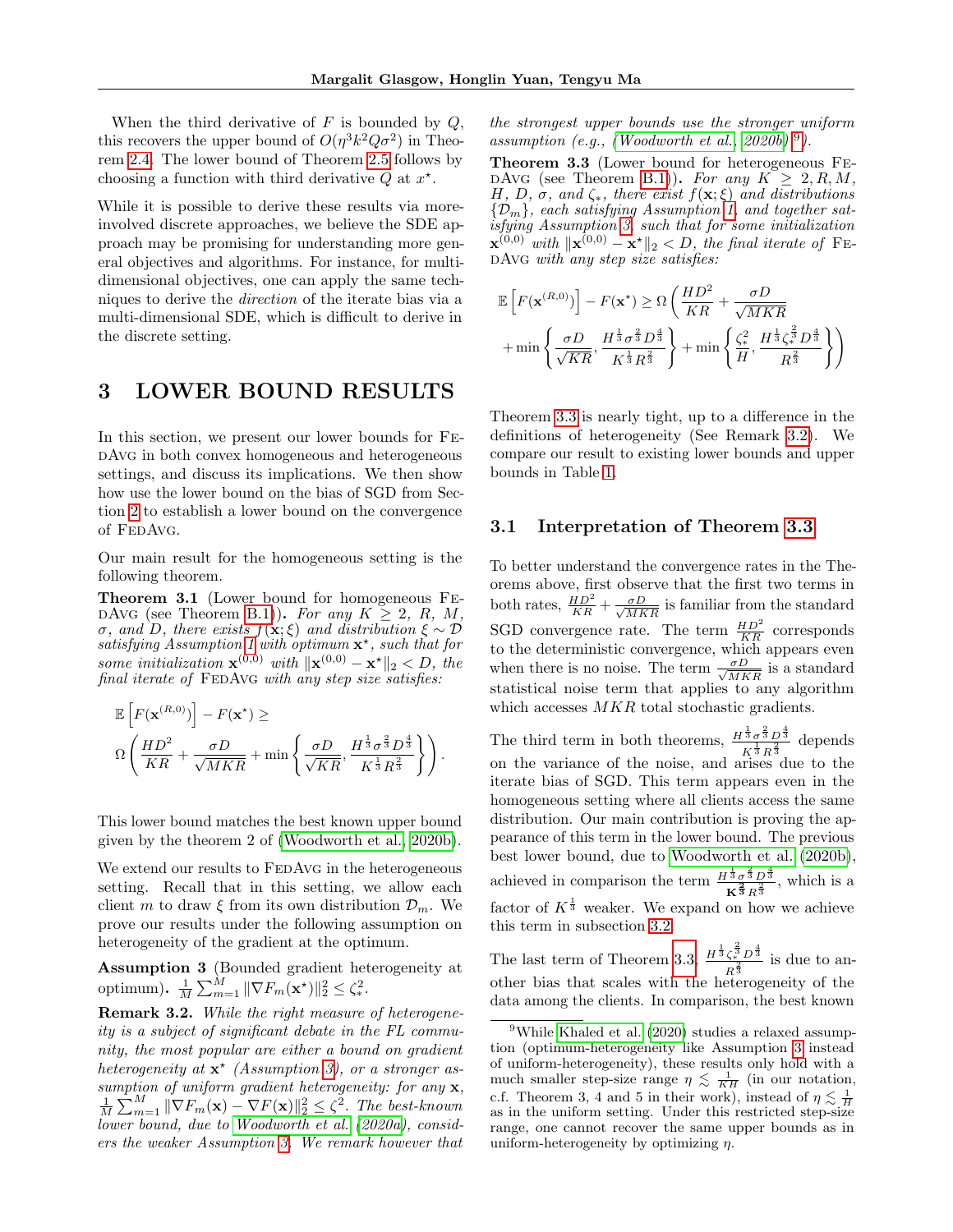When the third derivative of $F$ is bounded by $Q$, this recovers the upper bound of $O(\eta^3 k^2 Q\sigma^2)$ in Theorem 2.4. The lower bound of Theorem 2.5 follows by choosing a function with third derivative $Q$ at $x^\star$.

While it is possible to derive these results via more-involved discrete approaches, we believe the SDE approach may be promising for understanding more general objectives and algorithms. For instance, for multi-dimensional objectives, one can apply the same techniques to derive the *direction* of the iterate bias via a multi-dimensional SDE, which is difficult to derive in the discrete setting.

# 3 LOWER BOUND RESULTS

In this section, we present our lower bounds for FedAvg in both convex homogeneous and heterogeneous settings, and discuss its implications. We then show how use the lower bound on the bias of SGD from Section 2 to establish a lower bound on the convergence of FedAvg.

Our main result for the homogeneous setting is the following theorem.

**Theorem 3.1** (Lower bound for homogeneous FedAvg (see Theorem B.1)). *For any $K \geq 2$, $R$, $M$, $\sigma$, and $D$, there exists $f(\mathbf{x};\xi)$ and distribution $\xi \sim \mathcal{D}$ satisfying Assumption 1 with optimum $\mathbf{x}^\star$, such that for some initialization $\mathbf{x}^{(0,0)}$ with $\|\mathbf{x}^{(0,0)} - \mathbf{x}^\star\|_2 < D$, the final iterate of FedAvg with any step size satisfies:*

$$\mathbb{E}\left[F(\mathbf{x}^{(R,0)})\right] - F(\mathbf{x}^\star) \geq \Omega\left(\frac{HD^2}{KR} + \frac{\sigma D}{\sqrt{MKR}} + \min\left\{\frac{\sigma D}{\sqrt{KR}}, \frac{H^{\frac{1}{3}}\sigma^{\frac{2}{3}}D^{\frac{4}{3}}}{K^{\frac{1}{3}}R^{\frac{2}{3}}}\right\}\right).$$

This lower bound matches the best known upper bound given by the theorem 2 of (Woodworth et al., 2020b).

We extend our results to FedAvg in the heterogeneous setting. Recall that in this setting, we allow each client $m$ to draw $\xi$ from its own distribution $\mathcal{D}_m$. We prove our results under the following assumption on heterogeneity of the gradient at the optimum.

**Assumption 3** (Bounded gradient heterogeneity at optimum). $\frac{1}{M}\sum_{m=1}^{M}\|\nabla F_m(\mathbf{x}^\star)\|_2^2 \leq \zeta_*^2$.

**Remark 3.2.** *While the right measure of heterogeneity is a subject of significant debate in the FL community, the most popular are either a bound on gradient heterogeneity at $\mathbf{x}^\star$ (Assumption 3), or a stronger assumption of uniform gradient heterogeneity: for any $\mathbf{x}$, $\frac{1}{M}\sum_{m=1}^{M}\|\nabla F_m(\mathbf{x}) - \nabla F(\mathbf{x})\|_2^2 \leq \zeta^2$. The best-known lower bound, due to Woodworth et al. (2020a), considers the weaker Assumption 3. We remark however that the strongest upper bounds use the stronger uniform assumption (e.g., (Woodworth et al., 2020b)*[9]*).*

**Theorem 3.3** (Lower bound for heterogeneous FedAvg (see Theorem B.1)). *For any $K \geq 2, R, M$, $H$, $D$, $\sigma$, and $\zeta_*$, there exist $f(\mathbf{x};\xi)$ and distributions $\{\mathcal{D}_m\}$, each satisfying Assumption 1, and together satisfying Assumption 3, such that for some initialization $\mathbf{x}^{(0,0)}$ with $\|\mathbf{x}^{(0,0)} - \mathbf{x}^\star\|_2 < D$, the final iterate of FedAvg with any step size satisfies:*

$$\mathbb{E}\left[F(\mathbf{x}^{(R,0)})\right] - F(\mathbf{x}^\star) \geq \Omega\Bigg(\frac{HD^2}{KR} + \frac{\sigma D}{\sqrt{MKR}} + \min\left\{\frac{\sigma D}{\sqrt{KR}}, \frac{H^{\frac{1}{3}}\sigma^{\frac{2}{3}}D^{\frac{4}{3}}}{K^{\frac{1}{3}}R^{\frac{2}{3}}}\right\} + \min\left\{\frac{\zeta_*^2}{H}, \frac{H^{\frac{1}{3}}\zeta_*^{\frac{2}{3}}D^{\frac{4}{3}}}{R^{\frac{2}{3}}}\right\}\Bigg)$$

Theorem 3.3 is nearly tight, up to a difference in the definitions of heterogeneity (See Remark 3.2). We compare our result to existing lower bounds and upper bounds in Table 1.

## 3.1 Interpretation of Theorem 3.3

To better understand the convergence rates in the Theorems above, first observe that the first two terms in both rates, $\frac{HD^2}{KR} + \frac{\sigma D}{\sqrt{MKR}}$ is familiar from the standard SGD convergence rate. The term $\frac{HD^2}{KR}$ corresponds to the deterministic convergence, which appears even when there is no noise. The term $\frac{\sigma D}{\sqrt{MKR}}$ is a standard statistical noise term that applies to any algorithm which accesses $MKR$ total stochastic gradients.

The third term in both theorems, $\frac{H^{\frac{1}{3}}\sigma^{\frac{2}{3}}D^{\frac{4}{3}}}{K^{\frac{1}{3}}R^{\frac{2}{3}}}$ depends on the variance of the noise, and arises due to the iterate bias of SGD. This term appears even in the homogeneous setting where all clients access the same distribution. Our main contribution is proving the appearance of this term in the lower bound. The previous best lower bound, due to Woodworth et al. (2020b), achieved in comparison the term $\frac{H^{\frac{1}{3}}\sigma^{\frac{2}{3}}D^{\frac{4}{3}}}{\mathbf{K}^{\frac{2}{3}}R^{\frac{2}{3}}}$, which is a factor of $K^{\frac{1}{3}}$ weaker. We expand on how we achieve this term in subsection 3.2.

The last term of Theorem 3.3, $\frac{H^{\frac{1}{3}}\zeta_*^{\frac{2}{3}}D^{\frac{4}{3}}}{R^{\frac{2}{3}}}$ is due to another bias that scales with the heterogeneity of the data among the clients. In comparison, the best known

[9] While Khaled et al. (2020) studies a relaxed assumption (optimum-heterogeneity like Assumption 3 instead of uniform-heterogeneity), these results only hold with a much smaller step-size range $\eta \lesssim \frac{1}{KH}$ (in our notation, c.f. Theorem 3, 4 and 5 in their work), instead of $\eta \lesssim \frac{1}{H}$ as in the uniform setting. Under this restricted step-size range, one cannot recover the same upper bounds as in uniform-heterogeneity by optimizing $\eta$.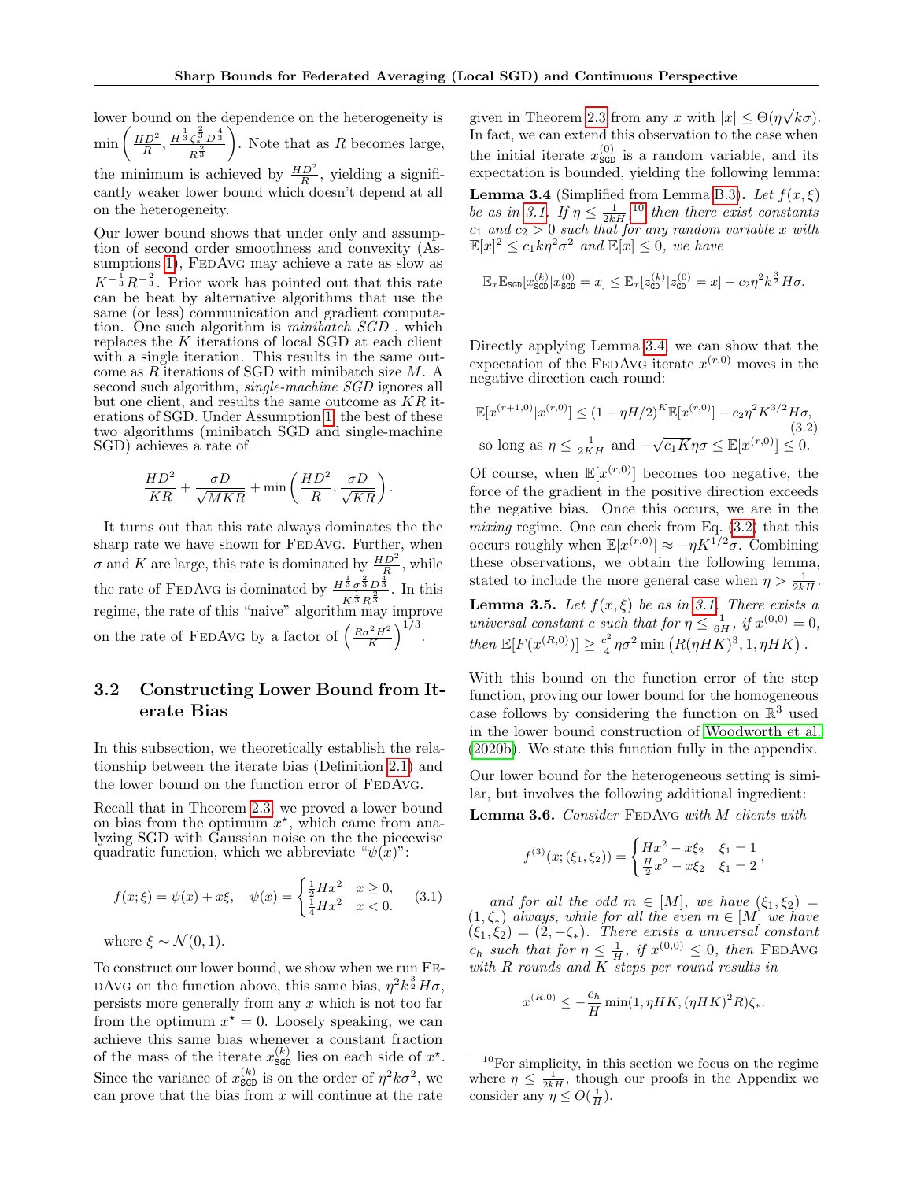lower bound on the dependence on the heterogeneity is $\min\left(\frac{HD^2}{R}, \frac{H^{\frac{1}{3}}\zeta_*^{\frac{2}{3}}D^{\frac{4}{3}}}{R^{\frac{2}{3}}}\right)$. Note that as $R$ becomes large, the minimum is achieved by $\frac{HD^2}{R}$, yielding a significantly weaker lower bound which doesn't depend at all on the heterogeneity.

Our lower bound shows that under only and assumption of second order smoothness and convexity (Assumptions 1), FedAvg may achieve a rate as slow as $K^{-\frac{1}{3}}R^{-\frac{2}{3}}$. Prior work has pointed out that this rate can be beat by alternative algorithms that use the same (or less) communication and gradient computation. One such algorithm is *minibatch SGD* , which replaces the $K$ iterations of local SGD at each client with a single iteration. This results in the same outcome as $R$ iterations of SGD with minibatch size $M$. A second such algorithm, *single-machine SGD* ignores all but one client, and results the same outcome as $KR$ iterations of SGD. Under Assumption 1, the best of these two algorithms (minibatch SGD and single-machine SGD) achieves a rate of

$$\frac{HD^2}{KR} + \frac{\sigma D}{\sqrt{MKR}} + \min\left(\frac{HD^2}{R}, \frac{\sigma D}{\sqrt{KR}}\right).$$

It turns out that this rate always dominates the the sharp rate we have shown for FedAvg. Further, when $\sigma$ and $K$ are large, this rate is dominated by $\frac{HD^2}{R}$, while the rate of FedAvg is dominated by $\frac{H^{\frac{1}{3}}\sigma^{\frac{2}{3}}D^{\frac{4}{3}}}{K^{\frac{1}{3}}R^{\frac{2}{3}}}$. In this regime, the rate of this "naive" algorithm may improve on the rate of FedAvg by a factor of $\left(\frac{R\sigma^2H^2}{K}\right)^{1/3}$.

## 3.2 Constructing Lower Bound from Iterate Bias

In this subsection, we theoretically establish the relationship between the iterate bias (Definition 2.1) and the lower bound on the function error of FedAvg.

Recall that in Theorem 2.3, we proved a lower bound on bias from the optimum $x^\star$, which came from analyzing SGD with Gaussian noise on the the piecewise quadratic function, which we abbreviate "$\psi(x)$":

$$f(x;\xi) = \psi(x) + x\xi, \quad \psi(x) = \begin{cases} \frac{1}{2}Hx^2 & x \geq 0, \\ \frac{1}{4}Hx^2 & x < 0. \end{cases} \tag{3.1}$$

where $\xi \sim \mathcal{N}(0,1)$.

To construct our lower bound, we show when we run FedAvg on the function above, this same bias, $\eta^2 k^{\frac{3}{2}} H\sigma$, persists more generally from any $x$ which is not too far from the optimum $x^\star = 0$. Loosely speaking, we can achieve this same bias whenever a constant fraction of the mass of the iterate $x^{(k)}_{\mathtt{SGD}}$ lies on each side of $x^\star$. Since the variance of $x^{(k)}_{\mathtt{SGD}}$ is on the order of $\eta^2 k\sigma^2$, we can prove that the bias from $x$ will continue at the rate given in Theorem 2.3 from any $x$ with $|x| \leq \Theta(\eta\sqrt{k}\sigma)$. In fact, we can extend this observation to the case when the initial iterate $x^{(0)}_{\mathtt{SGD}}$ is a random variable, and its expectation is bounded, yielding the following lemma:

**Lemma 3.4** (Simplified from Lemma B.3)**.** *Let $f(x,\xi)$ be as in 3.1. If $\eta \leq \frac{1}{2kH}$,[10] then there exist constants $c_1$ and $c_2 > 0$ such that for any random variable $x$ with $\mathbb{E}[x]^2 \leq c_1 k\eta^2\sigma^2$ and $\mathbb{E}[x] \leq 0$, we have*

$$\mathbb{E}_x\mathbb{E}_{\mathtt{SGD}}[x^{(k)}_{\mathtt{SGD}} | x^{(0)}_{\mathtt{SGD}} = x] \leq \mathbb{E}_x[z^{(k)}_{\mathtt{GD}} | z^{(0)}_{\mathtt{GD}} = x] - c_2\eta^2 k^{\frac{3}{2}} H\sigma.$$

Directly applying Lemma 3.4, we can show that the expectation of the FedAvg iterate $x^{(r,0)}$ moves in the negative direction each round:

$$\mathbb{E}[x^{(r+1,0)}|x^{(r,0)}] \leq (1-\eta H/2)^K \mathbb{E}[x^{(r,0)}] - c_2\eta^2 K^{3/2} H\sigma, \tag{3.2}$$
$$\text{so long as } \eta \leq \tfrac{1}{2KH} \text{ and } -\sqrt{c_1 K}\eta\sigma \leq \mathbb{E}[x^{(r,0)}] \leq 0.$$

Of course, when $\mathbb{E}[x^{(r,0)}]$ becomes too negative, the force of the gradient in the positive direction exceeds the negative bias. Once this occurs, we are in the *mixing* regime. One can check from Eq. (3.2) that this occurs roughly when $\mathbb{E}[x^{(r,0)}] \approx -\eta K^{1/2}\sigma$. Combining these observations, we obtain the following lemma, stated to include the more general case when $\eta > \frac{1}{2kH}$.

**Lemma 3.5.** *Let $f(x,\xi)$ be as in 3.1. There exists a universal constant $c$ such that for $\eta \leq \frac{1}{6H}$, if $x^{(0,0)} = 0$, then $\mathbb{E}[F(x^{(R,0)})] \geq \frac{c^2}{4}\eta\sigma^2 \min\left(R(\eta HK)^3, 1, \eta HK\right)$.*

With this bound on the function error of the step function, proving our lower bound for the homogeneous case follows by considering the function on $\mathbb{R}^3$ used in the lower bound construction of Woodworth et al. (2020b). We state this function fully in the appendix.

Our lower bound for the heterogeneous setting is similar, but involves the following additional ingredient:

**Lemma 3.6.** *Consider FedAvg with $M$ clients with*

$$f^{(3)}(x;(\xi_1,\xi_2)) = \begin{cases} Hx^2 - x\xi_2 & \xi_1 = 1 \\ \frac{H}{2}x^2 - x\xi_2 & \xi_1 = 2 \end{cases},$$

*and for all the odd $m \in [M]$, we have $(\xi_1,\xi_2) = (1,\zeta_*)$ always, while for all the even $m \in [M]$ we have $(\xi_1,\xi_2) = (2,-\zeta_*)$. There exists a universal constant $c_h$ such that for $\eta \leq \frac{1}{H}$, if $x^{(0,0)} \leq 0$, then FedAvg with $R$ rounds and $K$ steps per round results in*

$$x^{(R,0)} \leq -\frac{c_h}{H}\min(1, \eta HK, (\eta HK)^2 R)\zeta_*.$$

[10] For simplicity, in this section we focus on the regime where $\eta \leq \frac{1}{2kH}$, though our proofs in the Appendix we consider any $\eta \leq O(\frac{1}{H})$.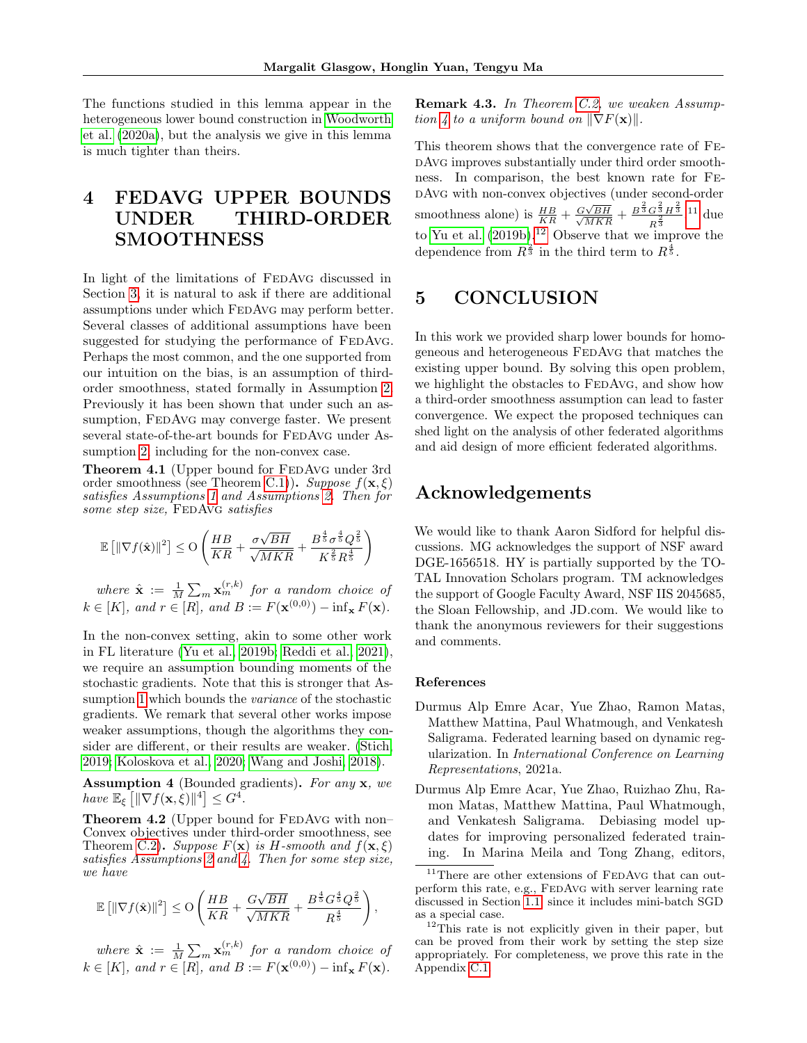The functions studied in this lemma appear in the heterogeneous lower bound construction in Woodworth et al. (2020a), but the analysis we give in this lemma is much tighter than theirs.

# 4 FEDAVG UPPER BOUNDS UNDER THIRD-ORDER SMOOTHNESS

In light of the limitations of FedAvg discussed in Section 3, it is natural to ask if there are additional assumptions under which FedAvg may perform better. Several classes of additional assumptions have been suggested for studying the performance of FedAvg. Perhaps the most common, and the one supported from our intuition on the bias, is an assumption of third-order smoothness, stated formally in Assumption 2. Previously it has been shown that under such an assumption, FedAvg may converge faster. We present several state-of-the-art bounds for FedAvg under Assumption 2, including for the non-convex case.

**Theorem 4.1** (Upper bound for FedAvg under 3rd order smoothness (see Theorem C.1)). *Suppose $f(\mathbf{x}, \xi)$ satisfies Assumptions 1 and Assumptions 2. Then for some step size,* FedAvg *satisfies*

$$\mathbb{E}\left[\|\nabla f(\hat{\mathbf{x}})\|^2\right] \leq \mathrm{O}\left(\frac{HB}{KR} + \frac{\sigma\sqrt{BH}}{\sqrt{MKR}} + \frac{B^{\frac{4}{5}}\sigma^{\frac{4}{5}}Q^{\frac{2}{5}}}{K^{\frac{2}{5}}R^{\frac{4}{5}}}\right)$$

*where $\hat{\mathbf{x}} := \frac{1}{M}\sum_m \mathbf{x}_m^{(r,k)}$ for a random choice of $k \in [K]$, and $r \in [R]$, and $B := F(\mathbf{x}^{(0,0)}) - \inf_{\mathbf{x}} F(\mathbf{x})$.*

In the non-convex setting, akin to some other work in FL literature (Yu et al., 2019b; Reddi et al., 2021), we require an assumption bounding moments of the stochastic gradients. Note that this is stronger that Assumption 1 which bounds the *variance* of the stochastic gradients. We remark that several other works impose weaker assumptions, though the algorithms they consider are different, or their results are weaker. (Stich, 2019; Koloskova et al., 2020; Wang and Joshi, 2018).

**Assumption 4** (Bounded gradients). *For any $\mathbf{x}$, we have $\mathbb{E}_\xi\left[\|\nabla f(\mathbf{x}, \xi)\|^4\right] \leq G^4$.*

**Theorem 4.2** (Upper bound for FedAvg with non–Convex objectives under third-order smoothness, see Theorem C.2). *Suppose $F(\mathbf{x})$ is $H$-smooth and $f(\mathbf{x}, \xi)$ satisfies Assumptions 2 and 4. Then for some step size, we have*

$$\mathbb{E}\left[\|\nabla f(\hat{\mathbf{x}})\|^2\right] \leq \mathrm{O}\left(\frac{HB}{KR} + \frac{G\sqrt{BH}}{\sqrt{MKR}} + \frac{B^{\frac{4}{5}}G^{\frac{4}{5}}Q^{\frac{2}{5}}}{R^{\frac{4}{5}}}\right),$$

*where $\hat{\mathbf{x}} := \frac{1}{M}\sum_m \mathbf{x}_m^{(r,k)}$ for a random choice of $k \in [K]$, and $r \in [R]$, and $B := F(\mathbf{x}^{(0,0)}) - \inf_{\mathbf{x}} F(\mathbf{x})$.*

**Remark 4.3.** *In Theorem C.2, we weaken Assumption 4 to a uniform bound on $\|\nabla F(\mathbf{x})\|$.*

This theorem shows that the convergence rate of FedAvg improves substantially under third order smoothness. In comparison, the best known rate for FedAvg with non-convex objectives (under second-order smoothness alone) is $\frac{HB}{KR} + \frac{G\sqrt{BH}}{\sqrt{MKR}} + \frac{B^{\frac{2}{3}}G^{\frac{2}{3}}H^{\frac{2}{3}}}{R^{\frac{2}{3}}}$ [11] due to Yu et al. (2019b).[12] Observe that we improve the dependence from $R^{\frac{2}{3}}$ in the third term to $R^{\frac{4}{5}}$.

# 5 CONCLUSION

In this work we provided sharp lower bounds for homogeneous and heterogeneous FedAvg that matches the existing upper bound. By solving this open problem, we highlight the obstacles to FedAvg, and show how a third-order smoothness assumption can lead to faster convergence. We expect the proposed techniques can shed light on the analysis of other federated algorithms and aid design of more efficient federated algorithms.

# Acknowledgements

We would like to thank Aaron Sidford for helpful discussions. MG acknowledges the support of NSF award DGE-1656518. HY is partially supported by the TOTAL Innovation Scholars program. TM acknowledges the support of Google Faculty Award, NSF IIS 2045685, the Sloan Fellowship, and JD.com. We would like to thank the anonymous reviewers for their suggestions and comments.

### References

Durmus Alp Emre Acar, Yue Zhao, Ramon Matas, Matthew Mattina, Paul Whatmough, and Venkatesh Saligrama. Federated learning based on dynamic regularization. In *International Conference on Learning Representations*, 2021a.

Durmus Alp Emre Acar, Yue Zhao, Ruizhao Zhu, Ramon Matas, Matthew Mattina, Paul Whatmough, and Venkatesh Saligrama. Debiasing model updates for improving personalized federated training. In Marina Meila and Tong Zhang, editors,

[11] There are other extensions of FedAvg that can outperform this rate, e.g., FedAvg with server learning rate discussed in Section 1.1, since it includes mini-batch SGD as a special case.

[12] This rate is not explicitly given in their paper, but can be proved from their work by setting the step size appropriately. For completeness, we prove this rate in the Appendix C.1.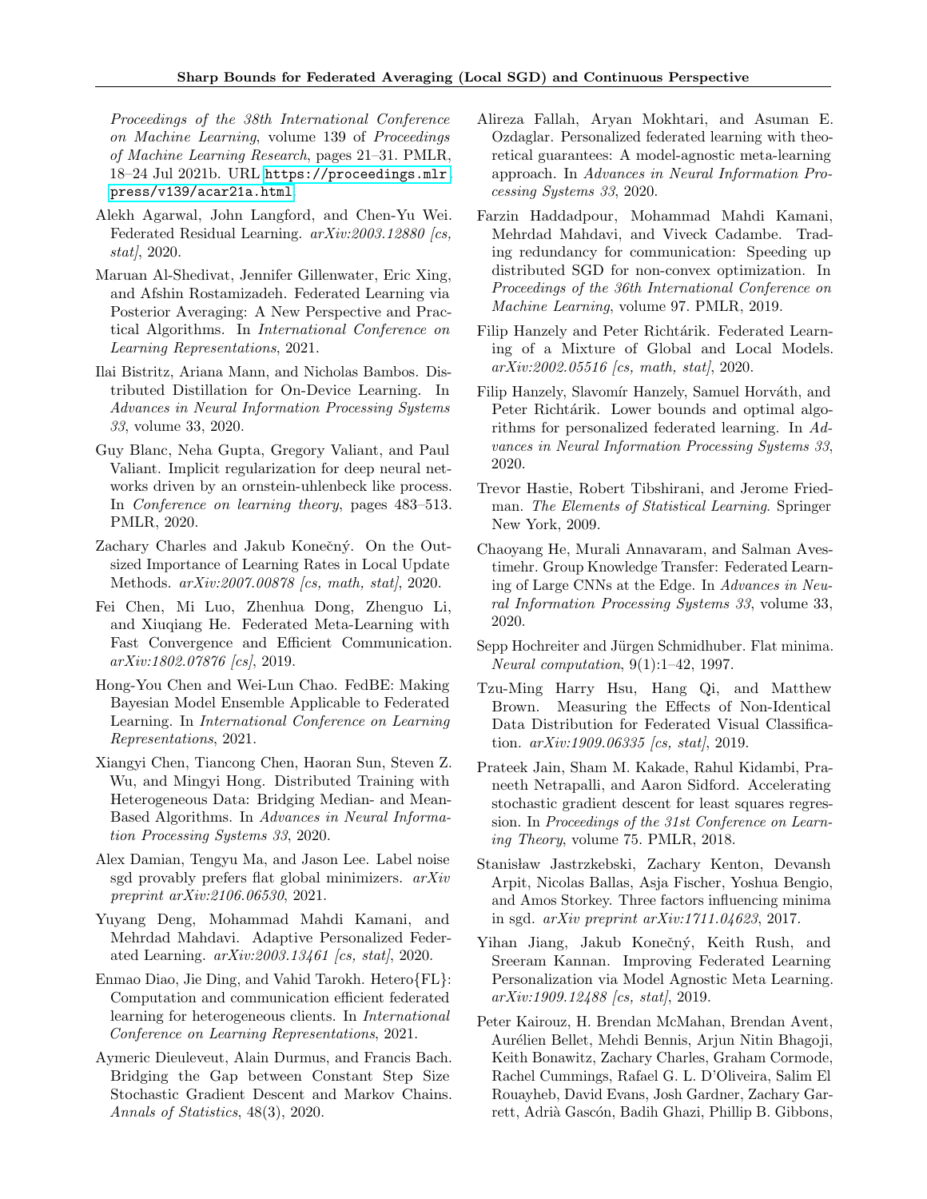*Proceedings of the 38th International Conference on Machine Learning*, volume 139 of *Proceedings of Machine Learning Research*, pages 21–31. PMLR, 18–24 Jul 2021b. URL https://proceedings.mlr.press/v139/acar21a.html.

Alekh Agarwal, John Langford, and Chen-Yu Wei. Federated Residual Learning. *arXiv:2003.12880 [cs, stat]*, 2020.

Maruan Al-Shedivat, Jennifer Gillenwater, Eric Xing, and Afshin Rostamizadeh. Federated Learning via Posterior Averaging: A New Perspective and Practical Algorithms. In *International Conference on Learning Representations*, 2021.

Ilai Bistritz, Ariana Mann, and Nicholas Bambos. Distributed Distillation for On-Device Learning. In *Advances in Neural Information Processing Systems 33*, volume 33, 2020.

Guy Blanc, Neha Gupta, Gregory Valiant, and Paul Valiant. Implicit regularization for deep neural networks driven by an ornstein-uhlenbeck like process. In *Conference on learning theory*, pages 483–513. PMLR, 2020.

Zachary Charles and Jakub Konečný. On the Outsized Importance of Learning Rates in Local Update Methods. *arXiv:2007.00878 [cs, math, stat]*, 2020.

Fei Chen, Mi Luo, Zhenhua Dong, Zhenguo Li, and Xiuqiang He. Federated Meta-Learning with Fast Convergence and Efficient Communication. *arXiv:1802.07876 [cs]*, 2019.

Hong-You Chen and Wei-Lun Chao. FedBE: Making Bayesian Model Ensemble Applicable to Federated Learning. In *International Conference on Learning Representations*, 2021.

Xiangyi Chen, Tiancong Chen, Haoran Sun, Steven Z. Wu, and Mingyi Hong. Distributed Training with Heterogeneous Data: Bridging Median- and Mean-Based Algorithms. In *Advances in Neural Information Processing Systems 33*, 2020.

Alex Damian, Tengyu Ma, and Jason Lee. Label noise sgd provably prefers flat global minimizers. *arXiv preprint arXiv:2106.06530*, 2021.

Yuyang Deng, Mohammad Mahdi Kamani, and Mehrdad Mahdavi. Adaptive Personalized Federated Learning. *arXiv:2003.13461 [cs, stat]*, 2020.

Enmao Diao, Jie Ding, and Vahid Tarokh. Hetero{FL}: Computation and communication efficient federated learning for heterogeneous clients. In *International Conference on Learning Representations*, 2021.

Aymeric Dieuleveut, Alain Durmus, and Francis Bach. Bridging the Gap between Constant Step Size Stochastic Gradient Descent and Markov Chains. *Annals of Statistics*, 48(3), 2020.

Alireza Fallah, Aryan Mokhtari, and Asuman E. Ozdaglar. Personalized federated learning with theoretical guarantees: A model-agnostic meta-learning approach. In *Advances in Neural Information Processing Systems 33*, 2020.

Farzin Haddadpour, Mohammad Mahdi Kamani, Mehrdad Mahdavi, and Viveck Cadambe. Trading redundancy for communication: Speeding up distributed SGD for non-convex optimization. In *Proceedings of the 36th International Conference on Machine Learning*, volume 97. PMLR, 2019.

Filip Hanzely and Peter Richtárik. Federated Learning of a Mixture of Global and Local Models. *arXiv:2002.05516 [cs, math, stat]*, 2020.

Filip Hanzely, Slavomír Hanzely, Samuel Horváth, and Peter Richtárik. Lower bounds and optimal algorithms for personalized federated learning. In *Advances in Neural Information Processing Systems 33*, 2020.

Trevor Hastie, Robert Tibshirani, and Jerome Friedman. *The Elements of Statistical Learning*. Springer New York, 2009.

Chaoyang He, Murali Annavaram, and Salman Avestimehr. Group Knowledge Transfer: Federated Learning of Large CNNs at the Edge. In *Advances in Neural Information Processing Systems 33*, volume 33, 2020.

Sepp Hochreiter and Jürgen Schmidhuber. Flat minima. *Neural computation*, 9(1):1–42, 1997.

Tzu-Ming Harry Hsu, Hang Qi, and Matthew Brown. Measuring the Effects of Non-Identical Data Distribution for Federated Visual Classification. *arXiv:1909.06335 [cs, stat]*, 2019.

Prateek Jain, Sham M. Kakade, Rahul Kidambi, Praneeth Netrapalli, and Aaron Sidford. Accelerating stochastic gradient descent for least squares regression. In *Proceedings of the 31st Conference on Learning Theory*, volume 75. PMLR, 2018.

Stanisław Jastrzkebski, Zachary Kenton, Devansh Arpit, Nicolas Ballas, Asja Fischer, Yoshua Bengio, and Amos Storkey. Three factors influencing minima in sgd. *arXiv preprint arXiv:1711.04623*, 2017.

Yihan Jiang, Jakub Konečný, Keith Rush, and Sreeram Kannan. Improving Federated Learning Personalization via Model Agnostic Meta Learning. *arXiv:1909.12488 [cs, stat]*, 2019.

Peter Kairouz, H. Brendan McMahan, Brendan Avent, Aurélien Bellet, Mehdi Bennis, Arjun Nitin Bhagoji, Keith Bonawitz, Zachary Charles, Graham Cormode, Rachel Cummings, Rafael G. L. D'Oliveira, Salim El Rouayheb, David Evans, Josh Gardner, Zachary Garrett, Adrià Gascón, Badih Ghazi, Phillip B. Gibbons,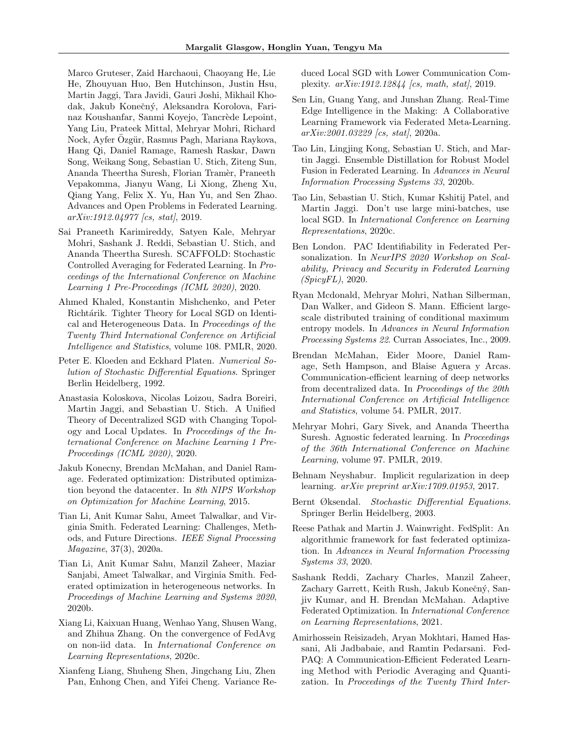Marco Gruteser, Zaid Harchaoui, Chaoyang He, Lie He, Zhouyuan Huo, Ben Hutchinson, Justin Hsu, Martin Jaggi, Tara Javidi, Gauri Joshi, Mikhail Khodak, Jakub Konečný, Aleksandra Korolova, Farinaz Koushanfar, Sanmi Koyejo, Tancrède Lepoint, Yang Liu, Prateek Mittal, Mehryar Mohri, Richard Nock, Ayfer Özgür, Rasmus Pagh, Mariana Raykova, Hang Qi, Daniel Ramage, Ramesh Raskar, Dawn Song, Weikang Song, Sebastian U. Stich, Ziteng Sun, Ananda Theertha Suresh, Florian Tramèr, Praneeth Vepakomma, Jianyu Wang, Li Xiong, Zheng Xu, Qiang Yang, Felix X. Yu, Han Yu, and Sen Zhao. Advances and Open Problems in Federated Learning. *arXiv:1912.04977 [cs, stat]*, 2019.

Sai Praneeth Karimireddy, Satyen Kale, Mehryar Mohri, Sashank J. Reddi, Sebastian U. Stich, and Ananda Theertha Suresh. SCAFFOLD: Stochastic Controlled Averaging for Federated Learning. In *Proceedings of the International Conference on Machine Learning 1 Pre-Proceedings (ICML 2020)*, 2020.

Ahmed Khaled, Konstantin Mishchenko, and Peter Richtárik. Tighter Theory for Local SGD on Identical and Heterogeneous Data. In *Proceedings of the Twenty Third International Conference on Artificial Intelligence and Statistics*, volume 108. PMLR, 2020.

Peter E. Kloeden and Eckhard Platen. *Numerical Solution of Stochastic Differential Equations*. Springer Berlin Heidelberg, 1992.

Anastasia Koloskova, Nicolas Loizou, Sadra Boreiri, Martin Jaggi, and Sebastian U. Stich. A Unified Theory of Decentralized SGD with Changing Topology and Local Updates. In *Proceedings of the International Conference on Machine Learning 1 Pre-Proceedings (ICML 2020)*, 2020.

Jakub Konecny, Brendan McMahan, and Daniel Ramage. Federated optimization: Distributed optimization beyond the datacenter. In *8th NIPS Workshop on Optimization for Machine Learning*, 2015.

Tian Li, Anit Kumar Sahu, Ameet Talwalkar, and Virginia Smith. Federated Learning: Challenges, Methods, and Future Directions. *IEEE Signal Processing Magazine*, 37(3), 2020a.

Tian Li, Anit Kumar Sahu, Manzil Zaheer, Maziar Sanjabi, Ameet Talwalkar, and Virginia Smith. Federated optimization in heterogeneous networks. In *Proceedings of Machine Learning and Systems 2020*, 2020b.

Xiang Li, Kaixuan Huang, Wenhao Yang, Shusen Wang, and Zhihua Zhang. On the convergence of FedAvg on non-iid data. In *International Conference on Learning Representations*, 2020c.

Xianfeng Liang, Shuheng Shen, Jingchang Liu, Zhen Pan, Enhong Chen, and Yifei Cheng. Variance Reduced Local SGD with Lower Communication Complexity. *arXiv:1912.12844 [cs, math, stat]*, 2019.

Sen Lin, Guang Yang, and Junshan Zhang. Real-Time Edge Intelligence in the Making: A Collaborative Learning Framework via Federated Meta-Learning. *arXiv:2001.03229 [cs, stat]*, 2020a.

Tao Lin, Lingjing Kong, Sebastian U. Stich, and Martin Jaggi. Ensemble Distillation for Robust Model Fusion in Federated Learning. In *Advances in Neural Information Processing Systems 33*, 2020b.

Tao Lin, Sebastian U. Stich, Kumar Kshitij Patel, and Martin Jaggi. Don't use large mini-batches, use local SGD. In *International Conference on Learning Representations*, 2020c.

Ben London. PAC Identifiability in Federated Personalization. In *NeurIPS 2020 Workshop on Scalability, Privacy and Security in Federated Learning (SpicyFL)*, 2020.

Ryan Mcdonald, Mehryar Mohri, Nathan Silberman, Dan Walker, and Gideon S. Mann. Efficient large-scale distributed training of conditional maximum entropy models. In *Advances in Neural Information Processing Systems 22*. Curran Associates, Inc., 2009.

Brendan McMahan, Eider Moore, Daniel Ramage, Seth Hampson, and Blaise Aguera y Arcas. Communication-efficient learning of deep networks from decentralized data. In *Proceedings of the 20th International Conference on Artificial Intelligence and Statistics*, volume 54. PMLR, 2017.

Mehryar Mohri, Gary Sivek, and Ananda Theertha Suresh. Agnostic federated learning. In *Proceedings of the 36th International Conference on Machine Learning*, volume 97. PMLR, 2019.

Behnam Neyshabur. Implicit regularization in deep learning. *arXiv preprint arXiv:1709.01953*, 2017.

Bernt Øksendal. *Stochastic Differential Equations*. Springer Berlin Heidelberg, 2003.

Reese Pathak and Martin J. Wainwright. FedSplit: An algorithmic framework for fast federated optimization. In *Advances in Neural Information Processing Systems 33*, 2020.

Sashank Reddi, Zachary Charles, Manzil Zaheer, Zachary Garrett, Keith Rush, Jakub Konečný, Sanjiv Kumar, and H. Brendan McMahan. Adaptive Federated Optimization. In *International Conference on Learning Representations*, 2021.

Amirhossein Reisizadeh, Aryan Mokhtari, Hamed Hassani, Ali Jadbabaie, and Ramtin Pedarsani. FedPAQ: A Communication-Efficient Federated Learning Method with Periodic Averaging and Quantization. In *Proceedings of the Twenty Third Inter-*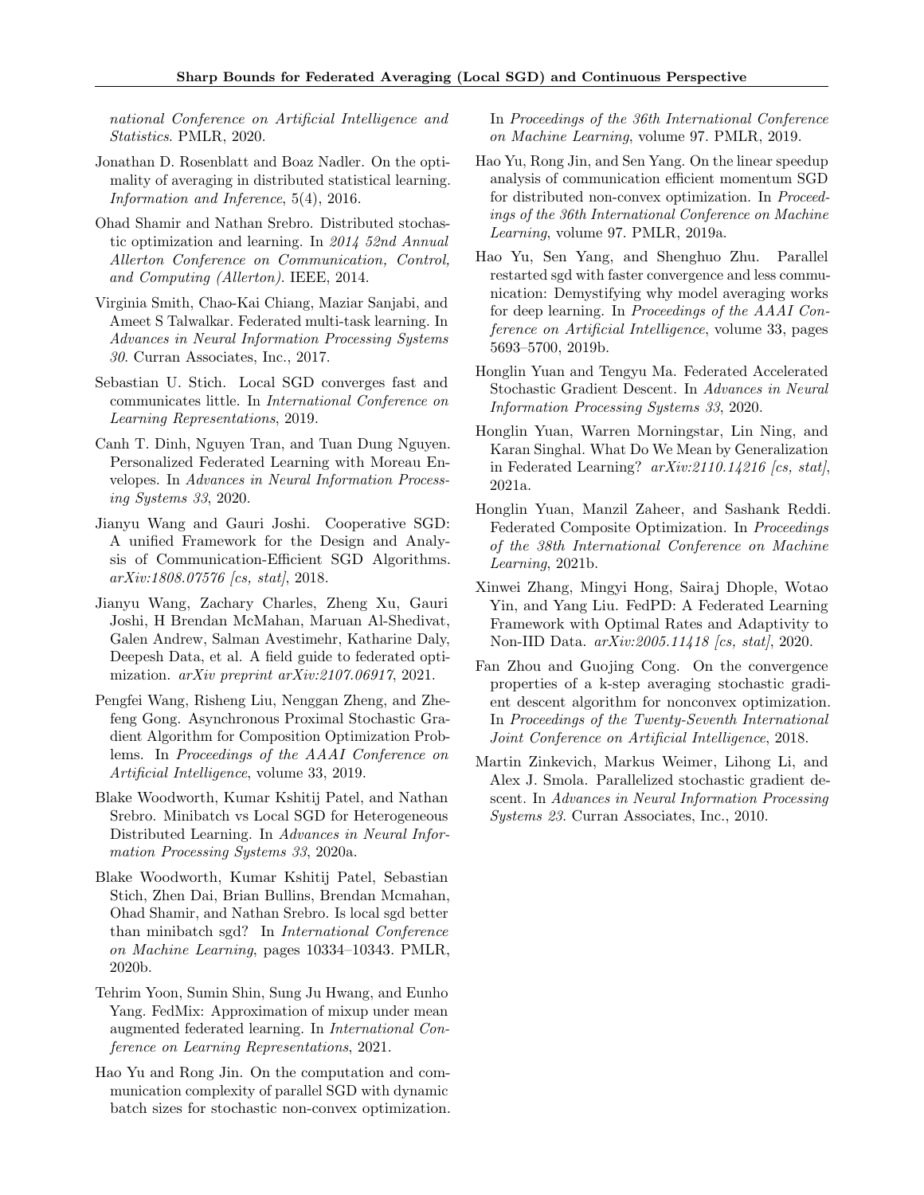*national Conference on Artificial Intelligence and Statistics*. PMLR, 2020.

Jonathan D. Rosenblatt and Boaz Nadler. On the optimality of averaging in distributed statistical learning. *Information and Inference*, 5(4), 2016.

Ohad Shamir and Nathan Srebro. Distributed stochastic optimization and learning. In *2014 52nd Annual Allerton Conference on Communication, Control, and Computing (Allerton)*. IEEE, 2014.

Virginia Smith, Chao-Kai Chiang, Maziar Sanjabi, and Ameet S Talwalkar. Federated multi-task learning. In *Advances in Neural Information Processing Systems 30*. Curran Associates, Inc., 2017.

Sebastian U. Stich. Local SGD converges fast and communicates little. In *International Conference on Learning Representations*, 2019.

Canh T. Dinh, Nguyen Tran, and Tuan Dung Nguyen. Personalized Federated Learning with Moreau Envelopes. In *Advances in Neural Information Processing Systems 33*, 2020.

Jianyu Wang and Gauri Joshi. Cooperative SGD: A unified Framework for the Design and Analysis of Communication-Efficient SGD Algorithms. *arXiv:1808.07576 [cs, stat]*, 2018.

Jianyu Wang, Zachary Charles, Zheng Xu, Gauri Joshi, H Brendan McMahan, Maruan Al-Shedivat, Galen Andrew, Salman Avestimehr, Katharine Daly, Deepesh Data, et al. A field guide to federated optimization. *arXiv preprint arXiv:2107.06917*, 2021.

Pengfei Wang, Risheng Liu, Nenggan Zheng, and Zhefeng Gong. Asynchronous Proximal Stochastic Gradient Algorithm for Composition Optimization Problems. In *Proceedings of the AAAI Conference on Artificial Intelligence*, volume 33, 2019.

Blake Woodworth, Kumar Kshitij Patel, and Nathan Srebro. Minibatch vs Local SGD for Heterogeneous Distributed Learning. In *Advances in Neural Information Processing Systems 33*, 2020a.

Blake Woodworth, Kumar Kshitij Patel, Sebastian Stich, Zhen Dai, Brian Bullins, Brendan Mcmahan, Ohad Shamir, and Nathan Srebro. Is local sgd better than minibatch sgd? In *International Conference on Machine Learning*, pages 10334–10343. PMLR, 2020b.

Tehrim Yoon, Sumin Shin, Sung Ju Hwang, and Eunho Yang. FedMix: Approximation of mixup under mean augmented federated learning. In *International Conference on Learning Representations*, 2021.

Hao Yu and Rong Jin. On the computation and communication complexity of parallel SGD with dynamic batch sizes for stochastic non-convex optimization. In *Proceedings of the 36th International Conference on Machine Learning*, volume 97. PMLR, 2019.

Hao Yu, Rong Jin, and Sen Yang. On the linear speedup analysis of communication efficient momentum SGD for distributed non-convex optimization. In *Proceedings of the 36th International Conference on Machine Learning*, volume 97. PMLR, 2019a.

Hao Yu, Sen Yang, and Shenghuo Zhu. Parallel restarted sgd with faster convergence and less communication: Demystifying why model averaging works for deep learning. In *Proceedings of the AAAI Conference on Artificial Intelligence*, volume 33, pages 5693–5700, 2019b.

Honglin Yuan and Tengyu Ma. Federated Accelerated Stochastic Gradient Descent. In *Advances in Neural Information Processing Systems 33*, 2020.

Honglin Yuan, Warren Morningstar, Lin Ning, and Karan Singhal. What Do We Mean by Generalization in Federated Learning? *arXiv:2110.14216 [cs, stat]*, 2021a.

Honglin Yuan, Manzil Zaheer, and Sashank Reddi. Federated Composite Optimization. In *Proceedings of the 38th International Conference on Machine Learning*, 2021b.

Xinwei Zhang, Mingyi Hong, Sairaj Dhople, Wotao Yin, and Yang Liu. FedPD: A Federated Learning Framework with Optimal Rates and Adaptivity to Non-IID Data. *arXiv:2005.11418 [cs, stat]*, 2020.

Fan Zhou and Guojing Cong. On the convergence properties of a k-step averaging stochastic gradient descent algorithm for nonconvex optimization. In *Proceedings of the Twenty-Seventh International Joint Conference on Artificial Intelligence*, 2018.

Martin Zinkevich, Markus Weimer, Lihong Li, and Alex J. Smola. Parallelized stochastic gradient descent. In *Advances in Neural Information Processing Systems 23*. Curran Associates, Inc., 2010.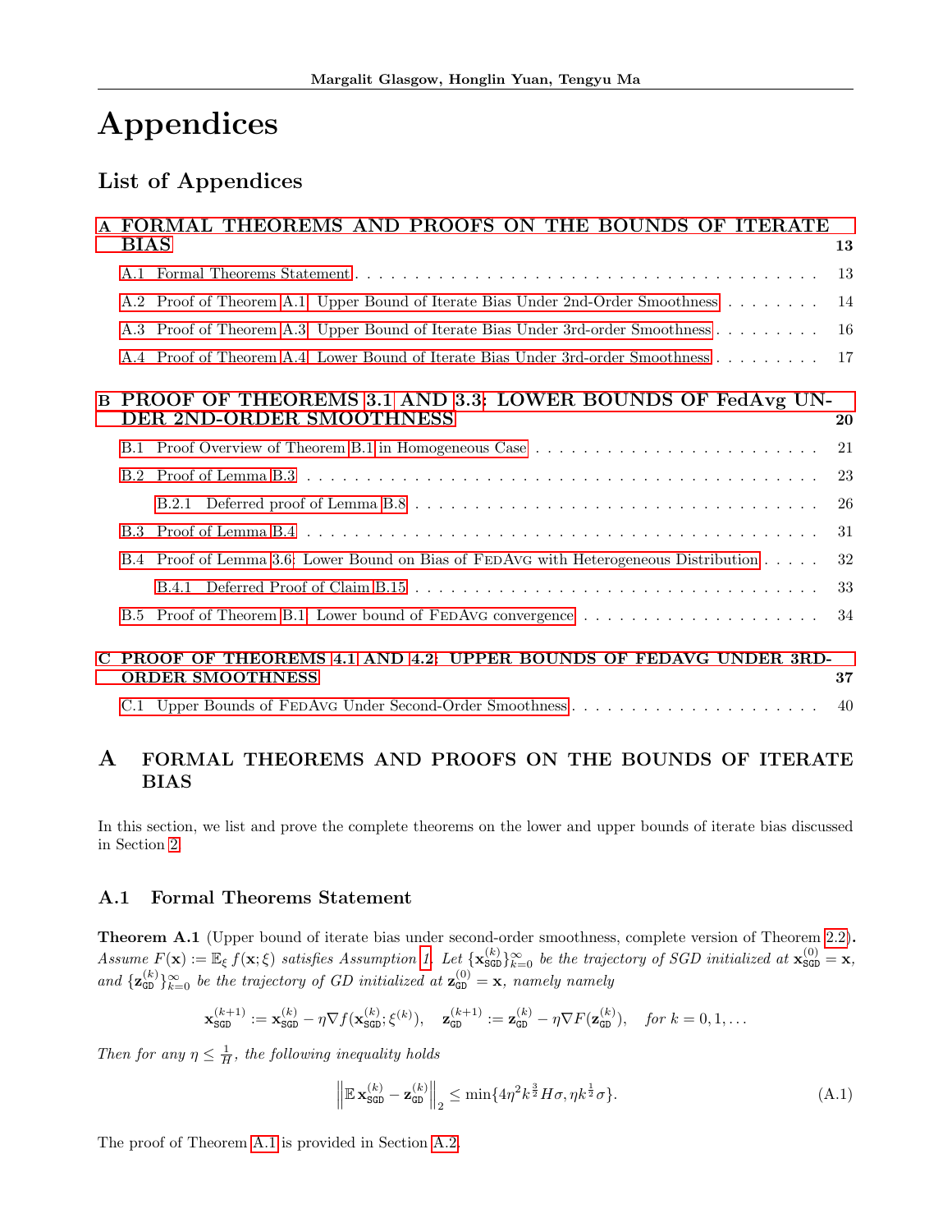# Appendices

## List of Appendices

**A FORMAL THEOREMS AND PROOFS ON THE BOUNDS OF ITERATE BIAS** — 13

- A.1 Formal Theorems Statement — 13
- A.2 Proof of Theorem A.1: Upper Bound of Iterate Bias Under 2nd-Order Smoothness — 14
- A.3 Proof of Theorem A.3: Upper Bound of Iterate Bias Under 3rd-order Smoothness — 16
- A.4 Proof of Theorem A.4: Lower Bound of Iterate Bias Under 3rd-order Smoothness — 17

**B PROOF OF THEOREMS 3.1 AND 3.3: LOWER BOUNDS OF FedAvg UNDER 2ND-ORDER SMOOTHNESS** — 20

- B.1 Proof Overview of Theorem B.1 in Homogeneous Case — 21
- B.2 Proof of Lemma B.3 — 23
  - B.2.1 Deferred proof of Lemma B.8 — 26
- B.3 Proof of Lemma B.4 — 31
- B.4 Proof of Lemma 3.6: Lower Bound on Bias of FedAvg with Heterogeneous Distribution — 32
  - B.4.1 Deferred Proof of Claim B.15 — 33
- B.5 Proof of Theorem B.1: Lower bound of FedAvg convergence — 34

**C PROOF OF THEOREMS 4.1 AND 4.2: UPPER BOUNDS OF FEDAVG UNDER 3RD-ORDER SMOOTHNESS** — 37

- C.1 Upper Bounds of FedAvg Under Second-Order Smoothness — 40

## A FORMAL THEOREMS AND PROOFS ON THE BOUNDS OF ITERATE BIAS

In this section, we list and prove the complete theorems on the lower and upper bounds of iterate bias discussed in Section 2.

### A.1 Formal Theorems Statement

**Theorem A.1** (Upper bound of iterate bias under second-order smoothness, complete version of Theorem 2.2)**.** *Assume $F(\mathbf{x}) := \mathbb{E}_{\xi} f(\mathbf{x}; \xi)$ satisfies Assumption 1. Let $\{\mathbf{x}_{\texttt{SGD}}^{(k)}\}_{k=0}^{\infty}$ be the trajectory of SGD initialized at $\mathbf{x}_{\texttt{SGD}}^{(0)} = \mathbf{x}$, and $\{\mathbf{z}_{\texttt{GD}}^{(k)}\}_{k=0}^{\infty}$ be the trajectory of GD initialized at $\mathbf{z}_{\texttt{GD}}^{(0)} = \mathbf{x}$, namely namely*

$$\mathbf{x}_{\texttt{SGD}}^{(k+1)} := \mathbf{x}_{\texttt{SGD}}^{(k)} - \eta \nabla f(\mathbf{x}_{\texttt{SGD}}^{(k)}; \xi^{(k)}), \quad \mathbf{z}_{\texttt{GD}}^{(k+1)} := \mathbf{z}_{\texttt{GD}}^{(k)} - \eta \nabla F(\mathbf{z}_{\texttt{GD}}^{(k)}), \quad \textit{for } k = 0, 1, \ldots$$

*Then for any $\eta \leq \frac{1}{H}$, the following inequality holds*

$$\left\| \mathbb{E}\, \mathbf{x}_{\texttt{SGD}}^{(k)} - \mathbf{z}_{\texttt{GD}}^{(k)} \right\|_2 \leq \min\{4\eta^2 k^{\frac{3}{2}} H \sigma, \eta k^{\frac{1}{2}} \sigma\}. \tag{A.1}$$

The proof of Theorem A.1 is provided in Section A.2.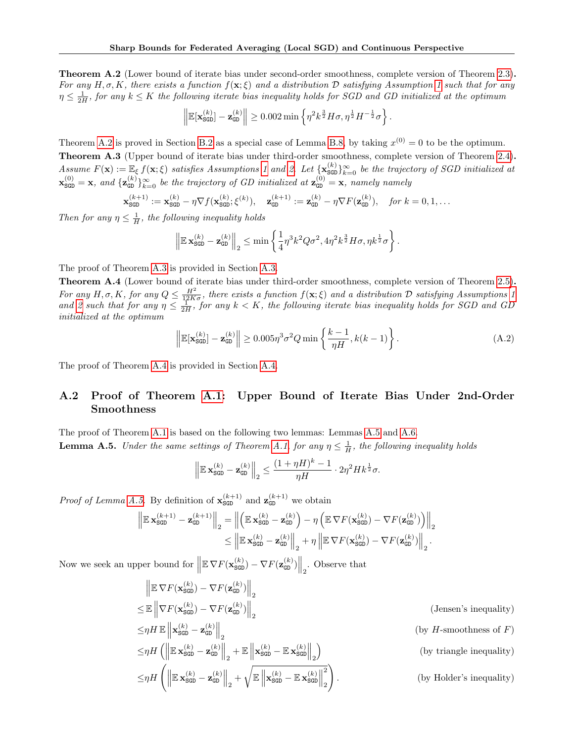**Theorem A.2** (Lower bound of iterate bias under second-order smoothness, complete version of Theorem 2.3)**.** *For any $H, \sigma, K$, there exists a function $f(\mathbf{x}; \xi)$ and a distribution $\mathcal{D}$ satisfying Assumption 1 such that for any $\eta \leq \frac{1}{2H}$, for any $k \leq K$ the following iterate bias inequality holds for SGD and GD initialized at the optimum*

$$\left\| \mathbb{E}[\mathbf{x}_{\mathtt{SGD}}^{(k)}] - \mathbf{z}_{\mathtt{GD}}^{(k)} \right\| \geq 0.002 \min \left\{ \eta^2 k^{\frac{3}{2}} H \sigma, \eta^{\frac{1}{2}} H^{-\frac{1}{2}} \sigma \right\}.$$

Theorem A.2 is proved in Section B.2 as a special case of Lemma B.8, by taking $x^{(0)} = 0$ to be the optimum.

**Theorem A.3** (Upper bound of iterate bias under third-order smoothness, complete version of Theorem 2.4)**.** *Assume $F(\mathbf{x}) := \mathbb{E}_{\xi} f(\mathbf{x}; \xi)$ satisfies Assumptions 1 and 2. Let $\{\mathbf{x}_{\mathtt{SGD}}^{(k)}\}_{k=0}^{\infty}$ be the trajectory of SGD initialized at $\mathbf{x}_{\mathtt{SGD}}^{(0)} = \mathbf{x}$, and $\{\mathbf{z}_{\mathtt{GD}}^{(k)}\}_{k=0}^{\infty}$ be the trajectory of GD initialized at $\mathbf{z}_{\mathtt{GD}}^{(0)} = \mathbf{x}$, namely namely*

$$\mathbf{x}_{\mathtt{SGD}}^{(k+1)} := \mathbf{x}_{\mathtt{SGD}}^{(k)} - \eta \nabla f(\mathbf{x}_{\mathtt{SGD}}^{(k)}; \xi^{(k)}), \quad \mathbf{z}_{\mathtt{GD}}^{(k+1)} := \mathbf{z}_{\mathtt{GD}}^{(k)} - \eta \nabla F(\mathbf{z}_{\mathtt{GD}}^{(k)}), \quad \text{for } k = 0, 1, \ldots$$

*Then for any $\eta \leq \frac{1}{H}$, the following inequality holds*

$$\left\| \mathbb{E}\, \mathbf{x}_{\mathtt{SGD}}^{(k)} - \mathbf{z}_{\mathtt{GD}}^{(k)} \right\|_2 \leq \min \left\{ \frac{1}{4} \eta^3 k^2 Q \sigma^2, 4 \eta^2 k^{\frac{3}{2}} H \sigma, \eta k^{\frac{1}{2}} \sigma \right\}.$$

The proof of Theorem A.3 is provided in Section A.3.

**Theorem A.4** (Lower bound of iterate bias under third-order smoothness, complete version of Theorem 2.5)**.** *For any $H, \sigma, K$, for any $Q \leq \frac{H^2}{12K\sigma}$, there exists a function $f(\mathbf{x}; \xi)$ and a distribution $\mathcal{D}$ satisfying Assumptions 1 and 2 such that for any $\eta \leq \frac{1}{2H}$, for any $k < K$, the following iterate bias inequality holds for SGD and GD initialized at the optimum*

$$\left\| \mathbb{E}[\mathbf{x}_{\mathtt{SGD}}^{(k)}] - \mathbf{z}_{\mathtt{GD}}^{(k)} \right\| \geq 0.005 \eta^3 \sigma^2 Q \min \left\{ \frac{k-1}{\eta H}, k(k-1) \right\}. \tag{A.2}$$

The proof of Theorem A.4 is provided in Section A.4.

## A.2 Proof of Theorem A.1: Upper Bound of Iterate Bias Under 2nd-Order Smoothness

The proof of Theorem A.1 is based on the following two lemmas: Lemmas A.5 and A.6.

**Lemma A.5.** *Under the same settings of Theorem A.1, for any $\eta \leq \frac{1}{H}$, the following inequality holds*

$$\left\| \mathbb{E}\, \mathbf{x}_{\mathtt{SGD}}^{(k)} - \mathbf{z}_{\mathtt{GD}}^{(k)} \right\|_2 \leq \frac{(1 + \eta H)^k - 1}{\eta H} \cdot 2 \eta^2 H k^{\frac{1}{2}} \sigma.$$

*Proof of Lemma A.5.* By definition of $\mathbf{x}_{\mathtt{SGD}}^{(k+1)}$ and $\mathbf{z}_{\mathtt{GD}}^{(k+1)}$ we obtain

$$\begin{aligned}
\left\| \mathbb{E}\, \mathbf{x}_{\mathtt{SGD}}^{(k+1)} - \mathbf{z}_{\mathtt{GD}}^{(k+1)} \right\|_2 &= \left\| \left( \mathbb{E}\, \mathbf{x}_{\mathtt{SGD}}^{(k)} - \mathbf{z}_{\mathtt{GD}}^{(k)} \right) - \eta \left( \mathbb{E} \nabla F(\mathbf{x}_{\mathtt{SGD}}^{(k)}) - \nabla F(\mathbf{z}_{\mathtt{GD}}^{(k)}) \right) \right\|_2 \\
&\leq \left\| \mathbb{E}\, \mathbf{x}_{\mathtt{SGD}}^{(k)} - \mathbf{z}_{\mathtt{GD}}^{(k)} \right\|_2 + \eta \left\| \mathbb{E} \nabla F(\mathbf{x}_{\mathtt{SGD}}^{(k)}) - \nabla F(\mathbf{z}_{\mathtt{GD}}^{(k)}) \right\|_2 .
\end{aligned}$$

Now we seek an upper bound for $\left\| \mathbb{E} \nabla F(\mathbf{x}_{\mathtt{SGD}}^{(k)}) - \nabla F(\mathbf{z}_{\mathtt{GD}}^{(k)}) \right\|_2$. Observe that

$$\begin{aligned}
& \left\| \mathbb{E} \nabla F(\mathbf{x}_{\mathtt{SGD}}^{(k)}) - \nabla F(\mathbf{z}_{\mathtt{GD}}^{(k)}) \right\|_2 \\
\leq & \mathbb{E} \left\| \nabla F(\mathbf{x}_{\mathtt{SGD}}^{(k)}) - \nabla F(\mathbf{z}_{\mathtt{GD}}^{(k)}) \right\|_2 && \text{(Jensen's inequality)} \\
\leq & \eta H\, \mathbb{E} \left\| \mathbf{x}_{\mathtt{SGD}}^{(k)} - \mathbf{z}_{\mathtt{GD}}^{(k)} \right\|_2 && \text{(by $H$-smoothness of $F$)} \\
\leq & \eta H \left( \left\| \mathbb{E}\, \mathbf{x}_{\mathtt{SGD}}^{(k)} - \mathbf{z}_{\mathtt{GD}}^{(k)} \right\|_2 + \mathbb{E} \left\| \mathbf{x}_{\mathtt{SGD}}^{(k)} - \mathbb{E}\, \mathbf{x}_{\mathtt{SGD}}^{(k)} \right\|_2 \right) && \text{(by triangle inequality)} \\
\leq & \eta H \left( \left\| \mathbb{E}\, \mathbf{x}_{\mathtt{SGD}}^{(k)} - \mathbf{z}_{\mathtt{GD}}^{(k)} \right\|_2 + \sqrt{\mathbb{E} \left\| \mathbf{x}_{\mathtt{SGD}}^{(k)} - \mathbb{E}\, \mathbf{x}_{\mathtt{SGD}}^{(k)} \right\|_2^2} \right). && \text{(by Holder's inequality)}
\end{aligned}$$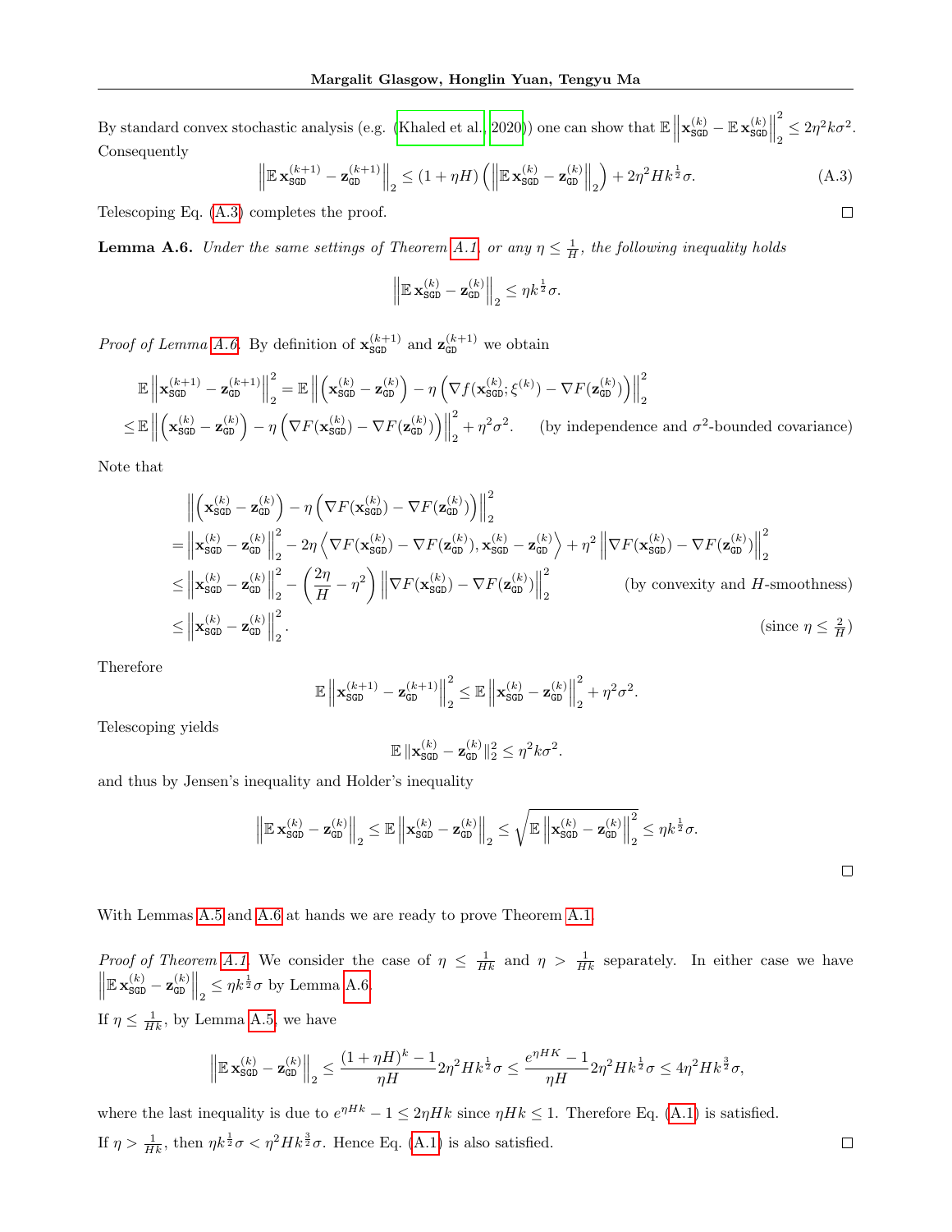By standard convex stochastic analysis (e.g. (Khaled et al., 2020)) one can show that $\mathbb{E}\left\|\mathbf{x}_{\mathtt{SGD}}^{(k)} - \mathbb{E}\,\mathbf{x}_{\mathtt{SGD}}^{(k)}\right\|_2^2 \le 2\eta^2 k\sigma^2$. Consequently

$$\left\|\mathbb{E}\,\mathbf{x}_{\mathtt{SGD}}^{(k+1)} - \mathbf{z}_{\mathtt{GD}}^{(k+1)}\right\|_2 \le (1+\eta H)\left(\left\|\mathbb{E}\,\mathbf{x}_{\mathtt{SGD}}^{(k)} - \mathbf{z}_{\mathtt{GD}}^{(k)}\right\|_2\right) + 2\eta^2 H k^{\frac{1}{2}}\sigma. \tag{A.3}$$

Telescoping Eq. (A.3) completes the proof. □

**Lemma A.6.** *Under the same settings of Theorem A.1, or any $\eta \le \frac{1}{H}$, the following inequality holds*

$$\left\|\mathbb{E}\,\mathbf{x}_{\mathtt{SGD}}^{(k)} - \mathbf{z}_{\mathtt{GD}}^{(k)}\right\|_2 \le \eta k^{\frac{1}{2}}\sigma.$$

*Proof of Lemma A.6.* By definition of $\mathbf{x}_{\mathtt{SGD}}^{(k+1)}$ and $\mathbf{z}_{\mathtt{GD}}^{(k+1)}$ we obtain

$$\begin{aligned}
&\mathbb{E}\left\|\mathbf{x}_{\mathtt{SGD}}^{(k+1)} - \mathbf{z}_{\mathtt{GD}}^{(k+1)}\right\|_2^2 = \mathbb{E}\left\|\left(\mathbf{x}_{\mathtt{SGD}}^{(k)} - \mathbf{z}_{\mathtt{GD}}^{(k)}\right) - \eta\left(\nabla f(\mathbf{x}_{\mathtt{SGD}}^{(k)};\xi^{(k)}) - \nabla F(\mathbf{z}_{\mathtt{GD}}^{(k)})\right)\right\|_2^2 \\
\le\,&\mathbb{E}\left\|\left(\mathbf{x}_{\mathtt{SGD}}^{(k)} - \mathbf{z}_{\mathtt{GD}}^{(k)}\right) - \eta\left(\nabla F(\mathbf{x}_{\mathtt{SGD}}^{(k)}) - \nabla F(\mathbf{z}_{\mathtt{GD}}^{(k)})\right)\right\|_2^2 + \eta^2\sigma^2. \qquad \text{(by independence and $\sigma^2$-bounded covariance)}
\end{aligned}$$

Note that

$$\begin{aligned}
&\left\|\left(\mathbf{x}_{\mathtt{SGD}}^{(k)} - \mathbf{z}_{\mathtt{GD}}^{(k)}\right) - \eta\left(\nabla F(\mathbf{x}_{\mathtt{SGD}}^{(k)}) - \nabla F(\mathbf{z}_{\mathtt{GD}}^{(k)})\right)\right\|_2^2 \\
=&\left\|\mathbf{x}_{\mathtt{SGD}}^{(k)} - \mathbf{z}_{\mathtt{GD}}^{(k)}\right\|_2^2 - 2\eta\left\langle \nabla F(\mathbf{x}_{\mathtt{SGD}}^{(k)}) - \nabla F(\mathbf{z}_{\mathtt{GD}}^{(k)}), \mathbf{x}_{\mathtt{SGD}}^{(k)} - \mathbf{z}_{\mathtt{GD}}^{(k)}\right\rangle + \eta^2\left\|\nabla F(\mathbf{x}_{\mathtt{SGD}}^{(k)}) - \nabla F(\mathbf{z}_{\mathtt{GD}}^{(k)})\right\|_2^2 \\
\le&\left\|\mathbf{x}_{\mathtt{SGD}}^{(k)} - \mathbf{z}_{\mathtt{GD}}^{(k)}\right\|_2^2 - \left(\frac{2\eta}{H} - \eta^2\right)\left\|\nabla F(\mathbf{x}_{\mathtt{SGD}}^{(k)}) - \nabla F(\mathbf{z}_{\mathtt{GD}}^{(k)})\right\|_2^2 \qquad \text{(by convexity and $H$-smoothness)} \\
\le&\left\|\mathbf{x}_{\mathtt{SGD}}^{(k)} - \mathbf{z}_{\mathtt{GD}}^{(k)}\right\|_2^2. \qquad \text{(since $\eta \le \tfrac{2}{H}$)}
\end{aligned}$$

Therefore

$$\mathbb{E}\left\|\mathbf{x}_{\mathtt{SGD}}^{(k+1)} - \mathbf{z}_{\mathtt{GD}}^{(k+1)}\right\|_2^2 \le \mathbb{E}\left\|\mathbf{x}_{\mathtt{SGD}}^{(k)} - \mathbf{z}_{\mathtt{GD}}^{(k)}\right\|_2^2 + \eta^2\sigma^2.$$

Telescoping yields

$$\mathbb{E}\,\|\mathbf{x}_{\mathtt{SGD}}^{(k)} - \mathbf{z}_{\mathtt{GD}}^{(k)}\|_2^2 \le \eta^2 k\sigma^2.$$

and thus by Jensen's inequality and Holder's inequality

$$\left\|\mathbb{E}\,\mathbf{x}_{\mathtt{SGD}}^{(k)} - \mathbf{z}_{\mathtt{GD}}^{(k)}\right\|_2 \le \mathbb{E}\left\|\mathbf{x}_{\mathtt{SGD}}^{(k)} - \mathbf{z}_{\mathtt{GD}}^{(k)}\right\|_2 \le \sqrt{\mathbb{E}\left\|\mathbf{x}_{\mathtt{SGD}}^{(k)} - \mathbf{z}_{\mathtt{GD}}^{(k)}\right\|_2^2} \le \eta k^{\frac{1}{2}}\sigma.$$

□

With Lemmas A.5 and A.6 at hands we are ready to prove Theorem A.1.

*Proof of Theorem A.1.* We consider the case of $\eta \le \frac{1}{Hk}$ and $\eta > \frac{1}{Hk}$ separately. In either case we have $\left\|\mathbb{E}\,\mathbf{x}_{\mathtt{SGD}}^{(k)} - \mathbf{z}_{\mathtt{GD}}^{(k)}\right\|_2 \le \eta k^{\frac{1}{2}}\sigma$ by Lemma A.6.

If $\eta \le \frac{1}{Hk}$, by Lemma A.5, we have

$$\left\|\mathbb{E}\,\mathbf{x}_{\mathtt{SGD}}^{(k)} - \mathbf{z}_{\mathtt{GD}}^{(k)}\right\|_2 \le \frac{(1+\eta H)^k - 1}{\eta H} 2\eta^2 H k^{\frac{1}{2}}\sigma \le \frac{e^{\eta HK} - 1}{\eta H} 2\eta^2 H k^{\frac{1}{2}}\sigma \le 4\eta^2 H k^{\frac{3}{2}}\sigma,$$

where the last inequality is due to $e^{\eta Hk} - 1 \le 2\eta Hk$ since $\eta Hk \le 1$. Therefore Eq. (A.1) is satisfied.

If $\eta > \frac{1}{Hk}$, then $\eta k^{\frac{1}{2}}\sigma < \eta^2 H k^{\frac{3}{2}}\sigma$. Hence Eq. (A.1) is also satisfied. □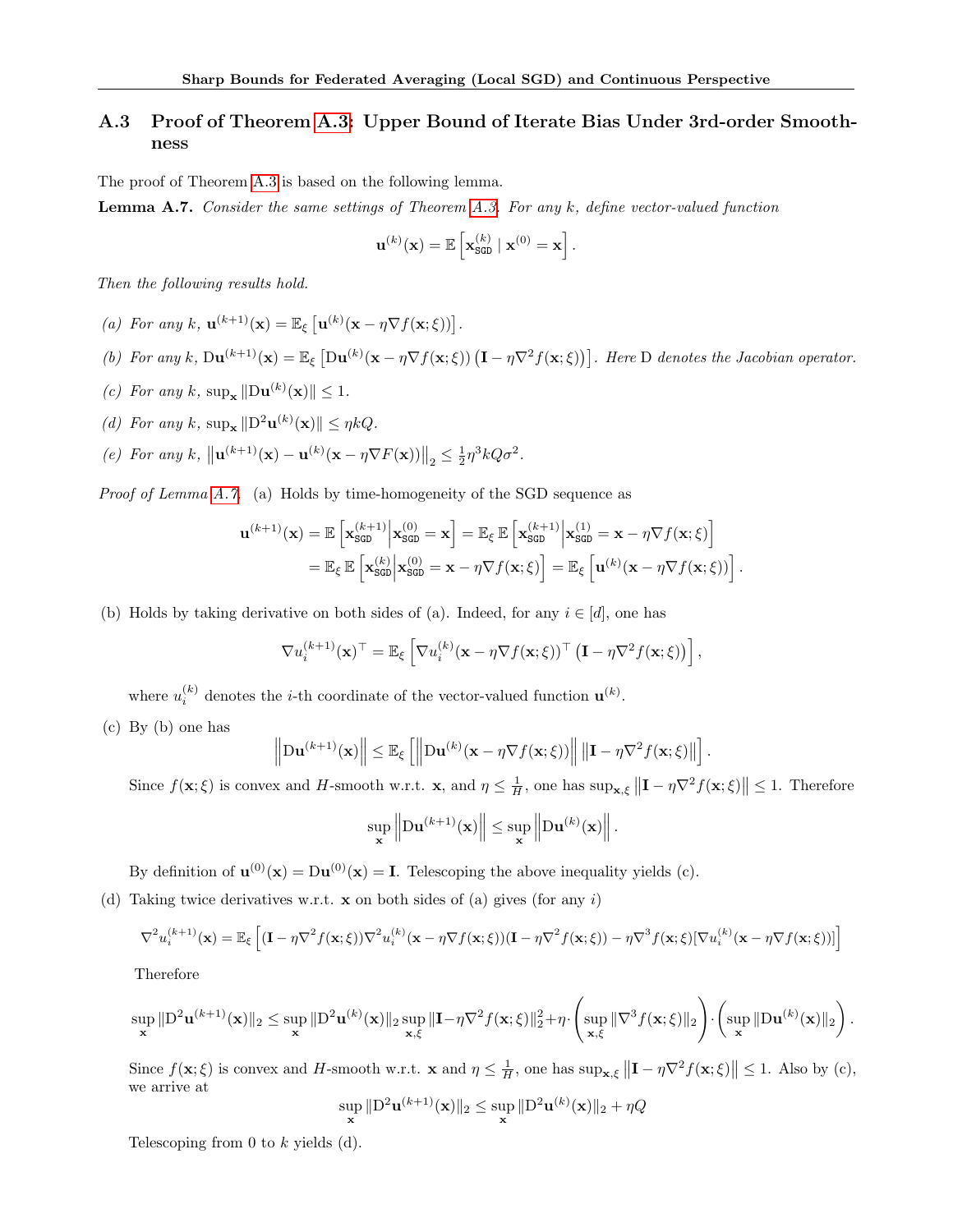## A.3 Proof of Theorem A.3: Upper Bound of Iterate Bias Under 3rd-order Smoothness

The proof of Theorem A.3 is based on the following lemma.

**Lemma A.7.** *Consider the same settings of Theorem A.3. For any $k$, define vector-valued function*

$$\mathbf{u}^{(k)}(\mathbf{x}) = \mathbb{E}\left[\mathbf{x}_{\mathtt{SGD}}^{(k)} \mid \mathbf{x}^{(0)} = \mathbf{x}\right].$$

*Then the following results hold.*

*(a) For any $k$, $\mathbf{u}^{(k+1)}(\mathbf{x}) = \mathbb{E}_\xi\left[\mathbf{u}^{(k)}(\mathbf{x} - \eta \nabla f(\mathbf{x};\xi))\right]$.*

*(b) For any $k$, $\mathrm{D}\mathbf{u}^{(k+1)}(\mathbf{x}) = \mathbb{E}_\xi\left[\mathrm{D}\mathbf{u}^{(k)}(\mathbf{x} - \eta \nabla f(\mathbf{x};\xi))\left(\mathbf{I} - \eta \nabla^2 f(\mathbf{x};\xi)\right)\right]$. Here $\mathrm{D}$ denotes the Jacobian operator.*

*(c) For any $k$, $\sup_{\mathbf{x}} \|\mathrm{D}\mathbf{u}^{(k)}(\mathbf{x})\| \leq 1$.*

*(d) For any $k$, $\sup_{\mathbf{x}} \|\mathrm{D}^2\mathbf{u}^{(k)}(\mathbf{x})\| \leq \eta k Q$.*

*(e) For any $k$, $\left\|\mathbf{u}^{(k+1)}(\mathbf{x}) - \mathbf{u}^{(k)}(\mathbf{x} - \eta \nabla F(\mathbf{x}))\right\|_2 \leq \frac{1}{2}\eta^3 k Q \sigma^2$.*

*Proof of Lemma A.7.* (a) Holds by time-homogeneity of the SGD sequence as

$$\begin{aligned}
\mathbf{u}^{(k+1)}(\mathbf{x}) &= \mathbb{E}\left[\mathbf{x}_{\mathtt{SGD}}^{(k+1)} \middle| \mathbf{x}_{\mathtt{SGD}}^{(0)} = \mathbf{x}\right] = \mathbb{E}_\xi\, \mathbb{E}\left[\mathbf{x}_{\mathtt{SGD}}^{(k+1)} \middle| \mathbf{x}_{\mathtt{SGD}}^{(1)} = \mathbf{x} - \eta \nabla f(\mathbf{x};\xi)\right] \\
&= \mathbb{E}_\xi\, \mathbb{E}\left[\mathbf{x}_{\mathtt{SGD}}^{(k)} \middle| \mathbf{x}_{\mathtt{SGD}}^{(0)} = \mathbf{x} - \eta \nabla f(\mathbf{x};\xi)\right] = \mathbb{E}_\xi\left[\mathbf{u}^{(k)}(\mathbf{x} - \eta \nabla f(\mathbf{x};\xi))\right].
\end{aligned}$$

(b) Holds by taking derivative on both sides of (a). Indeed, for any $i \in [d]$, one has

$$\nabla u_i^{(k+1)}(\mathbf{x})^\top = \mathbb{E}_\xi\left[\nabla u_i^{(k)}(\mathbf{x} - \eta \nabla f(\mathbf{x};\xi))^\top \left(\mathbf{I} - \eta \nabla^2 f(\mathbf{x};\xi)\right)\right],$$

where $u_i^{(k)}$ denotes the $i$-th coordinate of the vector-valued function $\mathbf{u}^{(k)}$.

(c) By (b) one has

$$\left\|\mathrm{D}\mathbf{u}^{(k+1)}(\mathbf{x})\right\| \leq \mathbb{E}_\xi\left[\left\|\mathrm{D}\mathbf{u}^{(k)}(\mathbf{x} - \eta \nabla f(\mathbf{x};\xi))\right\| \left\|\mathbf{I} - \eta \nabla^2 f(\mathbf{x};\xi)\right\|\right].$$

Since $f(\mathbf{x};\xi)$ is convex and $H$-smooth w.r.t. $\mathbf{x}$, and $\eta \leq \frac{1}{H}$, one has $\sup_{\mathbf{x},\xi}\left\|\mathbf{I} - \eta \nabla^2 f(\mathbf{x};\xi)\right\| \leq 1$. Therefore

$$\sup_{\mathbf{x}} \left\|\mathrm{D}\mathbf{u}^{(k+1)}(\mathbf{x})\right\| \leq \sup_{\mathbf{x}} \left\|\mathrm{D}\mathbf{u}^{(k)}(\mathbf{x})\right\|.$$

By definition of $\mathbf{u}^{(0)}(\mathbf{x}) = \mathrm{D}\mathbf{u}^{(0)}(\mathbf{x}) = \mathbf{I}$. Telescoping the above inequality yields (c).

(d) Taking twice derivatives w.r.t. $\mathbf{x}$ on both sides of (a) gives (for any $i$)

$$\nabla^2 u_i^{(k+1)}(\mathbf{x}) = \mathbb{E}_\xi\left[(\mathbf{I} - \eta \nabla^2 f(\mathbf{x};\xi))\nabla^2 u_i^{(k)}(\mathbf{x} - \eta \nabla f(\mathbf{x};\xi))(\mathbf{I} - \eta \nabla^2 f(\mathbf{x};\xi)) - \eta \nabla^3 f(\mathbf{x};\xi)[\nabla u_i^{(k)}(\mathbf{x} - \eta \nabla f(\mathbf{x};\xi))]\right]$$

Therefore

$$\sup_{\mathbf{x}} \|\mathrm{D}^2\mathbf{u}^{(k+1)}(\mathbf{x})\|_2 \leq \sup_{\mathbf{x}} \|\mathrm{D}^2\mathbf{u}^{(k)}(\mathbf{x})\|_2 \sup_{\mathbf{x},\xi} \|\mathbf{I} - \eta \nabla^2 f(\mathbf{x};\xi)\|_2^2 + \eta \cdot \left(\sup_{\mathbf{x},\xi} \|\nabla^3 f(\mathbf{x};\xi)\|_2\right) \cdot \left(\sup_{\mathbf{x}} \|\mathrm{D}\mathbf{u}^{(k)}(\mathbf{x})\|_2\right).$$

Since $f(\mathbf{x};\xi)$ is convex and $H$-smooth w.r.t. $\mathbf{x}$ and $\eta \leq \frac{1}{H}$, one has $\sup_{\mathbf{x},\xi}\left\|\mathbf{I} - \eta \nabla^2 f(\mathbf{x};\xi)\right\| \leq 1$. Also by (c), we arrive at

$$\sup_{\mathbf{x}} \|\mathrm{D}^2\mathbf{u}^{(k+1)}(\mathbf{x})\|_2 \leq \sup_{\mathbf{x}} \|\mathrm{D}^2\mathbf{u}^{(k)}(\mathbf{x})\|_2 + \eta Q$$

Telescoping from 0 to $k$ yields (d).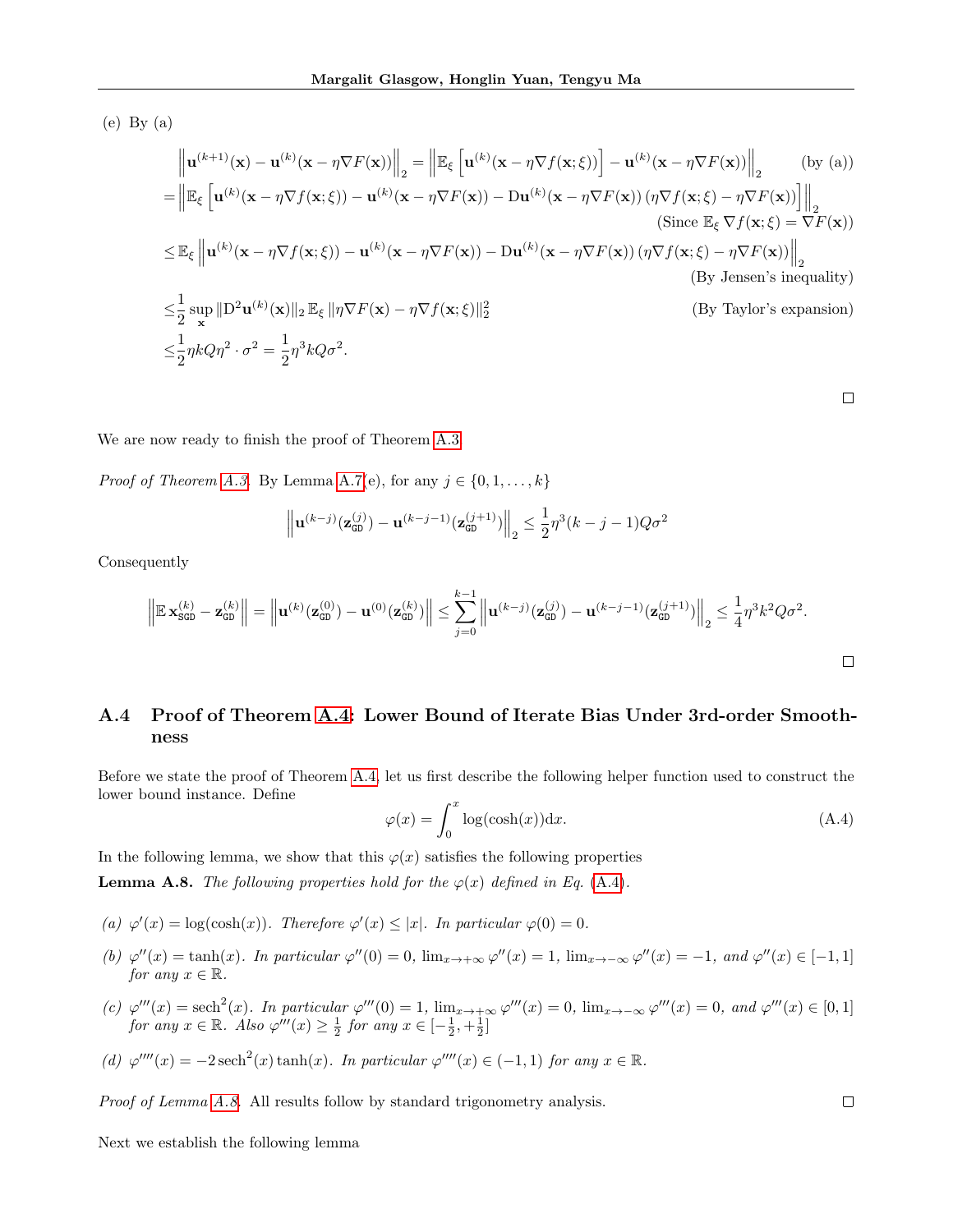(e) By (a)

$$
\begin{aligned}
&\left\|\mathbf{u}^{(k+1)}(\mathbf{x}) - \mathbf{u}^{(k)}(\mathbf{x} - \eta \nabla F(\mathbf{x}))\right\|_2 = \left\|\mathbb{E}_\xi\left[\mathbf{u}^{(k)}(\mathbf{x} - \eta \nabla f(\mathbf{x};\xi))\right] - \mathbf{u}^{(k)}(\mathbf{x} - \eta \nabla F(\mathbf{x}))\right\|_2 \qquad \text{(by (a))}\\
=&\left\|\mathbb{E}_\xi\left[\mathbf{u}^{(k)}(\mathbf{x} - \eta \nabla f(\mathbf{x};\xi)) - \mathbf{u}^{(k)}(\mathbf{x} - \eta \nabla F(\mathbf{x})) - \mathrm{D}\mathbf{u}^{(k)}(\mathbf{x} - \eta \nabla F(\mathbf{x}))\left(\eta \nabla f(\mathbf{x};\xi) - \eta \nabla F(\mathbf{x})\right)\right]\right\|_2\\
&\qquad \text{(Since } \mathbb{E}_\xi \nabla f(\mathbf{x};\xi) = \nabla F(\mathbf{x}))\\
\leq & \mathbb{E}_\xi \left\|\mathbf{u}^{(k)}(\mathbf{x} - \eta \nabla f(\mathbf{x};\xi)) - \mathbf{u}^{(k)}(\mathbf{x} - \eta \nabla F(\mathbf{x})) - \mathrm{D}\mathbf{u}^{(k)}(\mathbf{x} - \eta \nabla F(\mathbf{x}))\left(\eta \nabla f(\mathbf{x};\xi) - \eta \nabla F(\mathbf{x})\right)\right\|_2\\
&\qquad \text{(By Jensen's inequality)}\\
\leq & \frac{1}{2}\sup_{\mathbf{x}} \|\mathrm{D}^2 \mathbf{u}^{(k)}(\mathbf{x})\|_2 \, \mathbb{E}_\xi \|\eta \nabla F(\mathbf{x}) - \eta \nabla f(\mathbf{x};\xi)\|_2^2 \qquad \text{(By Taylor's expansion)}\\
\leq & \frac{1}{2}\eta k Q \eta^2 \cdot \sigma^2 = \frac{1}{2}\eta^3 k Q \sigma^2.
\end{aligned}
$$

□

We are now ready to finish the proof of Theorem A.3.

*Proof of Theorem A.3.* By Lemma A.7(e), for any $j \in \{0, 1, \ldots, k\}$

$$
\left\|\mathbf{u}^{(k-j)}(\mathbf{z}_{\mathtt{GD}}^{(j)}) - \mathbf{u}^{(k-j-1)}(\mathbf{z}_{\mathtt{GD}}^{(j+1)})\right\|_2 \leq \frac{1}{2}\eta^3 (k-j-1) Q \sigma^2
$$

Consequently

$$
\left\|\mathbb{E}\,\mathbf{x}_{\mathtt{SGD}}^{(k)} - \mathbf{z}_{\mathtt{GD}}^{(k)}\right\| = \left\|\mathbf{u}^{(k)}(\mathbf{z}_{\mathtt{GD}}^{(0)}) - \mathbf{u}^{(0)}(\mathbf{z}_{\mathtt{GD}}^{(k)})\right\| \leq \sum_{j=0}^{k-1}\left\|\mathbf{u}^{(k-j)}(\mathbf{z}_{\mathtt{GD}}^{(j)}) - \mathbf{u}^{(k-j-1)}(\mathbf{z}_{\mathtt{GD}}^{(j+1)})\right\|_2 \leq \frac{1}{4}\eta^3 k^2 Q \sigma^2.
$$

□

## A.4 Proof of Theorem A.4: Lower Bound of Iterate Bias Under 3rd-order Smoothness

Before we state the proof of Theorem A.4, let us first describe the following helper function used to construct the lower bound instance. Define

$$
\varphi(x) = \int_0^x \log(\cosh(x))\mathrm{d}x. \tag{A.4}
$$

In the following lemma, we show that this $\varphi(x)$ satisfies the following properties

**Lemma A.8.** *The following properties hold for the $\varphi(x)$ defined in Eq. (A.4).*

*(a) $\varphi'(x) = \log(\cosh(x))$. Therefore $\varphi'(x) \leq |x|$. In particular $\varphi(0) = 0$.*

*(b) $\varphi''(x) = \tanh(x)$. In particular $\varphi''(0) = 0$, $\lim_{x\to+\infty}\varphi''(x) = 1$, $\lim_{x\to-\infty}\varphi''(x) = -1$, and $\varphi''(x) \in [-1, 1]$ for any $x \in \mathbb{R}$.*

*(c) $\varphi'''(x) = \operatorname{sech}^2(x)$. In particular $\varphi'''(0) = 1$, $\lim_{x\to+\infty}\varphi'''(x) = 0$, $\lim_{x\to-\infty}\varphi'''(x) = 0$, and $\varphi'''(x) \in [0, 1]$ for any $x \in \mathbb{R}$. Also $\varphi'''(x) \geq \frac{1}{2}$ for any $x \in [-\frac{1}{2}, +\frac{1}{2}]$*

*(d) $\varphi''''(x) = -2\operatorname{sech}^2(x)\tanh(x)$. In particular $\varphi''''(x) \in (-1, 1)$ for any $x \in \mathbb{R}$.*

*Proof of Lemma A.8.* All results follow by standard trigonometry analysis. □

Next we establish the following lemma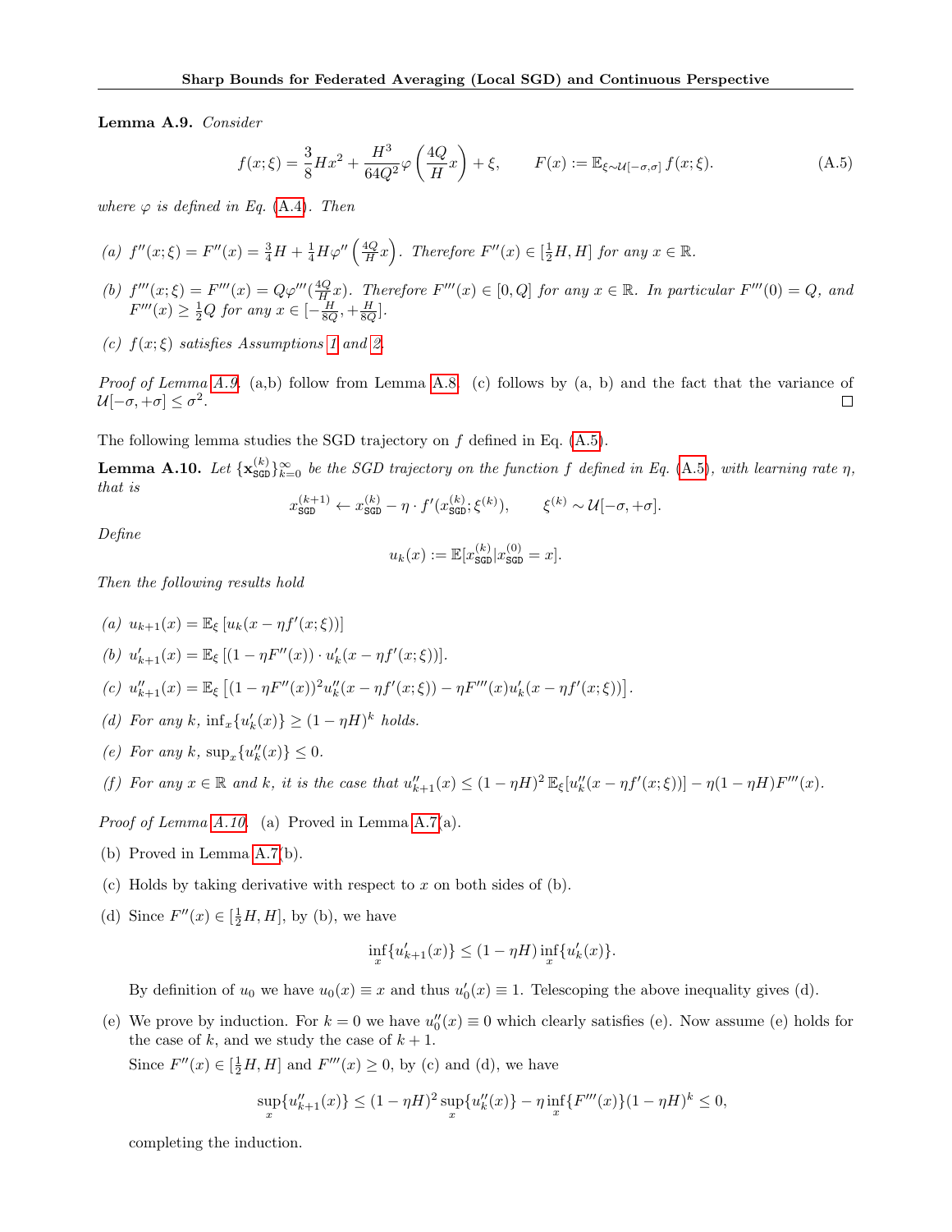**Lemma A.9.** *Consider*

$$f(x;\xi) = \frac{3}{8}Hx^2 + \frac{H^3}{64Q^2}\varphi\left(\frac{4Q}{H}x\right) + \xi, \qquad F(x) := \mathbb{E}_{\xi\sim\mathcal{U}[-\sigma,\sigma]} f(x;\xi). \tag{A.5}$$

*where $\varphi$ is defined in Eq. (A.4). Then*

*(a) $f''(x;\xi) = F''(x) = \frac{3}{4}H + \frac{1}{4}H\varphi''\left(\frac{4Q}{H}x\right)$. Therefore $F''(x) \in [\frac{1}{2}H, H]$ for any $x \in \mathbb{R}$.*

*(b) $f'''(x;\xi) = F'''(x) = Q\varphi'''(\frac{4Q}{H}x)$. Therefore $F'''(x) \in [0, Q]$ for any $x \in \mathbb{R}$. In particular $F'''(0) = Q$, and $F'''(x) \geq \frac{1}{2}Q$ for any $x \in [-\frac{H}{8Q}, +\frac{H}{8Q}]$.*

*(c) $f(x;\xi)$ satisfies Assumptions 1 and 2.*

*Proof of Lemma A.9.* (a,b) follow from Lemma A.8. (c) follows by (a, b) and the fact that the variance of $\mathcal{U}[-\sigma, +\sigma] \leq \sigma^2$. □

The following lemma studies the SGD trajectory on $f$ defined in Eq. (A.5).

**Lemma A.10.** *Let $\{\mathbf{x}_{\mathtt{SGD}}^{(k)}\}_{k=0}^{\infty}$ be the SGD trajectory on the function $f$ defined in Eq. (A.5), with learning rate $\eta$, that is*

$$x_{\mathtt{SGD}}^{(k+1)} \leftarrow x_{\mathtt{SGD}}^{(k)} - \eta \cdot f'(x_{\mathtt{SGD}}^{(k)}; \xi^{(k)}), \qquad \xi^{(k)} \sim \mathcal{U}[-\sigma, +\sigma].$$

*Define*

$$u_k(x) := \mathbb{E}[x_{\mathtt{SGD}}^{(k)} | x_{\mathtt{SGD}}^{(0)} = x].$$

*Then the following results hold*

*(a) $u_{k+1}(x) = \mathbb{E}_{\xi}\left[u_k(x - \eta f'(x;\xi))\right]$*

*(b) $u'_{k+1}(x) = \mathbb{E}_{\xi}\left[(1 - \eta F''(x)) \cdot u'_k(x - \eta f'(x;\xi))\right]$.*

*(c) $u''_{k+1}(x) = \mathbb{E}_{\xi}\left[(1 - \eta F''(x))^2 u''_k(x - \eta f'(x;\xi)) - \eta F'''(x) u'_k(x - \eta f'(x;\xi))\right]$.*

*(d) For any $k$, $\inf_x\{u'_k(x)\} \geq (1 - \eta H)^k$ holds.*

*(e) For any $k$, $\sup_x\{u''_k(x)\} \leq 0$.*

*(f) For any $x \in \mathbb{R}$ and $k$, it is the case that $u''_{k+1}(x) \leq (1 - \eta H)^2\, \mathbb{E}_{\xi}[u''_k(x - \eta f'(x;\xi))] - \eta(1 - \eta H)F'''(x)$.*

*Proof of Lemma A.10.* (a) Proved in Lemma A.7(a).

(b) Proved in Lemma A.7(b).

(c) Holds by taking derivative with respect to $x$ on both sides of (b).

(d) Since $F''(x) \in [\frac{1}{2}H, H]$, by (b), we have

$$\inf_x\{u'_{k+1}(x)\} \leq (1 - \eta H) \inf_x\{u'_k(x)\}.$$

By definition of $u_0$ we have $u_0(x) \equiv x$ and thus $u'_0(x) \equiv 1$. Telescoping the above inequality gives (d).

(e) We prove by induction. For $k = 0$ we have $u''_0(x) \equiv 0$ which clearly satisfies (e). Now assume (e) holds for the case of $k$, and we study the case of $k + 1$.

Since $F''(x) \in [\frac{1}{2}H, H]$ and $F'''(x) \geq 0$, by (c) and (d), we have

$$\sup_x\{u''_{k+1}(x)\} \leq (1 - \eta H)^2 \sup_x\{u''_k(x)\} - \eta \inf_x\{F'''(x)\}(1 - \eta H)^k \leq 0,$$

completing the induction.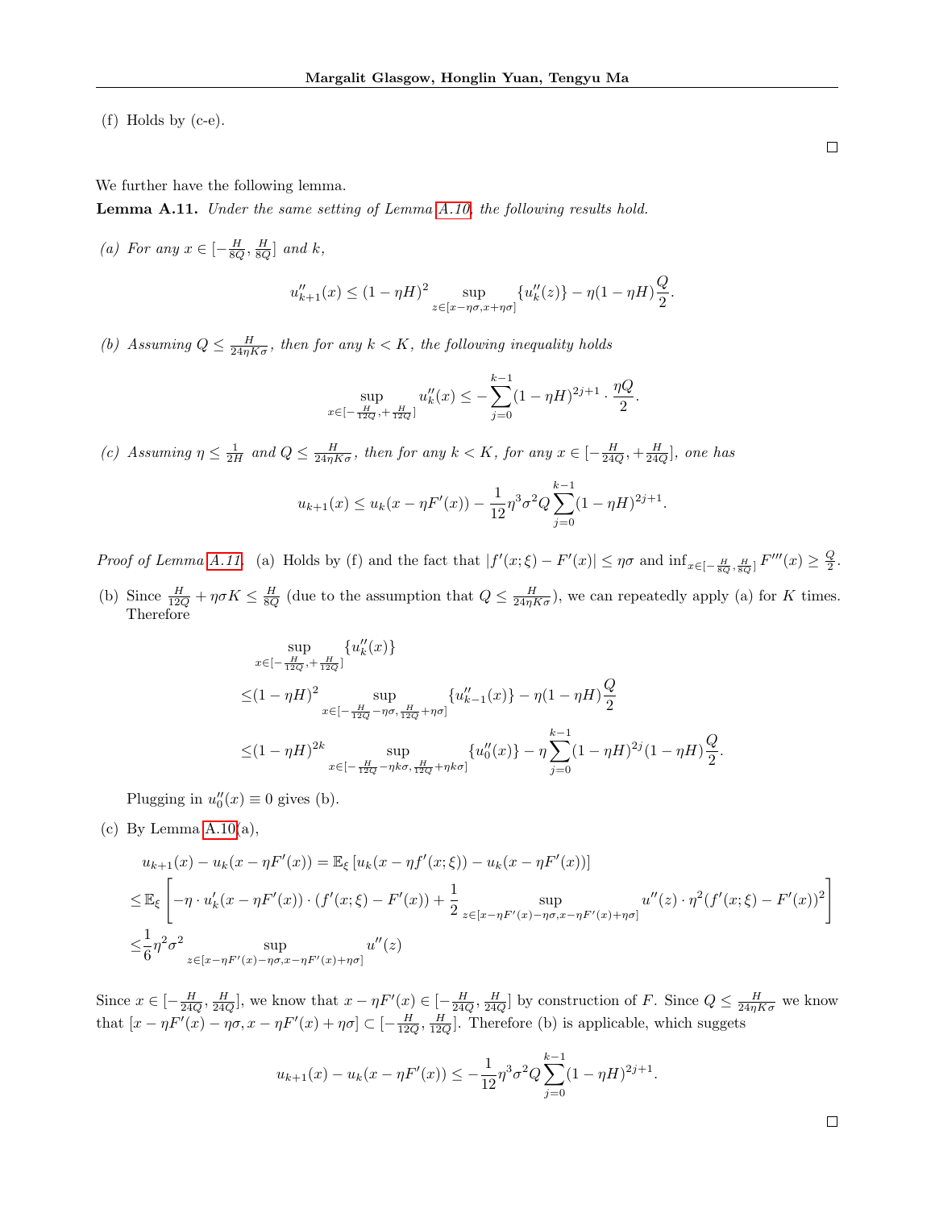(f) Holds by (c-e).

□

We further have the following lemma.

**Lemma A.11.** *Under the same setting of Lemma A.10, the following results hold.*

*(a) For any $x \in [-\frac{H}{8Q}, \frac{H}{8Q}]$ and $k$,*

$$u''_{k+1}(x) \leq (1-\eta H)^2 \sup_{z\in[x-\eta\sigma, x+\eta\sigma]} \{u''_k(z)\} - \eta(1-\eta H)\frac{Q}{2}.$$

*(b) Assuming $Q \leq \frac{H}{24\eta K\sigma}$, then for any $k < K$, the following inequality holds*

$$\sup_{x\in[-\frac{H}{12Q}, +\frac{H}{12Q}]} u''_k(x) \leq -\sum_{j=0}^{k-1}(1-\eta H)^{2j+1}\cdot\frac{\eta Q}{2}.$$

*(c) Assuming $\eta \leq \frac{1}{2H}$ and $Q \leq \frac{H}{24\eta K\sigma}$, then for any $k < K$, for any $x \in [-\frac{H}{24Q}, +\frac{H}{24Q}]$, one has*

$$u_{k+1}(x) \leq u_k(x - \eta F'(x)) - \frac{1}{12}\eta^3\sigma^2 Q\sum_{j=0}^{k-1}(1-\eta H)^{2j+1}.$$

*Proof of Lemma A.11.* (a) Holds by (f) and the fact that $|f'(x;\xi) - F'(x)| \leq \eta\sigma$ and $\inf_{x\in[-\frac{H}{8Q},\frac{H}{8Q}]} F'''(x) \geq \frac{Q}{2}$.

(b) Since $\frac{H}{12Q} + \eta\sigma K \leq \frac{H}{8Q}$ (due to the assumption that $Q \leq \frac{H}{24\eta K\sigma}$), we can repeatedly apply (a) for $K$ times. Therefore

$$\begin{aligned}
&\sup_{x\in[-\frac{H}{12Q},+\frac{H}{12Q}]}\{u''_k(x)\} \\
\leq&(1-\eta H)^2 \sup_{x\in[-\frac{H}{12Q}-\eta\sigma, \frac{H}{12Q}+\eta\sigma]}\{u''_{k-1}(x)\} - \eta(1-\eta H)\frac{Q}{2} \\
\leq&(1-\eta H)^{2k} \sup_{x\in[-\frac{H}{12Q}-\eta k\sigma, \frac{H}{12Q}+\eta k\sigma]}\{u''_0(x)\} - \eta\sum_{j=0}^{k-1}(1-\eta H)^{2j}(1-\eta H)\frac{Q}{2}.
\end{aligned}$$

Plugging in $u''_0(x) \equiv 0$ gives (b).

(c) By Lemma A.10(a),

$$\begin{aligned}
&u_{k+1}(x) - u_k(x-\eta F'(x)) = \mathbb{E}_\xi\left[u_k(x-\eta f'(x;\xi)) - u_k(x-\eta F'(x))\right] \\
\leq&\mathbb{E}_\xi\left[-\eta\cdot u'_k(x-\eta F'(x))\cdot(f'(x;\xi)-F'(x)) + \frac{1}{2}\sup_{z\in[x-\eta F'(x)-\eta\sigma, x-\eta F'(x)+\eta\sigma]} u''(z)\cdot\eta^2(f'(x;\xi)-F'(x))^2\right] \\
\leq&\frac{1}{6}\eta^2\sigma^2 \sup_{z\in[x-\eta F'(x)-\eta\sigma, x-\eta F'(x)+\eta\sigma]} u''(z)
\end{aligned}$$

Since $x \in [-\frac{H}{24Q}, \frac{H}{24Q}]$, we know that $x - \eta F'(x) \in [-\frac{H}{24Q}, \frac{H}{24Q}]$ by construction of $F$. Since $Q \leq \frac{H}{24\eta K\sigma}$ we know that $[x-\eta F'(x)-\eta\sigma, x-\eta F'(x)+\eta\sigma] \subset [-\frac{H}{12Q}, \frac{H}{12Q}]$. Therefore (b) is applicable, which suggets

$$u_{k+1}(x) - u_k(x-\eta F'(x)) \leq -\frac{1}{12}\eta^3\sigma^2 Q\sum_{j=0}^{k-1}(1-\eta H)^{2j+1}.$$

□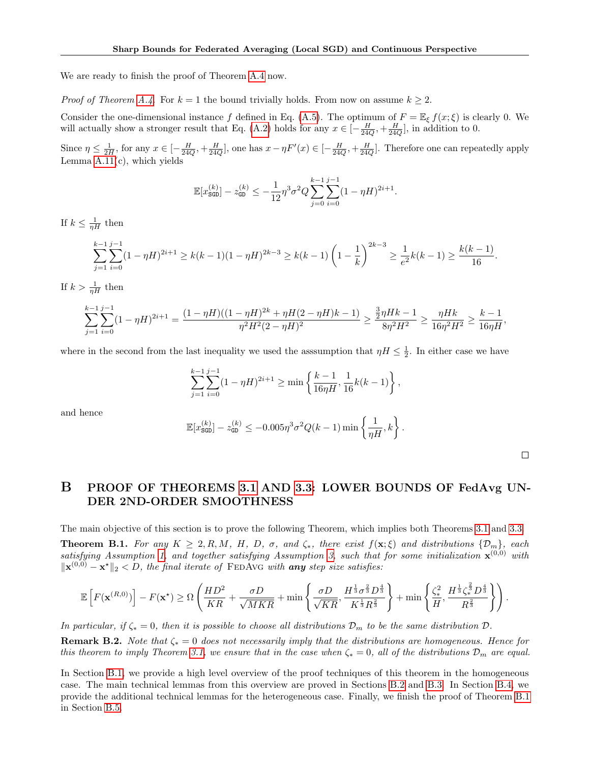We are ready to finish the proof of Theorem A.4 now.

*Proof of Theorem A.4.* For $k = 1$ the bound trivially holds. From now on assume $k \geq 2$.

Consider the one-dimensional instance $f$ defined in Eq. (A.5). The optimum of $F = \mathbb{E}_\xi f(x;\xi)$ is clearly 0. We will actually show a stronger result that Eq. (A.2) holds for any $x \in [-\frac{H}{24Q}, +\frac{H}{24Q}]$, in addition to 0.

Since $\eta \leq \frac{1}{2H}$, for any $x \in [-\frac{H}{24Q}, +\frac{H}{24Q}]$, one has $x - \eta F'(x) \in [-\frac{H}{24Q}, +\frac{H}{24Q}]$. Therefore one can repeatedly apply Lemma A.11(c), which yields

$$
\mathbb{E}[x_{\texttt{SGD}}^{(k)}] - z_{\texttt{GD}}^{(k)} \leq -\frac{1}{12}\eta^3\sigma^2 Q \sum_{j=0}^{k-1}\sum_{i=0}^{j-1}(1-\eta H)^{2i+1}.
$$

If $k \leq \frac{1}{\eta H}$ then

$$
\sum_{j=1}^{k-1}\sum_{i=0}^{j-1}(1-\eta H)^{2i+1} \geq k(k-1)(1-\eta H)^{2k-3} \geq k(k-1)\left(1-\frac{1}{k}\right)^{2k-3} \geq \frac{1}{e^2}k(k-1) \geq \frac{k(k-1)}{16}.
$$

If $k > \frac{1}{\eta H}$ then

$$
\sum_{j=1}^{k-1}\sum_{i=0}^{j-1}(1-\eta H)^{2i+1} = \frac{(1-\eta H)((1-\eta H)^{2k} + \eta H(2-\eta H)k - 1)}{\eta^2 H^2 (2-\eta H)^2} \geq \frac{\frac{3}{2}\eta H k - 1}{8\eta^2 H^2} \geq \frac{\eta H k}{16\eta^2 H^2} \geq \frac{k-1}{16\eta H},
$$

where in the second from the last inequality we used the asssumption that $\eta H \leq \frac{1}{2}$. In either case we have

$$
\sum_{j=1}^{k-1}\sum_{i=0}^{j-1}(1-\eta H)^{2i+1} \geq \min\left\{\frac{k-1}{16\eta H}, \frac{1}{16}k(k-1)\right\},
$$

and hence

$$
\mathbb{E}[x_{\texttt{SGD}}^{(k)}] - z_{\texttt{GD}}^{(k)} \leq -0.005\eta^3\sigma^2 Q(k-1)\min\left\{\frac{1}{\eta H}, k\right\}.
$$

$\square$

# B PROOF OF THEOREMS 3.1 AND 3.3: LOWER BOUNDS OF FedAvg UNDER 2ND-ORDER SMOOTHNESS

The main objective of this section is to prove the following Theorem, which implies both Theorems 3.1 and 3.3.

**Theorem B.1.** *For any $K \geq 2, R, M, H, D, \sigma,$ and $\zeta_*$, there exist $f(\mathbf{x};\xi)$ and distributions $\{\mathcal{D}_m\}$, each satisfying Assumption 1, and together satisfying Assumption 3, such that for some initialization $\mathbf{x}^{(0,0)}$ with $\|\mathbf{x}^{(0,0)} - \mathbf{x}^\star\|_2 < D$, the final iterate of* FedAvg *with **any** step size satisfies:*

$$
\mathbb{E}\left[F(\mathbf{x}^{(R,0)})\right] - F(\mathbf{x}^\star) \geq \Omega\left(\frac{HD^2}{KR} + \frac{\sigma D}{\sqrt{MKR}} + \min\left\{\frac{\sigma D}{\sqrt{KR}}, \frac{H^{\frac{1}{3}}\sigma^{\frac{2}{3}}D^{\frac{4}{3}}}{K^{\frac{1}{3}}R^{\frac{2}{3}}}\right\} + \min\left\{\frac{\zeta_*^2}{H}, \frac{H^{\frac{1}{3}}\zeta_*^{\frac{2}{3}}D^{\frac{4}{3}}}{R^{\frac{2}{3}}}\right\}\right).
$$

*In particular, if $\zeta_* = 0$, then it is possible to choose all distributions $\mathcal{D}_m$ to be the same distribution $\mathcal{D}$.*

**Remark B.2.** *Note that $\zeta_* = 0$ does not necessarily imply that the distributions are homogeneous. Hence for this theorem to imply Theorem 3.1, we ensure that in the case when $\zeta_* = 0$, all of the distributions $\mathcal{D}_m$ are equal.*

In Section B.1, we provide a high level overview of the proof techniques of this theorem in the homogeneous case. The main technical lemmas from this overview are proved in Sections B.2 and B.3. In Section B.4, we provide the additional technical lemmas for the heterogeneous case. Finally, we finish the proof of Theorem B.1 in Section B.5.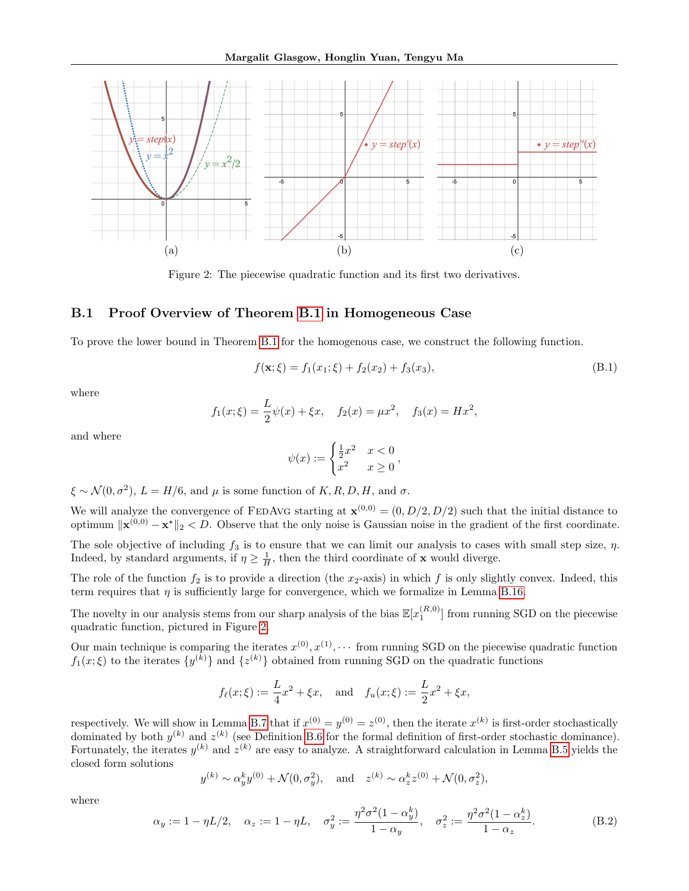Figure 2: The piecewise quadratic function and its first two derivatives.

### B.1 Proof Overview of Theorem B.1 in Homogeneous Case

To prove the lower bound in Theorem B.1 for the homogenous case, we construct the following function.

$$f(\mathbf{x};\xi) = f_1(x_1;\xi) + f_2(x_2) + f_3(x_3), \tag{B.1}$$

where

$$f_1(x;\xi) = \frac{L}{2}\psi(x) + \xi x, \quad f_2(x) = \mu x^2, \quad f_3(x) = Hx^2,$$

and where

$$\psi(x) := \begin{cases} \frac{1}{2}x^2 & x < 0 \\ x^2 & x \geq 0 \end{cases},$$

$\xi \sim \mathcal{N}(0, \sigma^2)$, $L = H/6$, and $\mu$ is some function of $K, R, D, H$, and $\sigma$.

We will analyze the convergence of FedAvg starting at $\mathbf{x}^{(0,0)} = (0, D/2, D/2)$ such that the initial distance to optimum $\|\mathbf{x}^{(0,0)} - \mathbf{x}^\star\|_2 < D$. Observe that the only noise is Gaussian noise in the gradient of the first coordinate.

The sole objective of including $f_3$ is to ensure that we can limit our analysis to cases with small step size, $\eta$. Indeed, by standard arguments, if $\eta \geq \frac{1}{H}$, then the third coordinate of $\mathbf{x}$ would diverge.

The role of the function $f_2$ is to provide a direction (the $x_2$-axis) in which $f$ is only slightly convex. Indeed, this term requires that $\eta$ is sufficiently large for convergence, which we formalize in Lemma B.16.

The novelty in our analysis stems from our sharp analysis of the bias $\mathbb{E}[x_1^{(R,0)}]$ from running SGD on the piecewise quadratic function, pictured in Figure 2.

Our main technique is comparing the iterates $x^{(0)}, x^{(1)}, \cdots$ from running SGD on the piecewise quadratic function $f_1(x;\xi)$ to the iterates $\{y^{(k)}\}$ and $\{z^{(k)}\}$ obtained from running SGD on the quadratic functions

$$f_\ell(x;\xi) := \frac{L}{4}x^2 + \xi x, \quad \text{and} \quad f_u(x;\xi) := \frac{L}{2}x^2 + \xi x,$$

respectively. We will show in Lemma B.7 that if $x^{(0)} = y^{(0)} = z^{(0)}$, then the iterate $x^{(k)}$ is first-order stochastically dominated by both $y^{(k)}$ and $z^{(k)}$ (see Definition B.6 for the formal definition of first-order stochastic dominance). Fortunately, the iterates $y^{(k)}$ and $z^{(k)}$ are easy to analyze. A straightforward calculation in Lemma B.5 yields the closed form solutions

$$y^{(k)} \sim \alpha_y^k y^{(0)} + \mathcal{N}(0, \sigma_y^2), \quad \text{and} \quad z^{(k)} \sim \alpha_z^k z^{(0)} + \mathcal{N}(0, \sigma_z^2),$$

where

$$\alpha_y := 1 - \eta L/2, \quad \alpha_z := 1 - \eta L, \quad \sigma_y^2 := \frac{\eta^2\sigma^2(1-\alpha_y^k)}{1-\alpha_y}, \quad \sigma_z^2 := \frac{\eta^2\sigma^2(1-\alpha_z^k)}{1-\alpha_z}. \tag{B.2}$$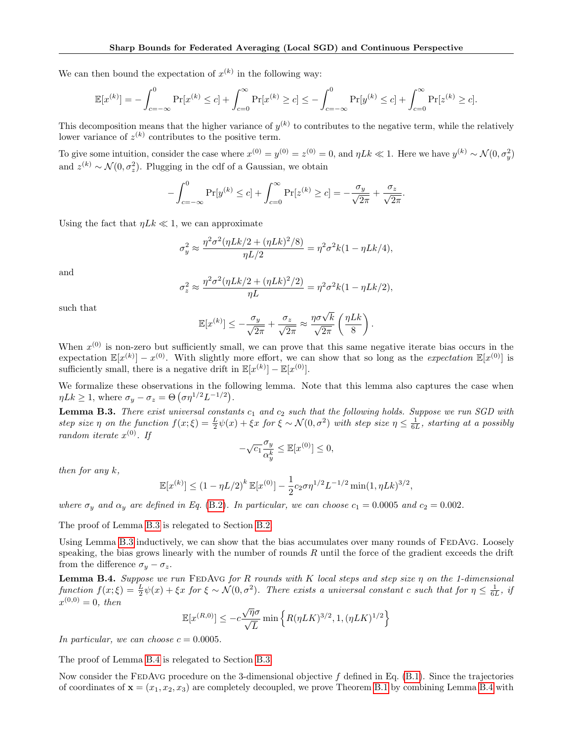We can then bound the expectation of $x^{(k)}$ in the following way:

$$\mathbb{E}[x^{(k)}] = -\int_{c=-\infty}^{0} \Pr[x^{(k)} \le c] + \int_{c=0}^{\infty} \Pr[x^{(k)} \ge c] \le -\int_{c=-\infty}^{0} \Pr[y^{(k)} \le c] + \int_{c=0}^{\infty} \Pr[z^{(k)} \ge c].$$

This decomposition means that the higher variance of $y^{(k)}$ to contributes to the negative term, while the relatively lower variance of $z^{(k)}$ contributes to the positive term.

To give some intuition, consider the case where $x^{(0)} = y^{(0)} = z^{(0)} = 0$, and $\eta L k \ll 1$. Here we have $y^{(k)} \sim \mathcal{N}(0, \sigma_y^2)$ and $z^{(k)} \sim \mathcal{N}(0, \sigma_z^2)$. Plugging in the cdf of a Gaussian, we obtain

$$-\int_{c=-\infty}^{0} \Pr[y^{(k)} \le c] + \int_{c=0}^{\infty} \Pr[z^{(k)} \ge c] = -\frac{\sigma_y}{\sqrt{2\pi}} + \frac{\sigma_z}{\sqrt{2\pi}}.$$

Using the fact that $\eta L k \ll 1$, we can approximate

$$\sigma_y^2 \approx \frac{\eta^2\sigma^2(\eta L k/2 + (\eta L k)^2/8)}{\eta L/2} = \eta^2\sigma^2 k(1 - \eta L k/4),$$

and

$$\sigma_z^2 \approx \frac{\eta^2\sigma^2(\eta L k/2 + (\eta L k)^2/2)}{\eta L} = \eta^2\sigma^2 k(1 - \eta L k/2),$$

such that

$$\mathbb{E}[x^{(k)}] \le -\frac{\sigma_y}{\sqrt{2\pi}} + \frac{\sigma_z}{\sqrt{2\pi}} \approx \frac{\eta\sigma\sqrt{k}}{\sqrt{2\pi}}\left(\frac{\eta L k}{8}\right).$$

When $x^{(0)}$ is non-zero but sufficiently small, we can prove that this same negative iterate bias occurs in the expectation $\mathbb{E}[x^{(k)}] - x^{(0)}$. With slightly more effort, we can show that so long as the *expectation* $\mathbb{E}[x^{(0)}]$ is sufficiently small, there is a negative drift in $\mathbb{E}[x^{(k)}] - \mathbb{E}[x^{(0)}]$.

We formalize these observations in the following lemma. Note that this lemma also captures the case when $\eta L k \ge 1$, where $\sigma_y - \sigma_z = \Theta\left(\sigma \eta^{1/2} L^{-1/2}\right)$.

**Lemma B.3.** *There exist universal constants $c_1$ and $c_2$ such that the following holds. Suppose we run SGD with step size $\eta$ on the function $f(x;\xi) = \frac{L}{2}\psi(x) + \xi x$ for $\xi \sim \mathcal{N}(0, \sigma^2)$ with step size $\eta \le \frac{1}{6L}$, starting at a possibly random iterate $x^{(0)}$. If*

$$-\sqrt{c_1}\frac{\sigma_y}{\alpha_y^k} \le \mathbb{E}[x^{(0)}] \le 0,$$

*then for any $k$,*

$$\mathbb{E}[x^{(k)}] \le (1 - \eta L/2)^k\, \mathbb{E}[x^{(0)}] - \frac{1}{2}c_2\sigma\eta^{1/2}L^{-1/2}\min(1, \eta L k)^{3/2},$$

*where $\sigma_y$ and $\alpha_y$ are defined in Eq. (B.2). In particular, we can choose $c_1 = 0.0005$ and $c_2 = 0.002$.*

The proof of Lemma B.3 is relegated to Section B.2.

Using Lemma B.3 inductively, we can show that the bias accumulates over many rounds of FedAvg. Loosely speaking, the bias grows linearly with the number of rounds $R$ until the force of the gradient exceeds the drift from the difference $\sigma_y - \sigma_z$.

**Lemma B.4.** *Suppose we run FedAvg for $R$ rounds with $K$ local steps and step size $\eta$ on the 1-dimensional function $f(x;\xi) = \frac{L}{2}\psi(x) + \xi x$ for $\xi \sim \mathcal{N}(0, \sigma^2)$. There exists a universal constant $c$ such that for $\eta \le \frac{1}{6L}$, if $x^{(0,0)} = 0$, then*

$$\mathbb{E}[x^{(R,0)}] \le -c\frac{\sqrt{\eta}\sigma}{\sqrt{L}}\min\left\{R(\eta L K)^{3/2}, 1, (\eta L K)^{1/2}\right\}$$

*In particular, we can choose $c = 0.0005$.*

The proof of Lemma B.4 is relegated to Section B.3.

Now consider the FedAvg procedure on the 3-dimensional objective $f$ defined in Eq. (B.1). Since the trajectories of coordinates of $\mathbf{x} = (x_1, x_2, x_3)$ are completely decoupled, we prove Theorem B.1 by combining Lemma B.4 with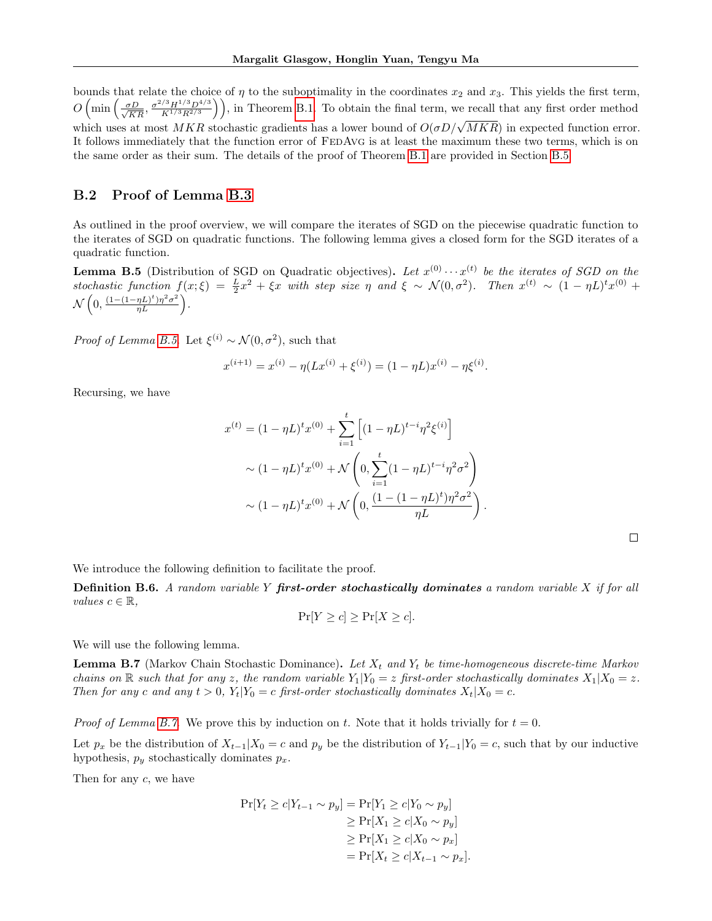bounds that relate the choice of $\eta$ to the suboptimality in the coordinates $x_2$ and $x_3$. This yields the first term, $O\left(\min\left(\frac{\sigma D}{\sqrt{KR}}, \frac{\sigma^{2/3}H^{1/3}D^{4/3}}{K^{1/3}R^{2/3}}\right)\right)$, in Theorem B.1. To obtain the final term, we recall that any first order method which uses at most $MKR$ stochastic gradients has a lower bound of $O(\sigma D/\sqrt{MKR})$ in expected function error. It follows immediately that the function error of FedAvg is at least the maximum these two terms, which is on the same order as their sum. The details of the proof of Theorem B.1 are provided in Section B.5.

## B.2 Proof of Lemma B.3

As outlined in the proof overview, we will compare the iterates of SGD on the piecewise quadratic function to the iterates of SGD on quadratic functions. The following lemma gives a closed form for the SGD iterates of a quadratic function.

**Lemma B.5** (Distribution of SGD on Quadratic objectives)**.** *Let $x^{(0)} \cdots x^{(t)}$ be the iterates of SGD on the stochastic function $f(x;\xi) = \frac{L}{2}x^2 + \xi x$ with step size $\eta$ and $\xi \sim \mathcal{N}(0, \sigma^2)$. Then $x^{(t)} \sim (1-\eta L)^t x^{(0)} + \mathcal{N}\left(0, \frac{(1-(1-\eta L)^t)\eta^2\sigma^2}{\eta L}\right)$.*

*Proof of Lemma B.5.* Let $\xi^{(i)} \sim \mathcal{N}(0, \sigma^2)$, such that

$$x^{(i+1)} = x^{(i)} - \eta(Lx^{(i)} + \xi^{(i)}) = (1-\eta L)x^{(i)} - \eta\xi^{(i)}.$$

Recursing, we have

$$\begin{aligned}
x^{(t)} &= (1-\eta L)^t x^{(0)} + \sum_{i=1}^{t}\left[(1-\eta L)^{t-i}\eta^2\xi^{(i)}\right] \\
&\sim (1-\eta L)^t x^{(0)} + \mathcal{N}\left(0, \sum_{i=1}^{t}(1-\eta L)^{t-i}\eta^2\sigma^2\right) \\
&\sim (1-\eta L)^t x^{(0)} + \mathcal{N}\left(0, \frac{(1-(1-\eta L)^t)\eta^2\sigma^2}{\eta L}\right).
\end{aligned}$$

□

We introduce the following definition to facilitate the proof.

**Definition B.6.** *A random variable $Y$ **first-order stochastically dominates** a random variable $X$ if for all values $c \in \mathbb{R}$,*

$$\Pr[Y \geq c] \geq \Pr[X \geq c].$$

We will use the following lemma.

**Lemma B.7** (Markov Chain Stochastic Dominance)**.** *Let $X_t$ and $Y_t$ be time-homogeneous discrete-time Markov chains on $\mathbb{R}$ such that for any $z$, the random variable $Y_1|Y_0 = z$ first-order stochastically dominates $X_1|X_0 = z$. Then for any $c$ and any $t > 0$, $Y_t|Y_0 = c$ first-order stochastically dominates $X_t|X_0 = c$.*

*Proof of Lemma B.7.* We prove this by induction on $t$. Note that it holds trivially for $t = 0$.

Let $p_x$ be the distribution of $X_{t-1}|X_0 = c$ and $p_y$ be the distribution of $Y_{t-1}|Y_0 = c$, such that by our inductive hypothesis, $p_y$ stochastically dominates $p_x$.

Then for any $c$, we have

$$\begin{aligned}
\Pr[Y_t \geq c | Y_{t-1} \sim p_y] &= \Pr[Y_1 \geq c | Y_0 \sim p_y] \\
&\geq \Pr[X_1 \geq c | X_0 \sim p_y] \\
&\geq \Pr[X_1 \geq c | X_0 \sim p_x] \\
&= \Pr[X_t \geq c | X_{t-1} \sim p_x].
\end{aligned}$$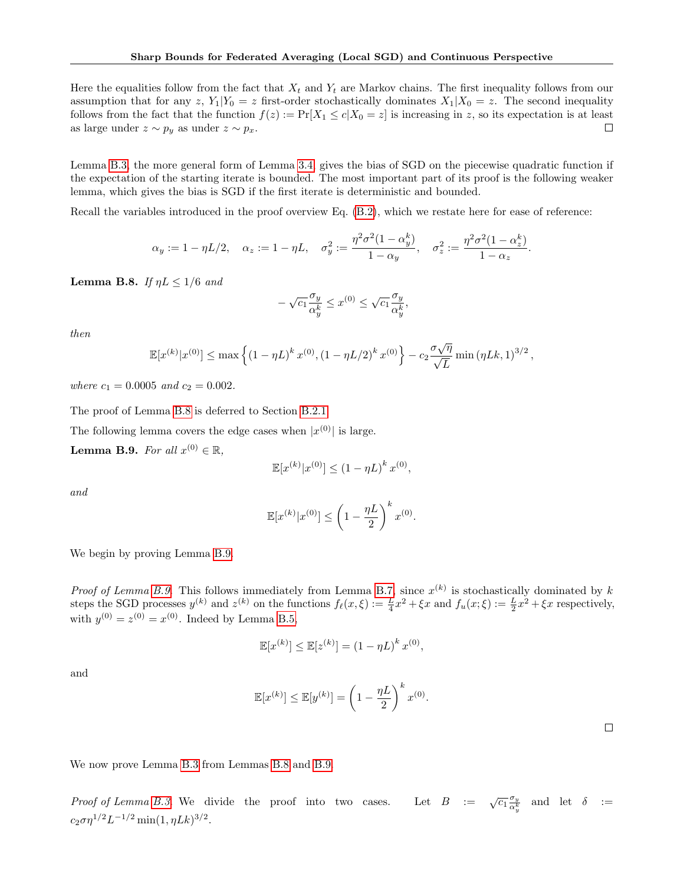Here the equalities follow from the fact that $X_t$ and $Y_t$ are Markov chains. The first inequality follows from our assumption that for any $z$, $Y_1|Y_0 = z$ first-order stochastically dominates $X_1|X_0 = z$. The second inequality follows from the fact that the function $f(z) := \Pr[X_1 \leq c | X_0 = z]$ is increasing in $z$, so its expectation is at least as large under $z \sim p_y$ as under $z \sim p_x$. $\square$

Lemma B.3, the more general form of Lemma 3.4, gives the bias of SGD on the piecewise quadratic function if the expectation of the starting iterate is bounded. The most important part of its proof is the following weaker lemma, which gives the bias is SGD if the first iterate is deterministic and bounded.

Recall the variables introduced in the proof overview Eq. (B.2), which we restate here for ease of reference:

$$\alpha_y := 1 - \eta L/2, \quad \alpha_z := 1 - \eta L, \quad \sigma_y^2 := \frac{\eta^2 \sigma^2 (1 - \alpha_y^k)}{1 - \alpha_y}, \quad \sigma_z^2 := \frac{\eta^2 \sigma^2 (1 - \alpha_z^k)}{1 - \alpha_z}.$$

**Lemma B.8.** *If $\eta L \leq 1/6$ and*

$$-\sqrt{c_1} \frac{\sigma_y}{\alpha_y^k} \leq x^{(0)} \leq \sqrt{c_1} \frac{\sigma_y}{\alpha_y^k},$$

*then*

$$\mathbb{E}[x^{(k)} | x^{(0)}] \leq \max \left\{ (1 - \eta L)^k x^{(0)}, (1 - \eta L/2)^k x^{(0)} \right\} - c_2 \frac{\sigma \sqrt{\eta}}{\sqrt{L}} \min (\eta L k, 1)^{3/2},$$

*where $c_1 = 0.0005$ and $c_2 = 0.002$.*

The proof of Lemma B.8 is deferred to Section B.2.1.

The following lemma covers the edge cases when $|x^{(0)}|$ is large.

**Lemma B.9.** *For all $x^{(0)} \in \mathbb{R}$,*

$$\mathbb{E}[x^{(k)} | x^{(0)}] \leq (1 - \eta L)^k x^{(0)},$$

*and*

$$\mathbb{E}[x^{(k)} | x^{(0)}] \leq \left(1 - \frac{\eta L}{2}\right)^k x^{(0)}.$$

We begin by proving Lemma B.9.

*Proof of Lemma B.9.* This follows immediately from Lemma B.7, since $x^{(k)}$ is stochastically dominated by $k$ steps the SGD processes $y^{(k)}$ and $z^{(k)}$ on the functions $f_\ell(x, \xi) := \frac{L}{4} x^2 + \xi x$ and $f_u(x; \xi) := \frac{L}{2} x^2 + \xi x$ respectively, with $y^{(0)} = z^{(0)} = x^{(0)}$. Indeed by Lemma B.5,

$$\mathbb{E}[x^{(k)}] \leq \mathbb{E}[z^{(k)}] = (1 - \eta L)^k x^{(0)},$$

and

$$\mathbb{E}[x^{(k)}] \leq \mathbb{E}[y^{(k)}] = \left(1 - \frac{\eta L}{2}\right)^k x^{(0)}.$$

$\square$

We now prove Lemma B.3 from Lemmas B.8 and B.9.

*Proof of Lemma B.3.* We divide the proof into two cases. Let $B := \sqrt{c_1} \frac{\sigma_y}{\alpha_y^k}$ and let $\delta := c_2 \sigma \eta^{1/2} L^{-1/2} \min(1, \eta L k)^{3/2}$.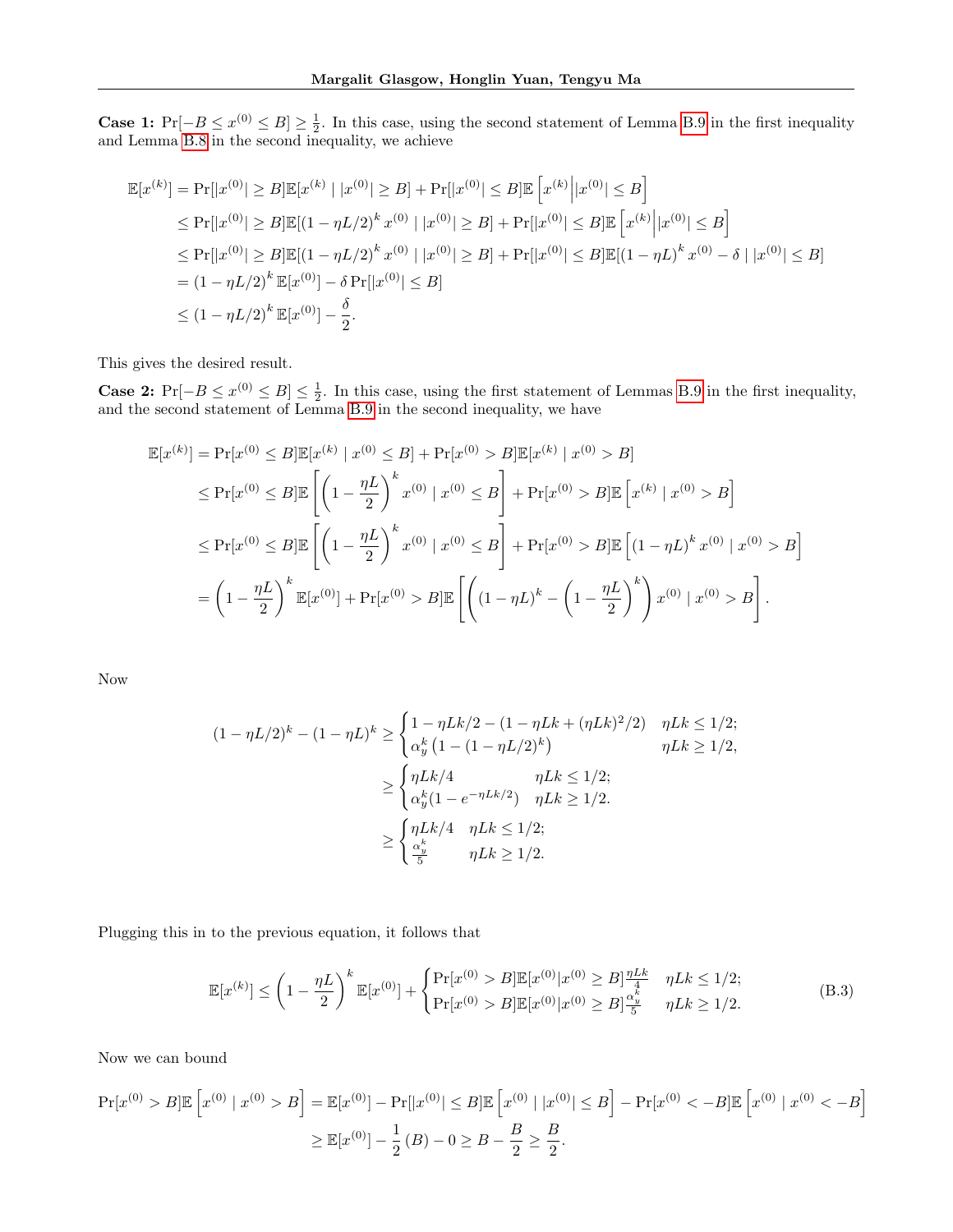**Case 1:** $\Pr[-B \le x^{(0)} \le B] \ge \frac{1}{2}$. In this case, using the second statement of Lemma B.9 in the first inequality and Lemma B.8 in the second inequality, we achieve

$$
\begin{aligned}
\mathbb{E}[x^{(k)}] &= \Pr[|x^{(0)}| \ge B]\mathbb{E}[x^{(k)} \mid |x^{(0)}| \ge B] + \Pr[|x^{(0)}| \le B]\mathbb{E}\left[x^{(k)} \middle| |x^{(0)}| \le B\right] \\
&\le \Pr[|x^{(0)}| \ge B]\mathbb{E}[(1-\eta L/2)^k x^{(0)} \mid |x^{(0)}| \ge B] + \Pr[|x^{(0)}| \le B]\mathbb{E}\left[x^{(k)} \middle| |x^{(0)}| \le B\right] \\
&\le \Pr[|x^{(0)}| \ge B]\mathbb{E}[(1-\eta L/2)^k x^{(0)} \mid |x^{(0)}| \ge B] + \Pr[|x^{(0)}| \le B]\mathbb{E}[(1-\eta L)^k x^{(0)} - \delta \mid |x^{(0)}| \le B] \\
&= (1-\eta L/2)^k \mathbb{E}[x^{(0)}] - \delta \Pr[|x^{(0)}| \le B] \\
&\le (1-\eta L/2)^k \mathbb{E}[x^{(0)}] - \frac{\delta}{2}.
\end{aligned}
$$

This gives the desired result.

**Case 2:** $\Pr[-B \le x^{(0)} \le B] \le \frac{1}{2}$. In this case, using the first statement of Lemmas B.9 in the first inequality, and the second statement of Lemma B.9 in the second inequality, we have

$$
\begin{aligned}
\mathbb{E}[x^{(k)}] &= \Pr[x^{(0)} \le B]\mathbb{E}[x^{(k)} \mid x^{(0)} \le B] + \Pr[x^{(0)} > B]\mathbb{E}[x^{(k)} \mid x^{(0)} > B] \\
&\le \Pr[x^{(0)} \le B]\mathbb{E}\left[\left(1-\frac{\eta L}{2}\right)^k x^{(0)} \mid x^{(0)} \le B\right] + \Pr[x^{(0)} > B]\mathbb{E}\left[x^{(k)} \mid x^{(0)} > B\right] \\
&\le \Pr[x^{(0)} \le B]\mathbb{E}\left[\left(1-\frac{\eta L}{2}\right)^k x^{(0)} \mid x^{(0)} \le B\right] + \Pr[x^{(0)} > B]\mathbb{E}\left[(1-\eta L)^k x^{(0)} \mid x^{(0)} > B\right] \\
&= \left(1-\frac{\eta L}{2}\right)^k \mathbb{E}[x^{(0)}] + \Pr[x^{(0)} > B]\mathbb{E}\left[\left((1-\eta L)^k - \left(1-\frac{\eta L}{2}\right)^k\right) x^{(0)} \mid x^{(0)} > B\right].
\end{aligned}
$$

Now

$$
\begin{aligned}
(1-\eta L/2)^k - (1-\eta L)^k &\ge \begin{cases} 1 - \eta Lk/2 - (1 - \eta Lk + (\eta Lk)^2/2) & \eta Lk \le 1/2; \\ \alpha_y^k \left(1 - (1-\eta L/2)^k\right) & \eta Lk \ge 1/2, \end{cases} \\
&\ge \begin{cases} \eta Lk/4 & \eta Lk \le 1/2; \\ \alpha_y^k (1 - e^{-\eta Lk/2}) & \eta Lk \ge 1/2. \end{cases} \\
&\ge \begin{cases} \eta Lk/4 & \eta Lk \le 1/2; \\ \frac{\alpha_y^k}{5} & \eta Lk \ge 1/2. \end{cases}
\end{aligned}
$$

Plugging this in to the previous equation, it follows that

$$
\mathbb{E}[x^{(k)}] \le \left(1-\frac{\eta L}{2}\right)^k \mathbb{E}[x^{(0)}] + \begin{cases} \Pr[x^{(0)} > B]\mathbb{E}[x^{(0)} | x^{(0)} \ge B]\frac{\eta Lk}{4} & \eta Lk \le 1/2; \\ \Pr[x^{(0)} > B]\mathbb{E}[x^{(0)} | x^{(0)} \ge B]\frac{\alpha_y^k}{5} & \eta Lk \ge 1/2. \end{cases} \tag{B.3}
$$

Now we can bound

$$
\begin{aligned}
\Pr[x^{(0)} > B]\mathbb{E}\left[x^{(0)} \mid x^{(0)} > B\right] &= \mathbb{E}[x^{(0)}] - \Pr[|x^{(0)}| \le B]\mathbb{E}\left[x^{(0)} \mid |x^{(0)}| \le B\right] - \Pr[x^{(0)} < -B]\mathbb{E}\left[x^{(0)} \mid x^{(0)} < -B\right] \\
&\ge \mathbb{E}[x^{(0)}] - \frac{1}{2}(B) - 0 \ge B - \frac{B}{2} \ge \frac{B}{2}.
\end{aligned}
$$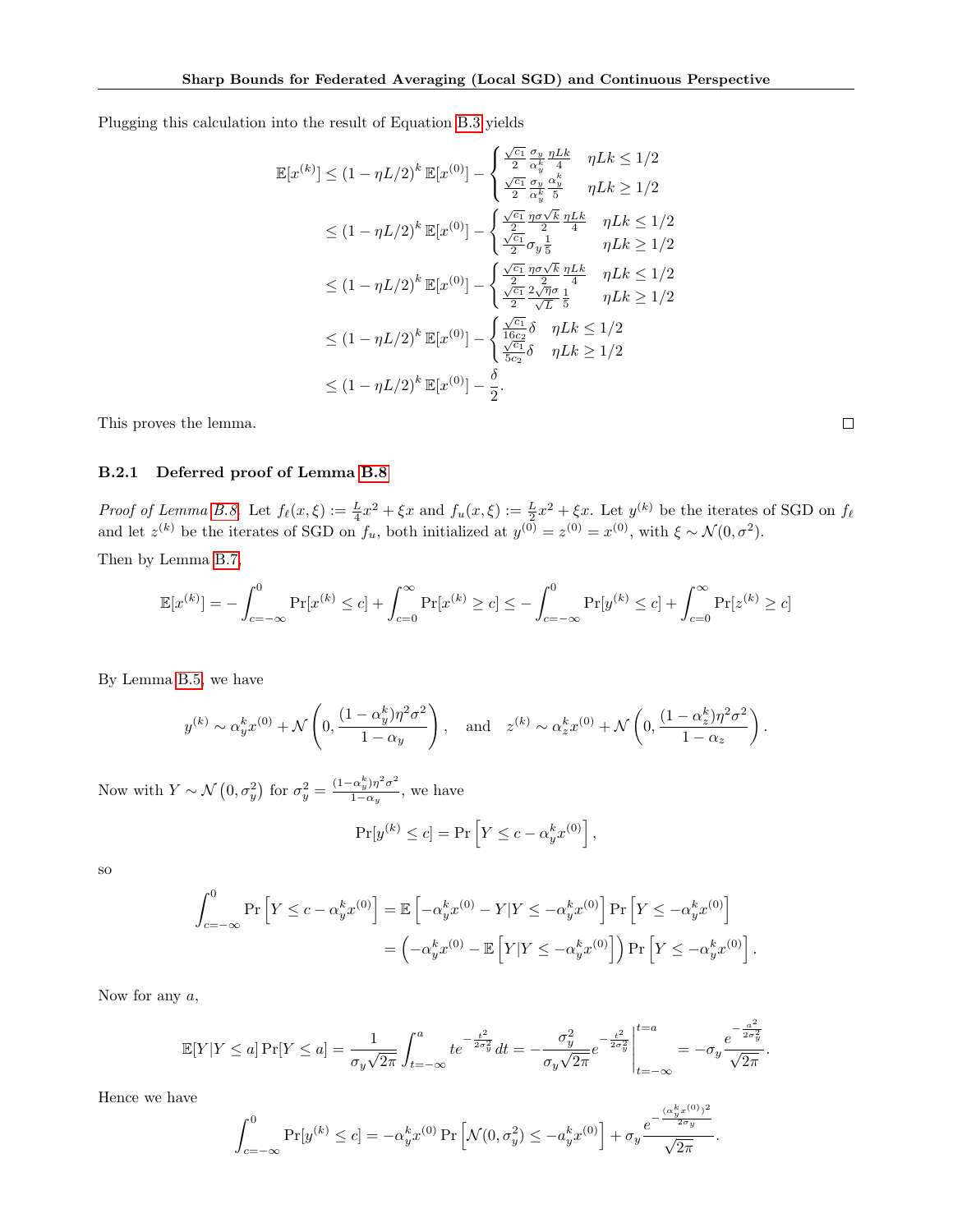Plugging this calculation into the result of Equation B.3 yields

$$
\begin{aligned}
\mathbb{E}[x^{(k)}] &\leq (1-\eta L/2)^k\, \mathbb{E}[x^{(0)}] - \begin{cases} \frac{\sqrt{c_1}}{2}\frac{\sigma_y}{\alpha_y^k}\frac{\eta L k}{4} & \eta L k \leq 1/2 \\ \frac{\sqrt{c_1}}{2}\frac{\sigma_y}{\alpha_y^k}\frac{\alpha_y^k}{5} & \eta L k \geq 1/2 \end{cases} \\
&\leq (1-\eta L/2)^k\, \mathbb{E}[x^{(0)}] - \begin{cases} \frac{\sqrt{c_1}}{2}\frac{\eta\sigma\sqrt{k}}{2}\frac{\eta L k}{4} & \eta L k \leq 1/2 \\ \frac{\sqrt{c_1}}{2}\sigma_y\frac{1}{5} & \eta L k \geq 1/2 \end{cases} \\
&\leq (1-\eta L/2)^k\, \mathbb{E}[x^{(0)}] - \begin{cases} \frac{\sqrt{c_1}}{2}\frac{\eta\sigma\sqrt{k}}{2}\frac{\eta L k}{4} & \eta L k \leq 1/2 \\ \frac{\sqrt{c_1}}{2}\frac{2\sqrt{\eta}\sigma}{\sqrt{L}}\frac{1}{5} & \eta L k \geq 1/2 \end{cases} \\
&\leq (1-\eta L/2)^k\, \mathbb{E}[x^{(0)}] - \begin{cases} \frac{\sqrt{c_1}}{16 c_2}\delta & \eta L k \leq 1/2 \\ \frac{\sqrt{c_1}}{5 c_2}\delta & \eta L k \geq 1/2 \end{cases} \\
&\leq (1-\eta L/2)^k\, \mathbb{E}[x^{(0)}] - \frac{\delta}{2}.
\end{aligned}
$$

This proves the lemma. □

### B.2.1 Deferred proof of Lemma B.8

*Proof of Lemma B.8.* Let $f_\ell(x,\xi) := \frac{L}{4}x^2 + \xi x$ and $f_u(x,\xi) := \frac{L}{2}x^2 + \xi x$. Let $y^{(k)}$ be the iterates of SGD on $f_\ell$ and let $z^{(k)}$ be the iterates of SGD on $f_u$, both initialized at $y^{(0)} = z^{(0)} = x^{(0)}$, with $\xi \sim \mathcal{N}(0,\sigma^2)$.

Then by Lemma B.7,

$$
\mathbb{E}[x^{(k)}] = -\int_{c=-\infty}^{0} \Pr[x^{(k)} \leq c] + \int_{c=0}^{\infty} \Pr[x^{(k)} \geq c] \leq -\int_{c=-\infty}^{0} \Pr[y^{(k)} \leq c] + \int_{c=0}^{\infty} \Pr[z^{(k)} \geq c]
$$

By Lemma B.5, we have

$$
y^{(k)} \sim \alpha_y^k x^{(0)} + \mathcal{N}\left(0, \frac{(1-\alpha_y^k)\eta^2\sigma^2}{1-\alpha_y}\right), \quad \text{and} \quad z^{(k)} \sim \alpha_z^k x^{(0)} + \mathcal{N}\left(0, \frac{(1-\alpha_z^k)\eta^2\sigma^2}{1-\alpha_z}\right).
$$

Now with $Y \sim \mathcal{N}\left(0, \sigma_y^2\right)$ for $\sigma_y^2 = \frac{(1-\alpha_y^k)\eta^2\sigma^2}{1-\alpha_y}$, we have

$$
\Pr[y^{(k)} \leq c] = \Pr\left[Y \leq c - \alpha_y^k x^{(0)}\right],
$$

so

$$
\begin{aligned}
\int_{c=-\infty}^{0} \Pr\left[Y \leq c - \alpha_y^k x^{(0)}\right] &= \mathbb{E}\left[-\alpha_y^k x^{(0)} - Y | Y \leq -\alpha_y^k x^{(0)}\right] \Pr\left[Y \leq -\alpha_y^k x^{(0)}\right] \\
&= \left(-\alpha_y^k x^{(0)} - \mathbb{E}\left[Y | Y \leq -\alpha_y^k x^{(0)}\right]\right) \Pr\left[Y \leq -\alpha_y^k x^{(0)}\right].
\end{aligned}
$$

Now for any $a$,

$$
\mathbb{E}[Y|Y \leq a]\Pr[Y \leq a] = \frac{1}{\sigma_y\sqrt{2\pi}}\int_{t=-\infty}^{a} t e^{-\frac{t^2}{2\sigma_y^2}}\, dt = -\frac{\sigma_y^2}{\sigma_y\sqrt{2\pi}} e^{-\frac{t^2}{2\sigma_y^2}}\Bigg|_{t=-\infty}^{t=a} = -\sigma_y \frac{e^{-\frac{a^2}{2\sigma_y^2}}}{\sqrt{2\pi}}.
$$

Hence we have

$$
\int_{c=-\infty}^{0} \Pr[y^{(k)} \leq c] = -\alpha_y^k x^{(0)} \Pr\left[\mathcal{N}(0,\sigma_y^2) \leq -a_y^k x^{(0)}\right] + \sigma_y \frac{e^{-\frac{(\alpha_y^k x^{(0)})^2}{2\sigma_y}}}{\sqrt{2\pi}}.
$$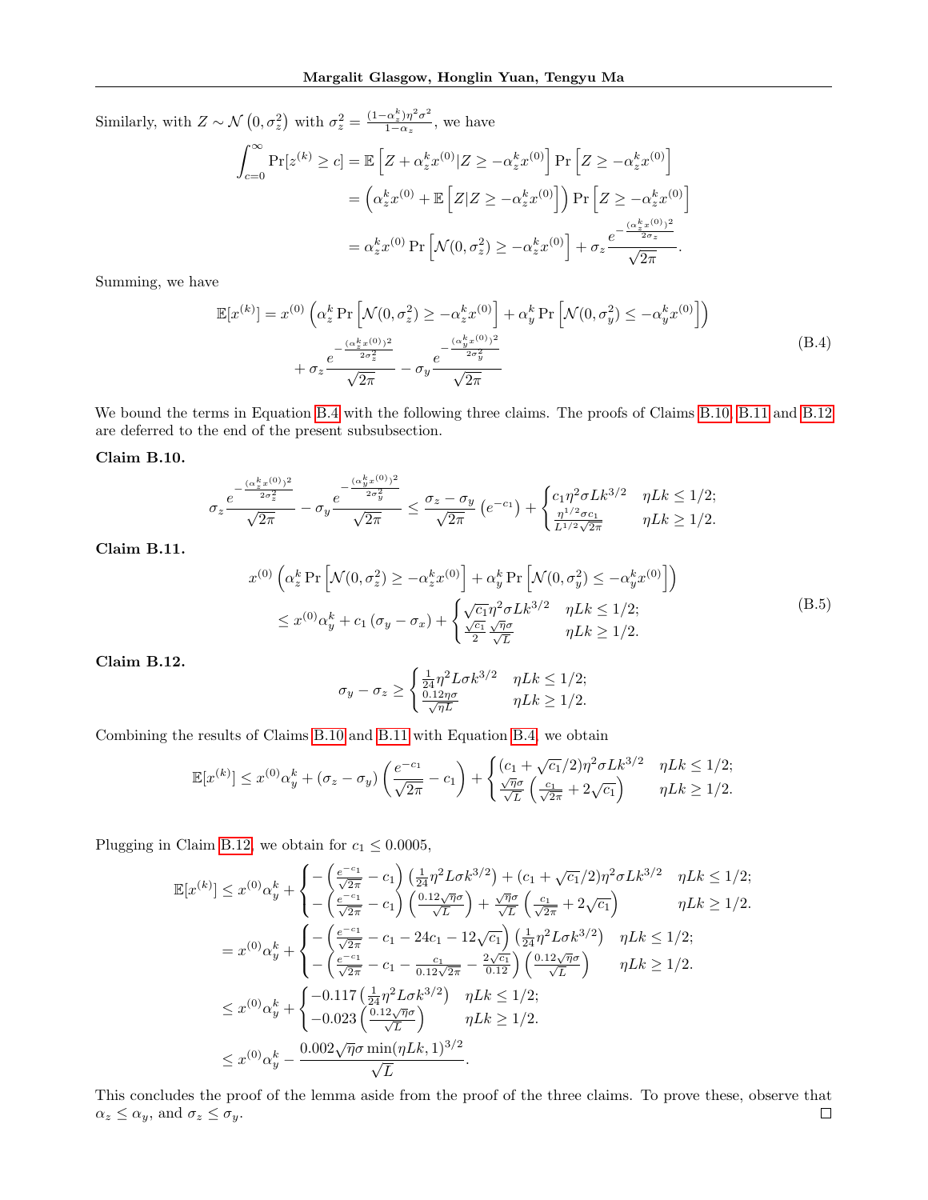Similarly, with $Z \sim \mathcal{N}\left(0, \sigma_z^2\right)$ with $\sigma_z^2 = \frac{(1-\alpha_z^k)\eta^2\sigma^2}{1-\alpha_z}$, we have

$$
\begin{aligned}
\int_{c=0}^{\infty} \Pr[z^{(k)} \geq c] &= \mathbb{E}\left[Z + \alpha_z^k x^{(0)} | Z \geq -\alpha_z^k x^{(0)}\right] \Pr\left[Z \geq -\alpha_z^k x^{(0)}\right] \\
&= \left(\alpha_z^k x^{(0)} + \mathbb{E}\left[Z | Z \geq -\alpha_z^k x^{(0)}\right]\right) \Pr\left[Z \geq -\alpha_z^k x^{(0)}\right] \\
&= \alpha_z^k x^{(0)} \Pr\left[\mathcal{N}(0, \sigma_z^2) \geq -\alpha_z^k x^{(0)}\right] + \sigma_z \frac{e^{-\frac{(\alpha_z^k x^{(0)})^2}{2\sigma_z}}}{\sqrt{2\pi}}.
\end{aligned}
$$

Summing, we have

$$
\begin{aligned}
\mathbb{E}[x^{(k)}] = x^{(0)} &\left(\alpha_z^k \Pr\left[\mathcal{N}(0, \sigma_z^2) \geq -\alpha_z^k x^{(0)}\right] + \alpha_y^k \Pr\left[\mathcal{N}(0, \sigma_y^2) \leq -\alpha_y^k x^{(0)}\right]\right) \\
&+ \sigma_z \frac{e^{-\frac{(\alpha_z^k x^{(0)})^2}{2\sigma_z^2}}}{\sqrt{2\pi}} - \sigma_y \frac{e^{-\frac{(\alpha_y^k x^{(0)})^2}{2\sigma_y^2}}}{\sqrt{2\pi}}
\end{aligned} \tag{B.4}
$$

We bound the terms in Equation B.4 with the following three claims. The proofs of Claims B.10, B.11 and B.12 are deferred to the end of the present subsubsection.

**Claim B.10.**

$$
\sigma_z \frac{e^{-\frac{(\alpha_z^k x^{(0)})^2}{2\sigma_z^2}}}{\sqrt{2\pi}} - \sigma_y \frac{e^{-\frac{(\alpha_y^k x^{(0)})^2}{2\sigma_y^2}}}{\sqrt{2\pi}} \leq \frac{\sigma_z - \sigma_y}{\sqrt{2\pi}}\left(e^{-c_1}\right) + \begin{cases} c_1 \eta^2 \sigma L k^{3/2} & \eta L k \leq 1/2; \\ \frac{\eta^{1/2}\sigma c_1}{L^{1/2}\sqrt{2\pi}} & \eta L k \geq 1/2. \end{cases}
$$

**Claim B.11.**

$$
\begin{aligned}
x^{(0)} &\left(\alpha_z^k \Pr\left[\mathcal{N}(0, \sigma_z^2) \geq -\alpha_z^k x^{(0)}\right] + \alpha_y^k \Pr\left[\mathcal{N}(0, \sigma_y^2) \leq -\alpha_y^k x^{(0)}\right]\right) \\
&\leq x^{(0)}\alpha_y^k + c_1\left(\sigma_y - \sigma_x\right) + \begin{cases} \sqrt{c_1}\eta^2 \sigma L k^{3/2} & \eta L k \leq 1/2; \\ \frac{\sqrt{c_1}}{2}\frac{\sqrt{\eta}\sigma}{\sqrt{L}} & \eta L k \geq 1/2. \end{cases}
\end{aligned} \tag{B.5}
$$

**Claim B.12.**

$$
\sigma_y - \sigma_z \geq \begin{cases} \frac{1}{24}\eta^2 L \sigma k^{3/2} & \eta L k \leq 1/2; \\ \frac{0.12\eta\sigma}{\sqrt{\eta L}} & \eta L k \geq 1/2. \end{cases}
$$

Combining the results of Claims B.10 and B.11 with Equation B.4, we obtain

$$
\mathbb{E}[x^{(k)}] \leq x^{(0)}\alpha_y^k + (\sigma_z - \sigma_y)\left(\frac{e^{-c_1}}{\sqrt{2\pi}} - c_1\right) + \begin{cases} (c_1 + \sqrt{c_1}/2)\eta^2 \sigma L k^{3/2} & \eta L k \leq 1/2; \\ \frac{\sqrt{\eta}\sigma}{\sqrt{L}}\left(\frac{c_1}{\sqrt{2\pi}} + 2\sqrt{c_1}\right) & \eta L k \geq 1/2. \end{cases}
$$

Plugging in Claim B.12, we obtain for $c_1 \leq 0.0005$,

$$
\begin{aligned}
\mathbb{E}[x^{(k)}] &\leq x^{(0)}\alpha_y^k + \begin{cases} -\left(\frac{e^{-c_1}}{\sqrt{2\pi}} - c_1\right)\left(\frac{1}{24}\eta^2 L \sigma k^{3/2}\right) + (c_1 + \sqrt{c_1}/2)\eta^2 \sigma L k^{3/2} & \eta L k \leq 1/2; \\ -\left(\frac{e^{-c_1}}{\sqrt{2\pi}} - c_1\right)\left(\frac{0.12\sqrt{\eta}\sigma}{\sqrt{L}}\right) + \frac{\sqrt{\eta}\sigma}{\sqrt{L}}\left(\frac{c_1}{\sqrt{2\pi}} + 2\sqrt{c_1}\right) & \eta L k \geq 1/2. \end{cases} \\
&= x^{(0)}\alpha_y^k + \begin{cases} -\left(\frac{e^{-c_1}}{\sqrt{2\pi}} - c_1 - 24c_1 - 12\sqrt{c_1}\right)\left(\frac{1}{24}\eta^2 L \sigma k^{3/2}\right) & \eta L k \leq 1/2; \\ -\left(\frac{e^{-c_1}}{\sqrt{2\pi}} - c_1 - \frac{c_1}{0.12\sqrt{2\pi}} - \frac{2\sqrt{c_1}}{0.12}\right)\left(\frac{0.12\sqrt{\eta}\sigma}{\sqrt{L}}\right) & \eta L k \geq 1/2. \end{cases} \\
&\leq x^{(0)}\alpha_y^k + \begin{cases} -0.117\left(\frac{1}{24}\eta^2 L \sigma k^{3/2}\right) & \eta L k \leq 1/2; \\ -0.023\left(\frac{0.12\sqrt{\eta}\sigma}{\sqrt{L}}\right) & \eta L k \geq 1/2. \end{cases} \\
&\leq x^{(0)}\alpha_y^k - \frac{0.002\sqrt{\eta}\sigma \min(\eta L k, 1)^{3/2}}{\sqrt{L}}.
\end{aligned}
$$

This concludes the proof of the lemma aside from the proof of the three claims. To prove these, observe that $\alpha_z \leq \alpha_y$, and $\sigma_z \leq \sigma_y$. $\square$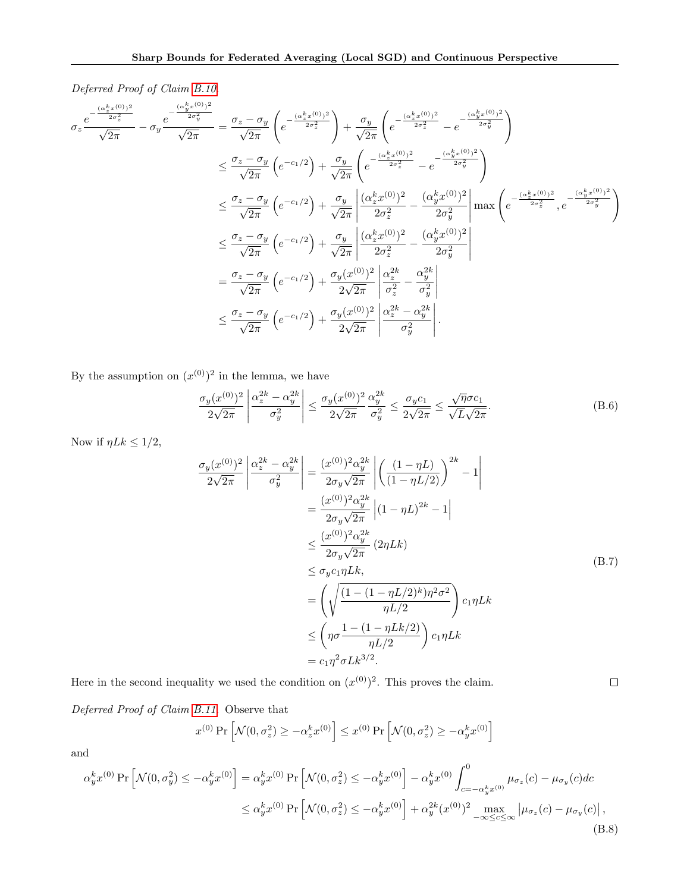*Deferred Proof of Claim B.10.*

$$
\begin{aligned}
\sigma_z \frac{e^{-\frac{(\alpha_z^k x^{(0)})^2}{2\sigma_z^2}}}{\sqrt{2\pi}} - \sigma_y \frac{e^{-\frac{(\alpha_y^k x^{(0)})^2}{2\sigma_y^2}}}{\sqrt{2\pi}} &= \frac{\sigma_z - \sigma_y}{\sqrt{2\pi}} \left( e^{-\frac{(\alpha_z^k x^{(0)})^2}{2\sigma_z^2}} \right) + \frac{\sigma_y}{\sqrt{2\pi}} \left( e^{-\frac{(\alpha_z^k x^{(0)})^2}{2\sigma_z^2}} - e^{-\frac{(\alpha_y^k x^{(0)})^2}{2\sigma_y^2}} \right) \\
&\leq \frac{\sigma_z - \sigma_y}{\sqrt{2\pi}} \left( e^{-c_1/2} \right) + \frac{\sigma_y}{\sqrt{2\pi}} \left( e^{-\frac{(\alpha_z^k x^{(0)})^2}{2\sigma_z^2}} - e^{-\frac{(\alpha_y^k x^{(0)})^2}{2\sigma_y^2}} \right) \\
&\leq \frac{\sigma_z - \sigma_y}{\sqrt{2\pi}} \left( e^{-c_1/2} \right) + \frac{\sigma_y}{\sqrt{2\pi}} \left| \frac{(\alpha_z^k x^{(0)})^2}{2\sigma_z^2} - \frac{(\alpha_y^k x^{(0)})^2}{2\sigma_y^2} \right| \max \left( e^{-\frac{(\alpha_z^k x^{(0)})^2}{2\sigma_z^2}}, e^{-\frac{(\alpha_y^k x^{(0)})^2}{2\sigma_y^2}} \right) \\
&\leq \frac{\sigma_z - \sigma_y}{\sqrt{2\pi}} \left( e^{-c_1/2} \right) + \frac{\sigma_y}{\sqrt{2\pi}} \left| \frac{(\alpha_z^k x^{(0)})^2}{2\sigma_z^2} - \frac{(\alpha_y^k x^{(0)})^2}{2\sigma_y^2} \right| \\
&= \frac{\sigma_z - \sigma_y}{\sqrt{2\pi}} \left( e^{-c_1/2} \right) + \frac{\sigma_y (x^{(0)})^2}{2\sqrt{2\pi}} \left| \frac{\alpha_z^{2k}}{\sigma_z^2} - \frac{\alpha_y^{2k}}{\sigma_y^2} \right| \\
&\leq \frac{\sigma_z - \sigma_y}{\sqrt{2\pi}} \left( e^{-c_1/2} \right) + \frac{\sigma_y (x^{(0)})^2}{2\sqrt{2\pi}} \left| \frac{\alpha_z^{2k} - \alpha_y^{2k}}{\sigma_y^2} \right|.
\end{aligned}
$$

By the assumption on $(x^{(0)})^2$ in the lemma, we have

$$
\frac{\sigma_y (x^{(0)})^2}{2\sqrt{2\pi}} \left| \frac{\alpha_z^{2k} - \alpha_y^{2k}}{\sigma_y^2} \right| \leq \frac{\sigma_y (x^{(0)})^2}{2\sqrt{2\pi}} \frac{\alpha_y^{2k}}{\sigma_y^2} \leq \frac{\sigma_y c_1}{2\sqrt{2\pi}} \leq \frac{\sqrt{\eta}\sigma c_1}{\sqrt{L}\sqrt{2\pi}}. \tag{B.6}
$$

Now if $\eta L k \leq 1/2$,

$$
\begin{aligned}
\frac{\sigma_y (x^{(0)})^2}{2\sqrt{2\pi}} \left| \frac{\alpha_z^{2k} - \alpha_y^{2k}}{\sigma_y^2} \right| &= \frac{(x^{(0)})^2 \alpha_y^{2k}}{2\sigma_y \sqrt{2\pi}} \left| \left( \frac{(1-\eta L)}{(1-\eta L/2)} \right)^{2k} - 1 \right| \\
&= \frac{(x^{(0)})^2 \alpha_y^{2k}}{2\sigma_y \sqrt{2\pi}} \left| (1-\eta L)^{2k} - 1 \right| \\
&\leq \frac{(x^{(0)})^2 \alpha_y^{2k}}{2\sigma_y \sqrt{2\pi}} \left( 2\eta L k \right) \\
&\leq \sigma_y c_1 \eta L k, \\
&= \left( \sqrt{\frac{(1-(1-\eta L/2)^k)\eta^2\sigma^2}{\eta L/2}} \right) c_1 \eta L k \\
&\leq \left( \eta\sigma \frac{1-(1-\eta L k/2)}{\eta L/2} \right) c_1 \eta L k \\
&= c_1 \eta^2 \sigma L k^{3/2}.
\end{aligned} \tag{B.7}
$$

Here in the second inequality we used the condition on $(x^{(0)})^2$. This proves the claim. ◻

*Deferred Proof of Claim B.11.* Observe that

$$
x^{(0)} \Pr\left[\mathcal{N}(0, \sigma_z^2) \geq -\alpha_z^k x^{(0)}\right] \leq x^{(0)} \Pr\left[\mathcal{N}(0, \sigma_z^2) \geq -\alpha_y^k x^{(0)}\right]
$$

and

$$
\begin{aligned}
\alpha_y^k x^{(0)} \Pr\left[\mathcal{N}(0, \sigma_y^2) \leq -\alpha_y^k x^{(0)}\right] &= \alpha_y^k x^{(0)} \Pr\left[\mathcal{N}(0, \sigma_z^2) \leq -\alpha_y^k x^{(0)}\right] - \alpha_y^k x^{(0)} \int_{c=-\alpha_y^k x^{(0)}}^{0} \mu_{\sigma_z}(c) - \mu_{\sigma_y}(c) dc \\
&\leq \alpha_y^k x^{(0)} \Pr\left[\mathcal{N}(0, \sigma_z^2) \leq -\alpha_y^k x^{(0)}\right] + \alpha_y^{2k} (x^{(0)})^2 \max_{-\infty \leq c \leq \infty} \left| \mu_{\sigma_z}(c) - \mu_{\sigma_y}(c) \right|,
\end{aligned} \tag{B.8}
$$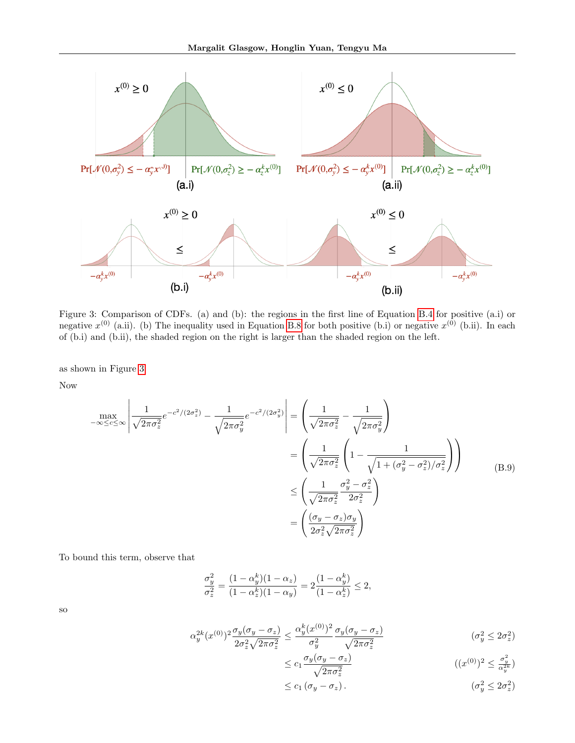Figure 3: Comparison of CDFs. (a) and (b): the regions in the first line of Equation B.4 for positive (a.i) or negative $x^{(0)}$ (a.ii). (b) The inequality used in Equation B.8 for both positive (b.i) or negative $x^{(0)}$ (b.ii). In each of (b.i) and (b.ii), the shaded region on the right is larger than the shaded region on the left.

as shown in Figure 3.

Now

$$
\begin{aligned}
\max_{-\infty \leq c \leq \infty} \left| \frac{1}{\sqrt{2\pi\sigma_z^2}} e^{-c^2/(2\sigma_z^2)} - \frac{1}{\sqrt{2\pi\sigma_y^2}} e^{-c^2/(2\sigma_y^2)} \right| &= \left( \frac{1}{\sqrt{2\pi\sigma_z^2}} - \frac{1}{\sqrt{2\pi\sigma_y^2}} \right) \\
&= \left( \frac{1}{\sqrt{2\pi\sigma_z^2}} \left( 1 - \frac{1}{\sqrt{1 + (\sigma_y^2 - \sigma_z^2)/\sigma_z^2}} \right) \right) \\
&\leq \left( \frac{1}{\sqrt{2\pi\sigma_z^2}} \frac{\sigma_y^2 - \sigma_z^2}{2\sigma_z^2} \right) \\
&= \left( \frac{(\sigma_y - \sigma_z)\sigma_y}{2\sigma_z^2\sqrt{2\pi\sigma_z^2}} \right)
\end{aligned}
\tag{B.9}
$$

To bound this term, observe that

$$
\frac{\sigma_y^2}{\sigma_z^2} = \frac{(1-\alpha_y^k)(1-\alpha_z)}{(1-\alpha_z^k)(1-\alpha_y)} = 2\frac{(1-\alpha_y^k)}{(1-\alpha_z^k)} \leq 2,
$$

so

$$
\begin{aligned}
\alpha_y^{2k}(x^{(0)})^2 \frac{\sigma_y(\sigma_y - \sigma_z)}{2\sigma_z^2\sqrt{2\pi\sigma_z^2}} &\leq \frac{\alpha_y^k (x^{(0)})^2}{\sigma_y^2} \frac{\sigma_y(\sigma_y - \sigma_z)}{\sqrt{2\pi\sigma_z^2}} && (\sigma_y^2 \leq 2\sigma_z^2) \\
&\leq c_1 \frac{\sigma_y(\sigma_y - \sigma_z)}{\sqrt{2\pi\sigma_z^2}} && ((x^{(0)})^2 \leq \tfrac{\sigma_y^2}{\alpha_y^{2k}}) \\
&\leq c_1 (\sigma_y - \sigma_z). && (\sigma_y^2 \leq 2\sigma_z^2)
\end{aligned}
$$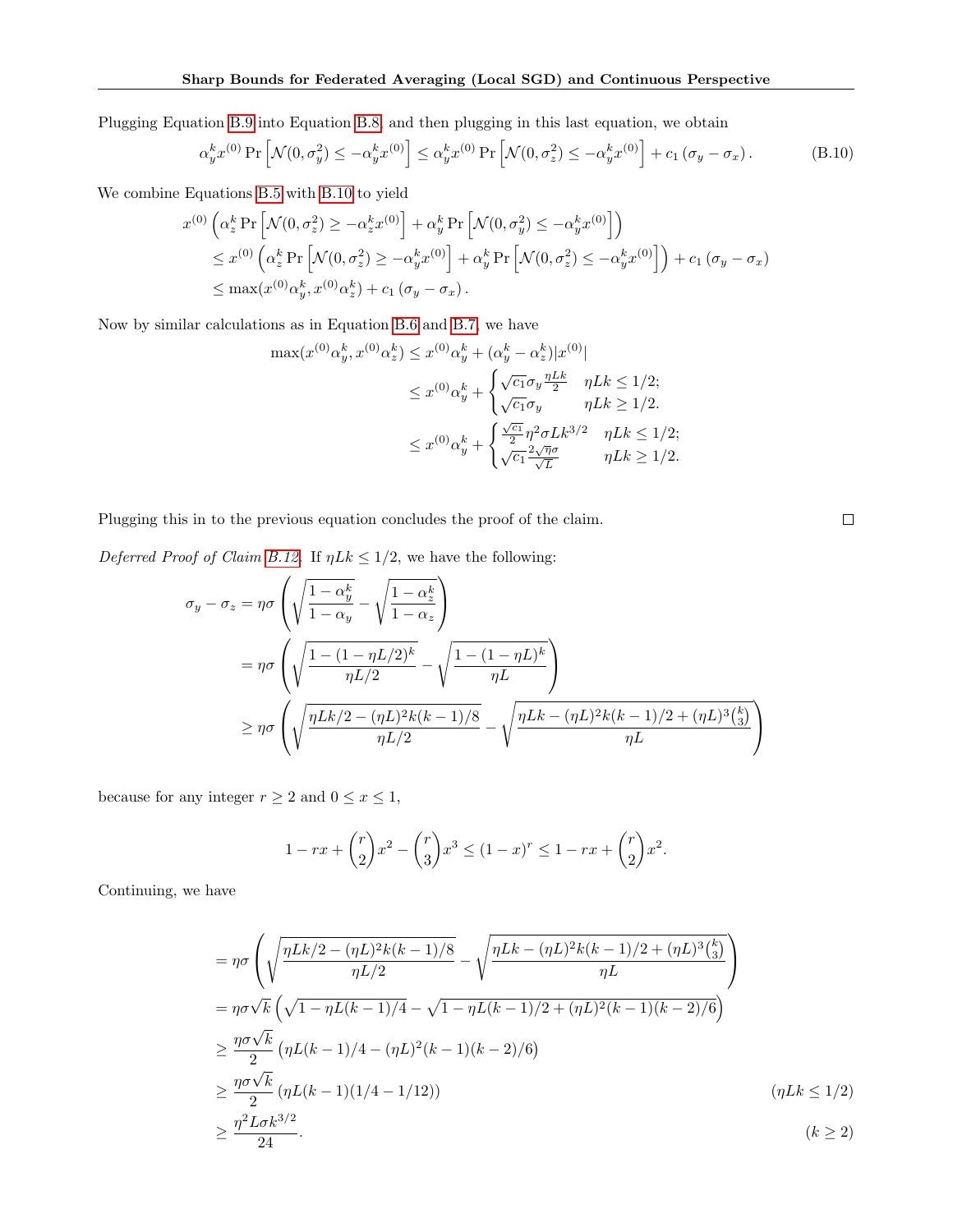Plugging Equation B.9 into Equation B.8, and then plugging in this last equation, we obtain

$$\alpha_y^k x^{(0)} \Pr\left[\mathcal{N}(0,\sigma_y^2) \leq -\alpha_y^k x^{(0)}\right] \leq \alpha_y^k x^{(0)} \Pr\left[\mathcal{N}(0,\sigma_z^2) \leq -\alpha_y^k x^{(0)}\right] + c_1\left(\sigma_y - \sigma_x\right). \tag{B.10}$$

We combine Equations B.5 with B.10 to yield

$$\begin{aligned}
&x^{(0)}\left(\alpha_z^k \Pr\left[\mathcal{N}(0,\sigma_z^2) \geq -\alpha_z^k x^{(0)}\right] + \alpha_y^k \Pr\left[\mathcal{N}(0,\sigma_y^2) \leq -\alpha_y^k x^{(0)}\right]\right) \\
&\leq x^{(0)}\left(\alpha_z^k \Pr\left[\mathcal{N}(0,\sigma_z^2) \geq -\alpha_y^k x^{(0)}\right] + \alpha_y^k \Pr\left[\mathcal{N}(0,\sigma_z^2) \leq -\alpha_y^k x^{(0)}\right]\right) + c_1\left(\sigma_y - \sigma_x\right) \\
&\leq \max(x^{(0)}\alpha_y^k, x^{(0)}\alpha_z^k) + c_1\left(\sigma_y - \sigma_x\right).
\end{aligned}$$

Now by similar calculations as in Equation B.6 and B.7, we have

$$\begin{aligned}
\max(x^{(0)}\alpha_y^k, x^{(0)}\alpha_z^k) &\leq x^{(0)}\alpha_y^k + (\alpha_y^k - \alpha_z^k)|x^{(0)}| \\
&\leq x^{(0)}\alpha_y^k + \begin{cases} \sqrt{c_1}\sigma_y \frac{\eta L k}{2} & \eta L k \leq 1/2; \\ \sqrt{c_1}\sigma_y & \eta L k \geq 1/2. \end{cases} \\
&\leq x^{(0)}\alpha_y^k + \begin{cases} \frac{\sqrt{c_1}}{2}\eta^2\sigma L k^{3/2} & \eta L k \leq 1/2; \\ \sqrt{c_1}\frac{2\sqrt{\eta}\sigma}{\sqrt{L}} & \eta L k \geq 1/2. \end{cases}
\end{aligned}$$

Plugging this in to the previous equation concludes the proof of the claim. $\square$

*Deferred Proof of Claim B.12.* If $\eta L k \leq 1/2$, we have the following:

$$\begin{aligned}
\sigma_y - \sigma_z &= \eta\sigma\left(\sqrt{\frac{1-\alpha_y^k}{1-\alpha_y}} - \sqrt{\frac{1-\alpha_z^k}{1-\alpha_z}}\right) \\
&= \eta\sigma\left(\sqrt{\frac{1-(1-\eta L/2)^k}{\eta L/2}} - \sqrt{\frac{1-(1-\eta L)^k}{\eta L}}\right) \\
&\geq \eta\sigma\left(\sqrt{\frac{\eta L k/2 - (\eta L)^2 k(k-1)/8}{\eta L/2}} - \sqrt{\frac{\eta L k - (\eta L)^2 k(k-1)/2 + (\eta L)^3\binom{k}{3}}{\eta L}}\right)
\end{aligned}$$

because for any integer $r \geq 2$ and $0 \leq x \leq 1$,

$$1 - rx + \binom{r}{2}x^2 - \binom{r}{3}x^3 \leq (1-x)^r \leq 1 - rx + \binom{r}{2}x^2.$$

Continuing, we have

$$\begin{aligned}
&= \eta\sigma\left(\sqrt{\frac{\eta L k/2 - (\eta L)^2 k(k-1)/8}{\eta L/2}} - \sqrt{\frac{\eta L k - (\eta L)^2 k(k-1)/2 + (\eta L)^3\binom{k}{3}}{\eta L}}\right) \\
&= \eta\sigma\sqrt{k}\left(\sqrt{1 - \eta L(k-1)/4} - \sqrt{1 - \eta L(k-1)/2 + (\eta L)^2(k-1)(k-2)/6}\right) \\
&\geq \frac{\eta\sigma\sqrt{k}}{2}\left(\eta L(k-1)/4 - (\eta L)^2(k-1)(k-2)/6\right) \\
&\geq \frac{\eta\sigma\sqrt{k}}{2}\left(\eta L(k-1)(1/4 - 1/12)\right) && (\eta L k \leq 1/2) \\
&\geq \frac{\eta^2 L\sigma k^{3/2}}{24}. && (k \geq 2)
\end{aligned}$$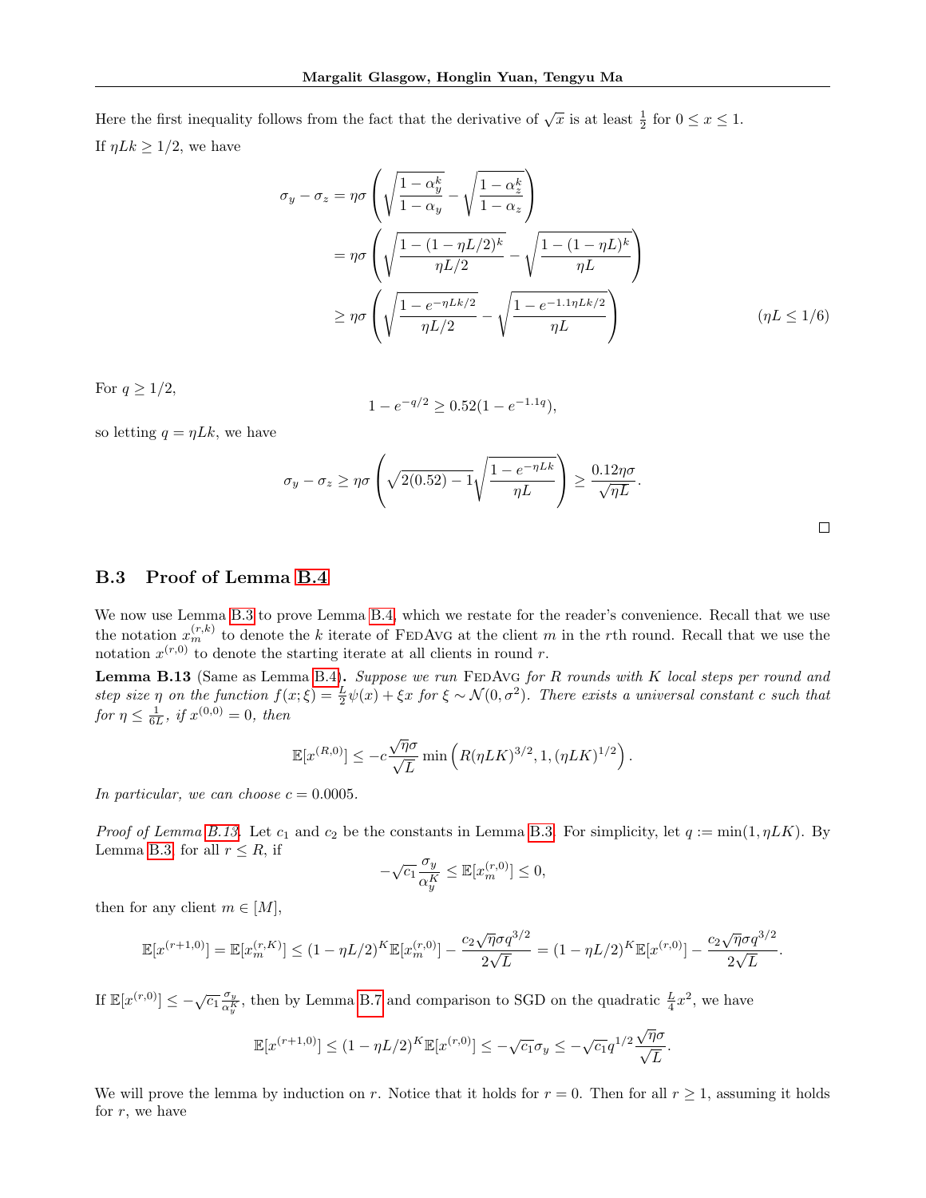Here the first inequality follows from the fact that the derivative of $\sqrt{x}$ is at least $\frac{1}{2}$ for $0 \leq x \leq 1$.

If $\eta L k \geq 1/2$, we have

$$
\begin{aligned}
\sigma_y - \sigma_z &= \eta\sigma\left(\sqrt{\frac{1-\alpha_y^k}{1-\alpha_y}} - \sqrt{\frac{1-\alpha_z^k}{1-\alpha_z}}\right) \\
&= \eta\sigma\left(\sqrt{\frac{1-(1-\eta L/2)^k}{\eta L/2}} - \sqrt{\frac{1-(1-\eta L)^k}{\eta L}}\right) \\
&\geq \eta\sigma\left(\sqrt{\frac{1-e^{-\eta L k/2}}{\eta L/2}} - \sqrt{\frac{1-e^{-1.1\eta L k/2}}{\eta L}}\right) \qquad (\eta L \leq 1/6)
\end{aligned}
$$

For $q \geq 1/2$,

$$
1 - e^{-q/2} \geq 0.52(1 - e^{-1.1q}),
$$

so letting $q = \eta L k$, we have

$$
\sigma_y - \sigma_z \geq \eta\sigma\left(\sqrt{2(0.52)} - 1\sqrt{\frac{1-e^{-\eta L k}}{\eta L}}\right) \geq \frac{0.12\eta\sigma}{\sqrt{\eta L}}.
$$

□

### B.3 Proof of Lemma B.4

We now use Lemma B.3 to prove Lemma B.4, which we restate for the reader's convenience. Recall that we use the notation $x_m^{(r,k)}$ to denote the $k$ iterate of FedAvg at the client $m$ in the $r$th round. Recall that we use the notation $x^{(r,0)}$ to denote the starting iterate at all clients in round $r$.

**Lemma B.13** (Same as Lemma B.4)**.** *Suppose we run* FedAvg *for $R$ rounds with $K$ local steps per round and step size $\eta$ on the function $f(x;\xi) = \frac{L}{2}\psi(x) + \xi x$ for $\xi \sim \mathcal{N}(0,\sigma^2)$. There exists a universal constant $c$ such that for $\eta \leq \frac{1}{6L}$, if $x^{(0,0)} = 0$, then*

$$
\mathbb{E}[x^{(R,0)}] \leq -c\frac{\sqrt{\eta}\sigma}{\sqrt{L}} \min\left(R(\eta L K)^{3/2}, 1, (\eta L K)^{1/2}\right).
$$

*In particular, we can choose $c = 0.0005$.*

*Proof of Lemma B.13.* Let $c_1$ and $c_2$ be the constants in Lemma B.3. For simplicity, let $q := \min(1, \eta L K)$. By Lemma B.3, for all $r \leq R$, if

$$
-\sqrt{c_1}\frac{\sigma_y}{\alpha_y^K} \leq \mathbb{E}[x_m^{(r,0)}] \leq 0,
$$

then for any client $m \in [M]$,

$$
\mathbb{E}[x^{(r+1,0)}] = \mathbb{E}[x_m^{(r,K)}] \leq (1-\eta L/2)^K \mathbb{E}[x_m^{(r,0)}] - \frac{c_2\sqrt{\eta}\sigma q^{3/2}}{2\sqrt{L}} = (1-\eta L/2)^K \mathbb{E}[x^{(r,0)}] - \frac{c_2\sqrt{\eta}\sigma q^{3/2}}{2\sqrt{L}}.
$$

If $\mathbb{E}[x^{(r,0)}] \leq -\sqrt{c_1}\frac{\sigma_y}{\alpha_y^K}$, then by Lemma B.7 and comparison to SGD on the quadratic $\frac{L}{4}x^2$, we have

$$
\mathbb{E}[x^{(r+1,0)}] \leq (1-\eta L/2)^K \mathbb{E}[x^{(r,0)}] \leq -\sqrt{c_1}\sigma_y \leq -\sqrt{c_1}q^{1/2}\frac{\sqrt{\eta}\sigma}{\sqrt{L}}.
$$

We will prove the lemma by induction on $r$. Notice that it holds for $r = 0$. Then for all $r \geq 1$, assuming it holds for $r$, we have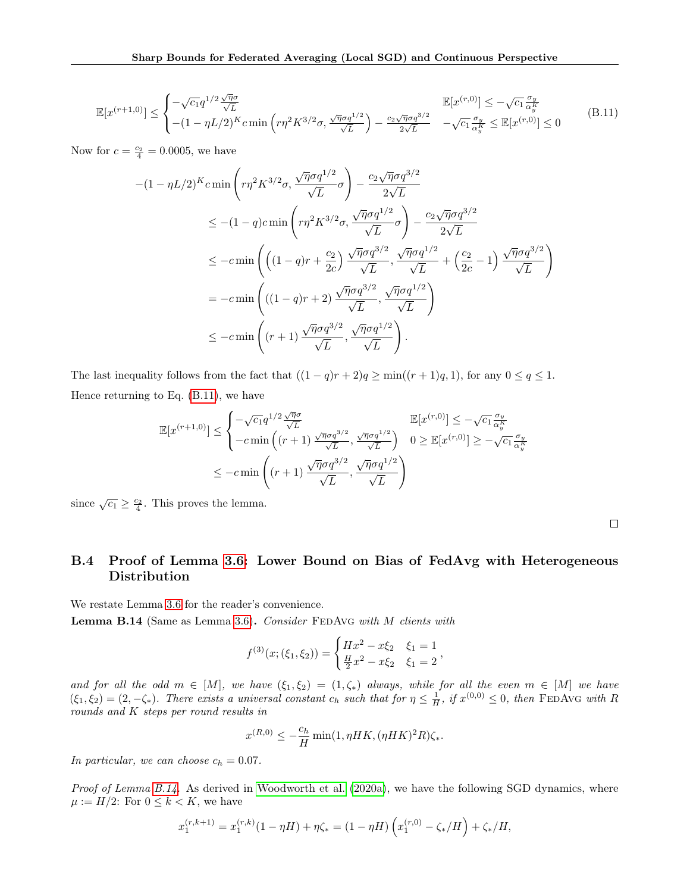$$
\mathbb{E}[x^{(r+1,0)}] \leq \begin{cases} -\sqrt{c_1} q^{1/2} \frac{\sqrt{\eta}\sigma}{\sqrt{L}} & \mathbb{E}[x^{(r,0)}] \leq -\sqrt{c_1} \frac{\sigma_y}{\alpha_y^K} \\ -(1-\eta L/2)^K c \min\left(r\eta^2 K^{3/2}\sigma, \frac{\sqrt{\eta}\sigma q^{1/2}}{\sqrt{L}}\right) - \frac{c_2 \sqrt{\eta}\sigma q^{3/2}}{2\sqrt{L}} & -\sqrt{c_1}\frac{\sigma_y}{\alpha_y^K} \leq \mathbb{E}[x^{(r,0)}] \leq 0 \end{cases} \tag{B.11}
$$

Now for $c = \frac{c_2}{4} = 0.0005$, we have

$$
\begin{aligned}
-(1-\eta L/2)^K c \min&\left(r\eta^2 K^{3/2}\sigma, \frac{\sqrt{\eta}\sigma q^{1/2}}{\sqrt{L}}\sigma\right) - \frac{c_2\sqrt{\eta}\sigma q^{3/2}}{2\sqrt{L}} \\
&\leq -(1-q)c\min\left(r\eta^2 K^{3/2}\sigma, \frac{\sqrt{\eta}\sigma q^{1/2}}{\sqrt{L}}\sigma\right) - \frac{c_2\sqrt{\eta}\sigma q^{3/2}}{2\sqrt{L}} \\
&\leq -c\min\left(\left((1-q)r + \frac{c_2}{2c}\right)\frac{\sqrt{\eta}\sigma q^{3/2}}{\sqrt{L}}, \frac{\sqrt{\eta}\sigma q^{1/2}}{\sqrt{L}} + \left(\frac{c_2}{2c} - 1\right)\frac{\sqrt{\eta}\sigma q^{3/2}}{\sqrt{L}}\right) \\
&= -c\min\left(((1-q)r + 2)\frac{\sqrt{\eta}\sigma q^{3/2}}{\sqrt{L}}, \frac{\sqrt{\eta}\sigma q^{1/2}}{\sqrt{L}}\right) \\
&\leq -c\min\left((r+1)\frac{\sqrt{\eta}\sigma q^{3/2}}{\sqrt{L}}, \frac{\sqrt{\eta}\sigma q^{1/2}}{\sqrt{L}}\right).
\end{aligned}
$$

The last inequality follows from the fact that $((1-q)r+2)q \geq \min((r+1)q, 1)$, for any $0 \leq q \leq 1$.

Hence returning to Eq. (B.11), we have

$$
\begin{aligned}
\mathbb{E}[x^{(r+1,0)}] &\leq \begin{cases} -\sqrt{c_1} q^{1/2}\frac{\sqrt{\eta}\sigma}{\sqrt{L}} & \mathbb{E}[x^{(r,0)}] \leq -\sqrt{c_1}\frac{\sigma_y}{\alpha_y^K} \\ -c\min\left((r+1)\frac{\sqrt{\eta}\sigma q^{3/2}}{\sqrt{L}}, \frac{\sqrt{\eta}\sigma q^{1/2}}{\sqrt{L}}\right) & 0 \geq \mathbb{E}[x^{(r,0)}] \geq -\sqrt{c_1}\frac{\sigma_y}{\alpha_y^K} \end{cases} \\
&\leq -c\min\left((r+1)\frac{\sqrt{\eta}\sigma q^{3/2}}{\sqrt{L}}, \frac{\sqrt{\eta}\sigma q^{1/2}}{\sqrt{L}}\right)
\end{aligned}
$$

since $\sqrt{c_1} \geq \frac{c_2}{4}$. This proves the lemma.

□

## B.4 Proof of Lemma 3.6: Lower Bound on Bias of FedAvg with Heterogeneous Distribution

We restate Lemma 3.6 for the reader's convenience.

**Lemma B.14** (Same as Lemma 3.6)**.** *Consider* FedAvg *with $M$ clients with*

$$
f^{(3)}(x;(\xi_1,\xi_2)) = \begin{cases} Hx^2 - x\xi_2 & \xi_1 = 1 \\ \frac{H}{2}x^2 - x\xi_2 & \xi_1 = 2 \end{cases},
$$

*and for all the odd $m \in [M]$, we have $(\xi_1, \xi_2) = (1, \zeta_*)$ always, while for all the even $m \in [M]$ we have $(\xi_1,\xi_2) = (2, -\zeta_*)$. There exists a universal constant $c_h$ such that for $\eta \leq \frac{1}{H}$, if $x^{(0,0)} \leq 0$, then* FedAvg *with $R$ rounds and $K$ steps per round results in*

$$
x^{(R,0)} \leq -\frac{c_h}{H}\min(1, \eta H K, (\eta H K)^2 R)\zeta_*.
$$

*In particular, we can choose $c_h = 0.07$.*

*Proof of Lemma B.14.* As derived in Woodworth et al. (2020a), we have the following SGD dynamics, where $\mu := H/2$: For $0 \leq k < K$, we have

$$
x_1^{(r,k+1)} = x_1^{(r,k)}(1-\eta H) + \eta\zeta_* = (1-\eta H)\left(x_1^{(r,0)} - \zeta_*/H\right) + \zeta_*/H,
$$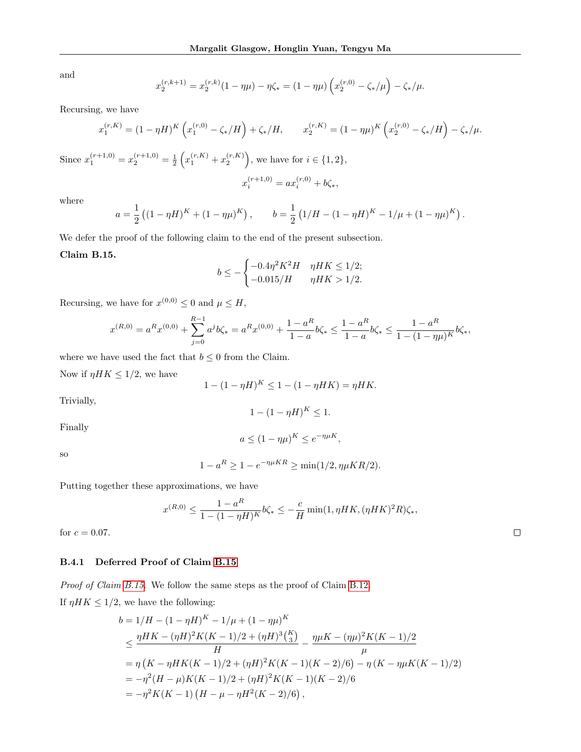and

$$x_2^{(r,k+1)} = x_2^{(r,k)}(1-\eta\mu) - \eta\zeta_* = (1-\eta\mu)\left(x_2^{(r,0)} - \zeta_*/\mu\right) - \zeta_*/\mu.$$

Recursing, we have

$$x_1^{(r,K)} = (1-\eta H)^K\left(x_1^{(r,0)} - \zeta_*/H\right) + \zeta_*/H, \qquad x_2^{(r,K)} = (1-\eta\mu)^K\left(x_2^{(r,0)} - \zeta_*/H\right) - \zeta_*/\mu.$$

Since $x_1^{(r+1,0)} = x_2^{(r+1,0)} = \frac{1}{2}\left(x_1^{(r,K)} + x_2^{(r,K)}\right)$, we have for $i \in \{1,2\}$,

$$x_i^{(r+1,0)} = a x_i^{(r,0)} + b\zeta_*,$$

where

$$a = \frac{1}{2}\left((1-\eta H)^K + (1-\eta\mu)^K\right), \qquad b = \frac{1}{2}\left(1/H - (1-\eta H)^K - 1/\mu + (1-\eta\mu)^K\right).$$

We defer the proof of the following claim to the end of the present subsection.

**Claim B.15.**

$$b \leq -\begin{cases} -0.4\eta^2K^2H & \eta HK \leq 1/2; \\ -0.015/H & \eta HK > 1/2. \end{cases}$$

Recursing, we have for $x^{(0,0)} \leq 0$ and $\mu \leq H$,

$$x^{(R,0)} = a^R x^{(0,0)} + \sum_{j=0}^{R-1} a^j b\zeta_* = a^R x^{(0,0)} + \frac{1-a^R}{1-a}b\zeta_* \leq \frac{1-a^R}{1-a}b\zeta_* \leq \frac{1-a^R}{1-(1-\eta\mu)^K}b\zeta_*,$$

where we have used the fact that $b \leq 0$ from the Claim.

Now if $\eta HK \leq 1/2$, we have

$$1-(1-\eta H)^K \leq 1-(1-\eta HK) = \eta HK.$$

Trivially,

$$1-(1-\eta H)^K \leq 1.$$

Finally

$$a \leq (1-\eta\mu)^K \leq e^{-\eta\mu K},$$

so

$$1-a^R \geq 1-e^{-\eta\mu KR} \geq \min(1/2, \eta\mu KR/2).$$

Putting together these approximations, we have

$$x^{(R,0)} \leq \frac{1-a^R}{1-(1-\eta H)^K}b\zeta_* \leq -\frac{c}{H}\min(1, \eta HK, (\eta HK)^2R)\zeta_*,$$

for $c = 0.07$. $\square$

### B.4.1 Deferred Proof of Claim B.15

*Proof of Claim B.15.* We follow the same steps as the proof of Claim B.12.

If $\eta HK \leq 1/2$, we have the following:

$$\begin{aligned}
b &= 1/H - (1-\eta H)^K - 1/\mu + (1-\eta\mu)^K \\
&\leq \frac{\eta HK - (\eta H)^2K(K-1)/2 + (\eta H)^3\binom{K}{3}}{H} - \frac{\eta\mu K - (\eta\mu)^2K(K-1)/2}{\mu} \\
&= \eta\left(K - \eta HK(K-1)/2 + (\eta H)^2K(K-1)(K-2)/6\right) - \eta\left(K - \eta\mu K(K-1)/2\right) \\
&= -\eta^2(H-\mu)K(K-1)/2 + (\eta H)^2K(K-1)(K-2)/6 \\
&= -\eta^2K(K-1)\left(H - \mu - \eta H^2(K-2)/6\right),
\end{aligned}$$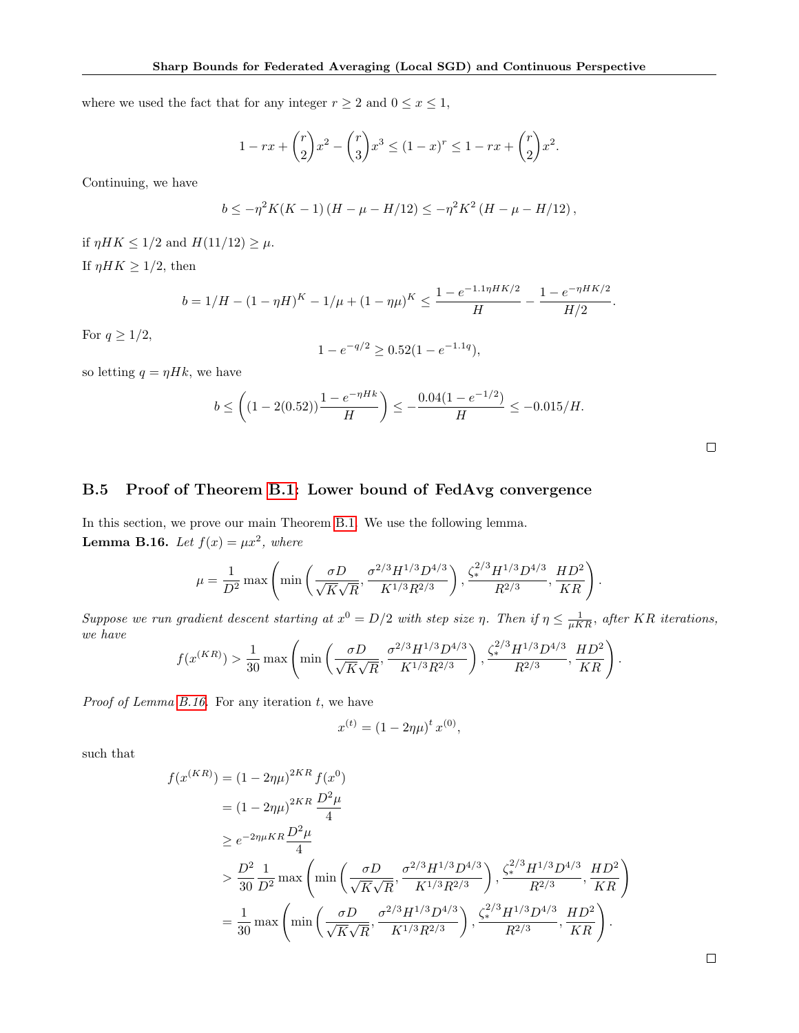where we used the fact that for any integer $r \geq 2$ and $0 \leq x \leq 1$,

$$1 - rx + \binom{r}{2}x^2 - \binom{r}{3}x^3 \leq (1-x)^r \leq 1 - rx + \binom{r}{2}x^2.$$

Continuing, we have

$$b \leq -\eta^2 K(K-1)\left(H - \mu - H/12\right) \leq -\eta^2 K^2 \left(H - \mu - H/12\right),$$

if $\eta HK \leq 1/2$ and $H(11/12) \geq \mu$.

If $\eta HK \geq 1/2$, then

$$b = 1/H - (1-\eta H)^K - 1/\mu + (1-\eta\mu)^K \leq \frac{1 - e^{-1.1\eta HK/2}}{H} - \frac{1 - e^{-\eta HK/2}}{H/2}.$$

For $q \geq 1/2$,

$$1 - e^{-q/2} \geq 0.52(1 - e^{-1.1q}),$$

so letting $q = \eta Hk$, we have

$$b \leq \left((1 - 2(0.52))\frac{1 - e^{-\eta Hk}}{H}\right) \leq -\frac{0.04(1 - e^{-1/2})}{H} \leq -0.015/H.$$

□

## B.5 Proof of Theorem B.1: Lower bound of FedAvg convergence

In this section, we prove our main Theorem B.1. We use the following lemma.

**Lemma B.16.** *Let $f(x) = \mu x^2$, where*

$$\mu = \frac{1}{D^2}\max\left(\min\left(\frac{\sigma D}{\sqrt{K}\sqrt{R}}, \frac{\sigma^{2/3}H^{1/3}D^{4/3}}{K^{1/3}R^{2/3}}\right), \frac{\zeta_*^{2/3}H^{1/3}D^{4/3}}{R^{2/3}}, \frac{HD^2}{KR}\right).$$

*Suppose we run gradient descent starting at $x^0 = D/2$ with step size $\eta$. Then if $\eta \leq \frac{1}{\mu KR}$, after $KR$ iterations, we have*

$$f(x^{(KR)}) > \frac{1}{30}\max\left(\min\left(\frac{\sigma D}{\sqrt{K}\sqrt{R}}, \frac{\sigma^{2/3}H^{1/3}D^{4/3}}{K^{1/3}R^{2/3}}\right), \frac{\zeta_*^{2/3}H^{1/3}D^{4/3}}{R^{2/3}}, \frac{HD^2}{KR}\right).$$

*Proof of Lemma B.16.* For any iteration $t$, we have

$$x^{(t)} = (1 - 2\eta\mu)^t x^{(0)},$$

such that

$$\begin{aligned}
f(x^{(KR)}) &= (1-2\eta\mu)^{2KR} f(x^0) \\
&= (1-2\eta\mu)^{2KR}\frac{D^2\mu}{4} \\
&\geq e^{-2\eta\mu KR}\frac{D^2\mu}{4} \\
&> \frac{D^2}{30}\frac{1}{D^2}\max\left(\min\left(\frac{\sigma D}{\sqrt{K}\sqrt{R}}, \frac{\sigma^{2/3}H^{1/3}D^{4/3}}{K^{1/3}R^{2/3}}\right), \frac{\zeta_*^{2/3}H^{1/3}D^{4/3}}{R^{2/3}}, \frac{HD^2}{KR}\right) \\
&= \frac{1}{30}\max\left(\min\left(\frac{\sigma D}{\sqrt{K}\sqrt{R}}, \frac{\sigma^{2/3}H^{1/3}D^{4/3}}{K^{1/3}R^{2/3}}\right), \frac{\zeta_*^{2/3}H^{1/3}D^{4/3}}{R^{2/3}}, \frac{HD^2}{KR}\right).
\end{aligned}$$

□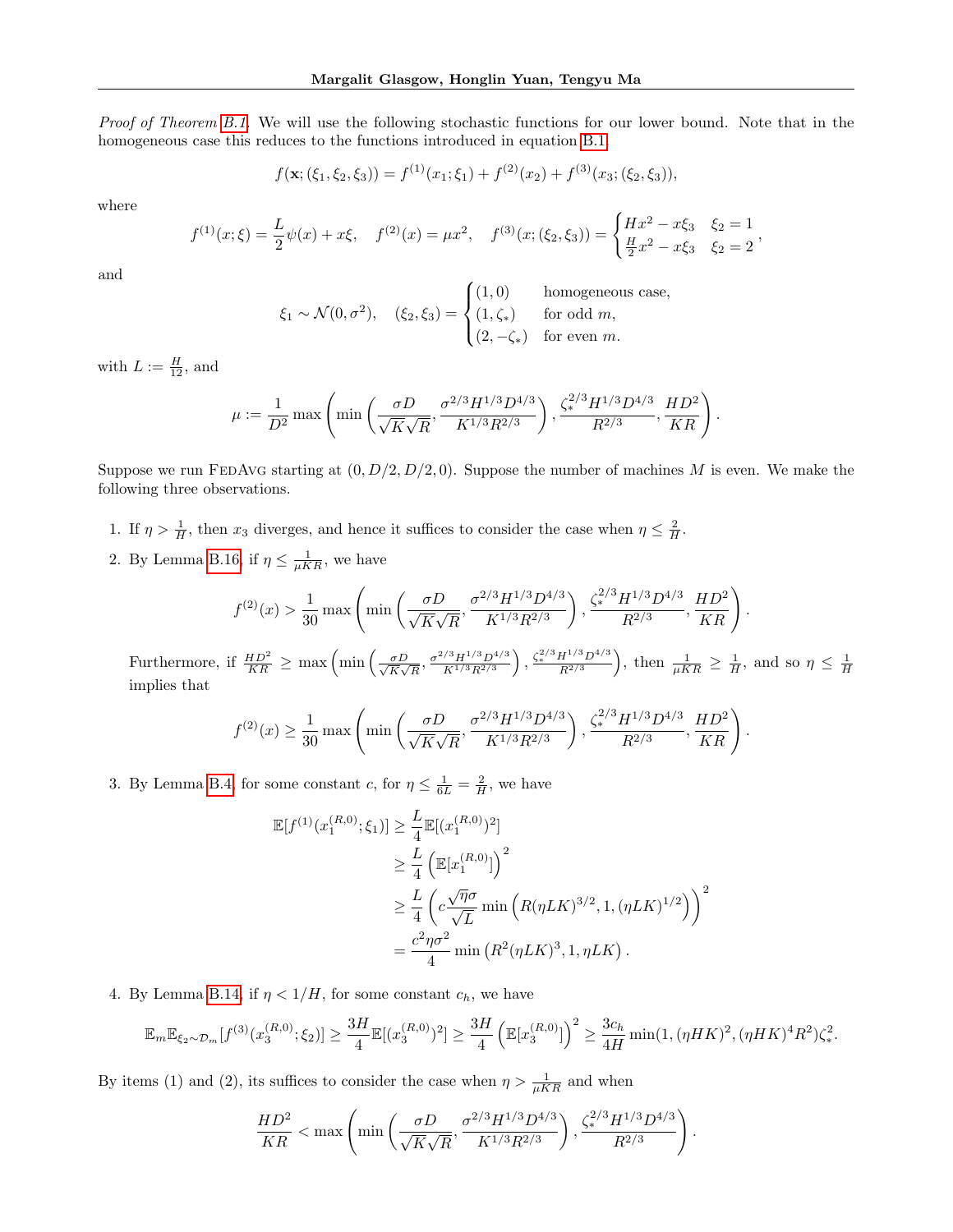*Proof of Theorem B.1.* We will use the following stochastic functions for our lower bound. Note that in the homogeneous case this reduces to the functions introduced in equation B.1.

$$f(\mathbf{x}; (\xi_1, \xi_2, \xi_3)) = f^{(1)}(x_1; \xi_1) + f^{(2)}(x_2) + f^{(3)}(x_3; (\xi_2, \xi_3)),$$

where

$$f^{(1)}(x; \xi) = \frac{L}{2}\psi(x) + x\xi, \quad f^{(2)}(x) = \mu x^2, \quad f^{(3)}(x; (\xi_2, \xi_3)) = \begin{cases} Hx^2 - x\xi_3 & \xi_2 = 1 \\ \frac{H}{2}x^2 - x\xi_3 & \xi_2 = 2 \end{cases},$$

and

$$\xi_1 \sim \mathcal{N}(0, \sigma^2), \quad (\xi_2, \xi_3) = \begin{cases} (1, 0) & \text{homogeneous case,} \\ (1, \zeta_*) & \text{for odd } m, \\ (2, -\zeta_*) & \text{for even } m. \end{cases}$$

with $L := \frac{H}{12}$, and

$$\mu := \frac{1}{D^2} \max\left(\min\left(\frac{\sigma D}{\sqrt{K}\sqrt{R}}, \frac{\sigma^{2/3} H^{1/3} D^{4/3}}{K^{1/3} R^{2/3}}\right), \frac{\zeta_*^{2/3} H^{1/3} D^{4/3}}{R^{2/3}}, \frac{HD^2}{KR}\right).$$

Suppose we run FedAvg starting at $(0, D/2, D/2, 0)$. Suppose the number of machines $M$ is even. We make the following three observations.

1. If $\eta > \frac{1}{H}$, then $x_3$ diverges, and hence it suffices to consider the case when $\eta \leq \frac{2}{H}$.
2. By Lemma B.16, if $\eta \leq \frac{1}{\mu KR}$, we have

$$f^{(2)}(x) > \frac{1}{30} \max\left(\min\left(\frac{\sigma D}{\sqrt{K}\sqrt{R}}, \frac{\sigma^{2/3} H^{1/3} D^{4/3}}{K^{1/3} R^{2/3}}\right), \frac{\zeta_*^{2/3} H^{1/3} D^{4/3}}{R^{2/3}}, \frac{HD^2}{KR}\right).$$

   Furthermore, if $\frac{HD^2}{KR} \geq \max\left(\min\left(\frac{\sigma D}{\sqrt{K}\sqrt{R}}, \frac{\sigma^{2/3} H^{1/3} D^{4/3}}{K^{1/3} R^{2/3}}\right), \frac{\zeta_*^{2/3} H^{1/3} D^{4/3}}{R^{2/3}}\right)$, then $\frac{1}{\mu KR} \geq \frac{1}{H}$, and so $\eta \leq \frac{1}{H}$ implies that

$$f^{(2)}(x) \geq \frac{1}{30} \max\left(\min\left(\frac{\sigma D}{\sqrt{K}\sqrt{R}}, \frac{\sigma^{2/3} H^{1/3} D^{4/3}}{K^{1/3} R^{2/3}}\right), \frac{\zeta_*^{2/3} H^{1/3} D^{4/3}}{R^{2/3}}, \frac{HD^2}{KR}\right).$$

3. By Lemma B.4, for some constant $c$, for $\eta \leq \frac{1}{6L} = \frac{2}{H}$, we have

$$\begin{aligned}
\mathbb{E}[f^{(1)}(x_1^{(R,0)}; \xi_1)] &\geq \frac{L}{4}\mathbb{E}[(x_1^{(R,0)})^2] \\
&\geq \frac{L}{4}\left(\mathbb{E}[x_1^{(R,0)}]\right)^2 \\
&\geq \frac{L}{4}\left(c\frac{\sqrt{\eta}\sigma}{\sqrt{L}} \min\left(R(\eta LK)^{3/2}, 1, (\eta LK)^{1/2}\right)\right)^2 \\
&= \frac{c^2 \eta \sigma^2}{4} \min\left(R^2(\eta LK)^3, 1, \eta LK\right).
\end{aligned}$$

4. By Lemma B.14, if $\eta < 1/H$, for some constant $c_h$, we have

$$\mathbb{E}_m \mathbb{E}_{\xi_2 \sim \mathcal{D}_m}[f^{(3)}(x_3^{(R,0)}; \xi_2)] \geq \frac{3H}{4}\mathbb{E}[(x_3^{(R,0)})^2] \geq \frac{3H}{4}\left(\mathbb{E}[x_3^{(R,0)}]\right)^2 \geq \frac{3c_h}{4H}\min(1, (\eta HK)^2, (\eta HK)^4 R^2)\zeta_*^2.$$

By items (1) and (2), its suffices to consider the case when $\eta > \frac{1}{\mu KR}$ and when

$$\frac{HD^2}{KR} < \max\left(\min\left(\frac{\sigma D}{\sqrt{K}\sqrt{R}}, \frac{\sigma^{2/3} H^{1/3} D^{4/3}}{K^{1/3} R^{2/3}}\right), \frac{\zeta_*^{2/3} H^{1/3} D^{4/3}}{R^{2/3}}\right).$$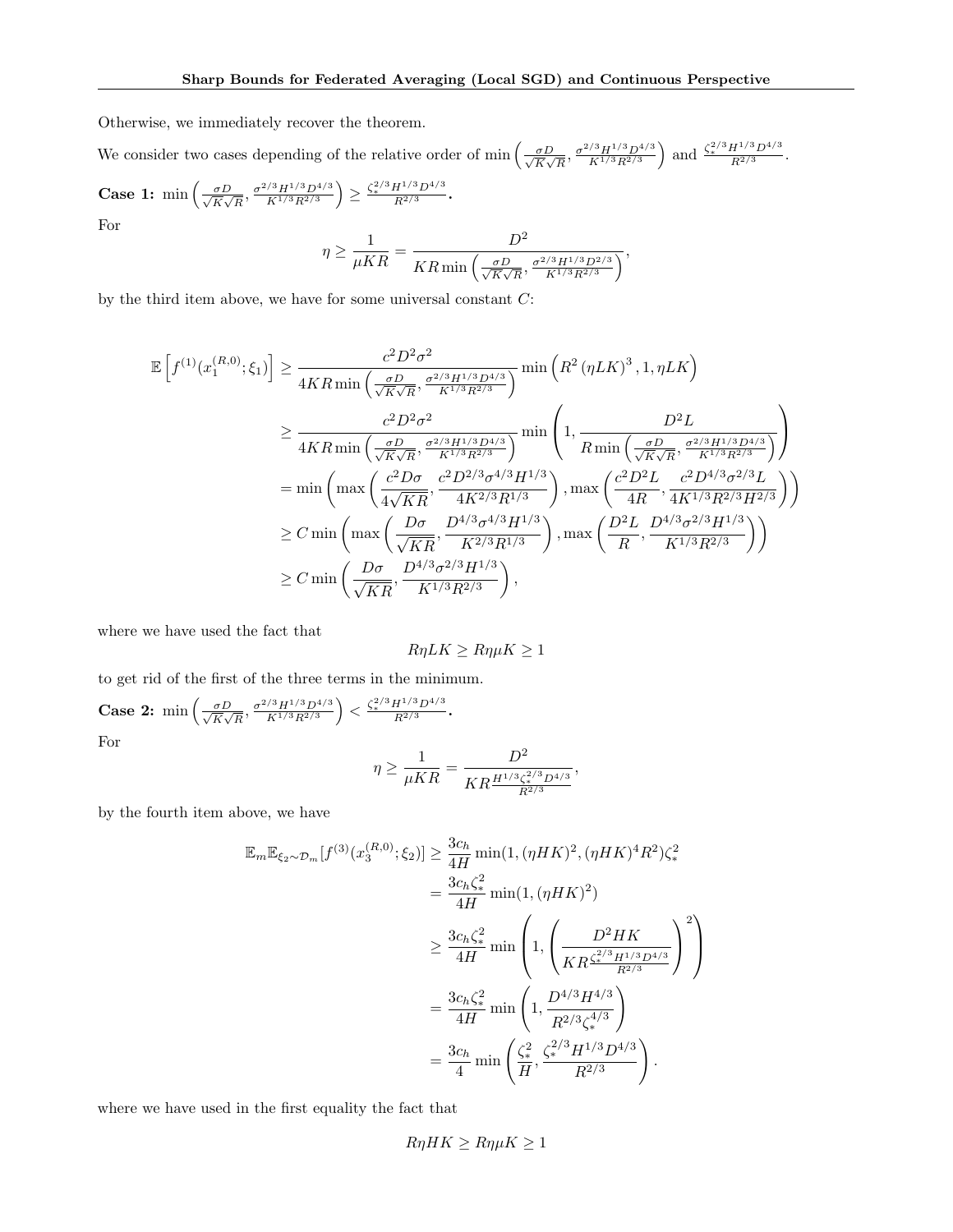Otherwise, we immediately recover the theorem.

We consider two cases depending of the relative order of $\min\left(\frac{\sigma D}{\sqrt{K}\sqrt{R}}, \frac{\sigma^{2/3}H^{1/3}D^{4/3}}{K^{1/3}R^{2/3}}\right)$ and $\frac{\zeta_*^{2/3}H^{1/3}D^{4/3}}{R^{2/3}}$.

**Case 1:** $\min\left(\frac{\sigma D}{\sqrt{K}\sqrt{R}}, \frac{\sigma^{2/3}H^{1/3}D^{4/3}}{K^{1/3}R^{2/3}}\right) \geq \frac{\zeta_*^{2/3}H^{1/3}D^{4/3}}{R^{2/3}}$**.**

For

$$
\eta \geq \frac{1}{\mu KR} = \frac{D^2}{KR\min\left(\frac{\sigma D}{\sqrt{K}\sqrt{R}}, \frac{\sigma^{2/3}H^{1/3}D^{2/3}}{K^{1/3}R^{2/3}}\right)},
$$

by the third item above, we have for some universal constant $C$:

$$
\begin{aligned}
\mathbb{E}\left[f^{(1)}(x_1^{(R,0)};\xi_1)\right] &\geq \frac{c^2D^2\sigma^2}{4KR\min\left(\frac{\sigma D}{\sqrt{K}\sqrt{R}}, \frac{\sigma^{2/3}H^{1/3}D^{4/3}}{K^{1/3}R^{2/3}}\right)}\min\left(R^2\left(\eta LK\right)^3, 1, \eta LK\right) \\
&\geq \frac{c^2D^2\sigma^2}{4KR\min\left(\frac{\sigma D}{\sqrt{K}\sqrt{R}}, \frac{\sigma^{2/3}H^{1/3}D^{4/3}}{K^{1/3}R^{2/3}}\right)}\min\left(1, \frac{D^2L}{R\min\left(\frac{\sigma D}{\sqrt{K}\sqrt{R}}, \frac{\sigma^{2/3}H^{1/3}D^{4/3}}{K^{1/3}R^{2/3}}\right)}\right) \\
&= \min\left(\max\left(\frac{c^2D\sigma}{4\sqrt{KR}}, \frac{c^2D^{2/3}\sigma^{4/3}H^{1/3}}{4K^{2/3}R^{1/3}}\right), \max\left(\frac{c^2D^2L}{4R}, \frac{c^2D^{4/3}\sigma^{2/3}L}{4K^{1/3}R^{2/3}H^{2/3}}\right)\right) \\
&\geq C\min\left(\max\left(\frac{D\sigma}{\sqrt{KR}}, \frac{D^{4/3}\sigma^{4/3}H^{1/3}}{K^{2/3}R^{1/3}}\right), \max\left(\frac{D^2L}{R}, \frac{D^{4/3}\sigma^{2/3}H^{1/3}}{K^{1/3}R^{2/3}}\right)\right) \\
&\geq C\min\left(\frac{D\sigma}{\sqrt{KR}}, \frac{D^{4/3}\sigma^{2/3}H^{1/3}}{K^{1/3}R^{2/3}}\right),
\end{aligned}
$$

where we have used the fact that

$$
R\eta LK \geq R\eta\mu K \geq 1
$$

to get rid of the first of the three terms in the minimum.

**Case 2:** $\min\left(\frac{\sigma D}{\sqrt{K}\sqrt{R}}, \frac{\sigma^{2/3}H^{1/3}D^{4/3}}{K^{1/3}R^{2/3}}\right) < \frac{\zeta_*^{2/3}H^{1/3}D^{4/3}}{R^{2/3}}$**.**

For

$$
\eta \geq \frac{1}{\mu KR} = \frac{D^2}{KR\frac{H^{1/3}\zeta_*^{2/3}D^{4/3}}{R^{2/3}}},
$$

by the fourth item above, we have

$$
\begin{aligned}
\mathbb{E}_m\mathbb{E}_{\xi_2\sim\mathcal{D}_m}[f^{(3)}(x_3^{(R,0)};\xi_2)] &\geq \frac{3c_h}{4H}\min(1, (\eta HK)^2, (\eta HK)^4R^2)\zeta_*^2 \\
&= \frac{3c_h\zeta_*^2}{4H}\min(1, (\eta HK)^2) \\
&\geq \frac{3c_h\zeta_*^2}{4H}\min\left(1, \left(\frac{D^2HK}{KR\frac{\zeta_*^{2/3}H^{1/3}D^{4/3}}{R^{2/3}}}\right)^2\right) \\
&= \frac{3c_h\zeta_*^2}{4H}\min\left(1, \frac{D^{4/3}H^{4/3}}{R^{2/3}\zeta_*^{4/3}}\right) \\
&= \frac{3c_h}{4}\min\left(\frac{\zeta_*^2}{H}, \frac{\zeta_*^{2/3}H^{1/3}D^{4/3}}{R^{2/3}}\right).
\end{aligned}
$$

where we have used in the first equality the fact that

$$
R\eta HK \geq R\eta\mu K \geq 1
$$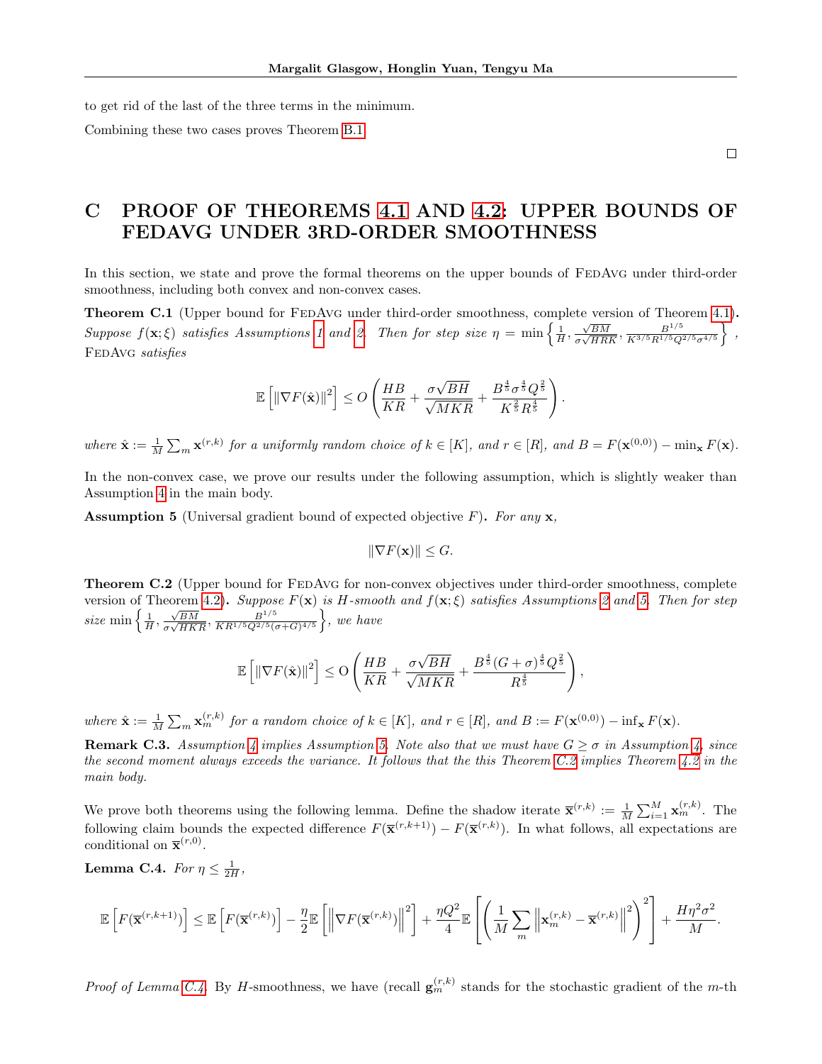to get rid of the last of the three terms in the minimum.

Combining these two cases proves Theorem B.1.

□

# C PROOF OF THEOREMS 4.1 AND 4.2: UPPER BOUNDS OF FEDAVG UNDER 3RD-ORDER SMOOTHNESS

In this section, we state and prove the formal theorems on the upper bounds of FedAvg under third-order smoothness, including both convex and non-convex cases.

**Theorem C.1** (Upper bound for FedAvg under third-order smoothness, complete version of Theorem 4.1)**.** *Suppose $f(\mathbf{x};\xi)$ satisfies Assumptions 1 and 2. Then for step size $\eta = \min\left\{\frac{1}{H}, \frac{\sqrt{BM}}{\sigma\sqrt{HRK}}, \frac{B^{1/5}}{K^{3/5}R^{1/5}Q^{2/5}\sigma^{4/5}}\right\}$, FedAvg satisfies*

$$\mathbb{E}\left[\|\nabla F(\hat{\mathbf{x}})\|^2\right] \leq O\left(\frac{HB}{KR} + \frac{\sigma\sqrt{BH}}{\sqrt{MKR}} + \frac{B^{\frac{4}{5}}\sigma^{\frac{4}{5}}Q^{\frac{2}{5}}}{K^{\frac{2}{5}}R^{\frac{4}{5}}}\right).$$

*where $\hat{\mathbf{x}} := \frac{1}{M}\sum_m \mathbf{x}^{(r,k)}$ for a uniformly random choice of $k \in [K]$, and $r \in [R]$, and $B = F(\mathbf{x}^{(0,0)}) - \min_{\mathbf{x}} F(\mathbf{x})$.*

In the non-convex case, we prove our results under the following assumption, which is slightly weaker than Assumption 4 in the main body.

**Assumption 5** (Universal gradient bound of expected objective $F$)**.** *For any $\mathbf{x}$,*

$$\|\nabla F(\mathbf{x})\| \leq G.$$

**Theorem C.2** (Upper bound for FedAvg for non-convex objectives under third-order smoothness, complete version of Theorem 4.2)**.** *Suppose $F(\mathbf{x})$ is $H$-smooth and $f(\mathbf{x};\xi)$ satisfies Assumptions 2 and 5. Then for step size $\min\left\{\frac{1}{H}, \frac{\sqrt{BM}}{\sigma\sqrt{HKR}}, \frac{B^{1/5}}{KR^{1/5}Q^{2/5}(\sigma+G)^{4/5}}\right\}$, we have*

$$\mathbb{E}\left[\|\nabla F(\hat{\mathbf{x}})\|^2\right] \leq \mathrm{O}\left(\frac{HB}{KR} + \frac{\sigma\sqrt{BH}}{\sqrt{MKR}} + \frac{B^{\frac{4}{5}}(G+\sigma)^{\frac{4}{5}}Q^{\frac{2}{5}}}{R^{\frac{4}{5}}}\right),$$

*where $\hat{\mathbf{x}} := \frac{1}{M}\sum_m \mathbf{x}_m^{(r,k)}$ for a random choice of $k \in [K]$, and $r \in [R]$, and $B := F(\mathbf{x}^{(0,0)}) - \inf_{\mathbf{x}} F(\mathbf{x})$.*

**Remark C.3.** *Assumption 4 implies Assumption 5. Note also that we must have $G \geq \sigma$ in Assumption 4, since the second moment always exceeds the variance. It follows that the this Theorem C.2 implies Theorem 4.2 in the main body.*

We prove both theorems using the following lemma. Define the shadow iterate $\overline{\mathbf{x}}^{(r,k)} := \frac{1}{M}\sum_{i=1}^M \mathbf{x}_m^{(r,k)}$. The following claim bounds the expected difference $F(\overline{\mathbf{x}}^{(r,k+1)}) - F(\overline{\mathbf{x}}^{(r,k)})$. In what follows, all expectations are conditional on $\overline{\mathbf{x}}^{(r,0)}$.

**Lemma C.4.** *For $\eta \leq \frac{1}{2H}$,*

$$\mathbb{E}\left[F(\overline{\mathbf{x}}^{(r,k+1)})\right] \leq \mathbb{E}\left[F(\overline{\mathbf{x}}^{(r,k)})\right] - \frac{\eta}{2}\mathbb{E}\left[\left\|\nabla F(\overline{\mathbf{x}}^{(r,k)})\right\|^2\right] + \frac{\eta Q^2}{4}\mathbb{E}\left[\left(\frac{1}{M}\sum_m \left\|\mathbf{x}_m^{(r,k)} - \overline{\mathbf{x}}^{(r,k)}\right\|^2\right)^2\right] + \frac{H\eta^2\sigma^2}{M}.$$

*Proof of Lemma C.4.* By $H$-smoothness, we have (recall $\mathbf{g}_m^{(r,k)}$ stands for the stochastic gradient of the $m$-th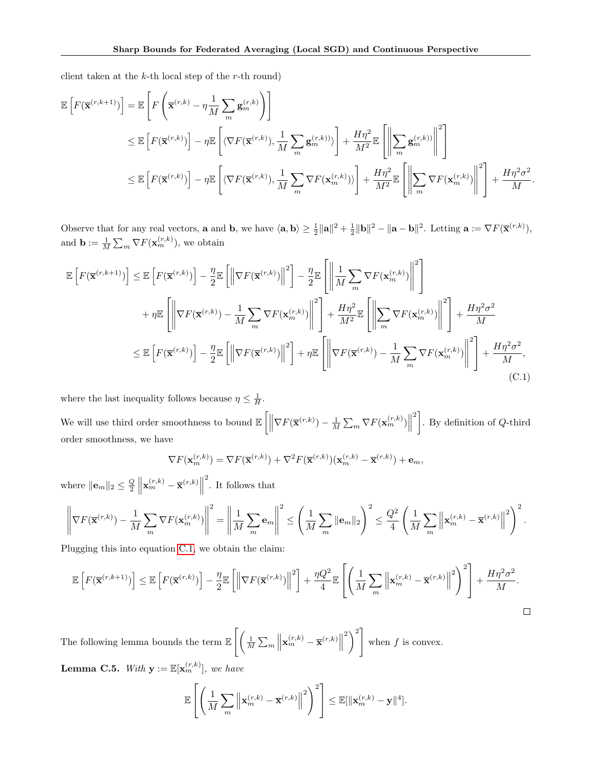client taken at the $k$-th local step of the $r$-th round)

$$
\begin{aligned}
\mathbb{E}\left[F(\overline{\mathbf{x}}^{(r,k+1)})\right] &= \mathbb{E}\left[F\left(\overline{\mathbf{x}}^{(r,k)} - \eta\frac{1}{M}\sum_m \mathbf{g}_m^{(r,k)}\right)\right] \\
&\leq \mathbb{E}\left[F(\overline{\mathbf{x}}^{(r,k)})\right] - \eta\mathbb{E}\left[\langle\nabla F(\overline{\mathbf{x}}^{(r,k)}), \frac{1}{M}\sum_m \mathbf{g}_m^{(r,k))}\rangle\right] + \frac{H\eta^2}{M^2}\mathbb{E}\left[\left\|\sum_m \mathbf{g}_m^{(r,k))}\right\|^2\right] \\
&\leq \mathbb{E}\left[F(\overline{\mathbf{x}}^{(r,k)})\right] - \eta\mathbb{E}\left[\langle\nabla F(\overline{\mathbf{x}}^{(r,k)}), \frac{1}{M}\sum_m \nabla F(\mathbf{x}_m^{(r,k)})\rangle\right] + \frac{H\eta^2}{M^2}\mathbb{E}\left[\left\|\sum_m \nabla F(\mathbf{x}_m^{(r,k)})\right\|^2\right] + \frac{H\eta^2\sigma^2}{M}.
\end{aligned}
$$

Observe that for any real vectors, $\mathbf{a}$ and $\mathbf{b}$, we have $\langle \mathbf{a}, \mathbf{b}\rangle \geq \frac{1}{2}\|\mathbf{a}\|^2 + \frac{1}{2}\|\mathbf{b}\|^2 - \|\mathbf{a}-\mathbf{b}\|^2$. Letting $\mathbf{a} := \nabla F(\overline{\mathbf{x}}^{(r,k)})$, and $\mathbf{b} := \frac{1}{M}\sum_m \nabla F(\mathbf{x}_m^{(r,k)})$, we obtain

$$
\begin{aligned}
\mathbb{E}\left[F(\overline{\mathbf{x}}^{(r,k+1)})\right] &\leq \mathbb{E}\left[F(\overline{\mathbf{x}}^{(r,k)})\right] - \frac{\eta}{2}\mathbb{E}\left[\left\|\nabla F(\overline{\mathbf{x}}^{(r,k)})\right\|^2\right] - \frac{\eta}{2}\mathbb{E}\left[\left\|\frac{1}{M}\sum_m \nabla F(\mathbf{x}_m^{(r,k)})\right\|^2\right] \\
&\quad + \eta\mathbb{E}\left[\left\|\nabla F(\overline{\mathbf{x}}^{(r,k)}) - \frac{1}{M}\sum_m \nabla F(\mathbf{x}_m^{(r,k)})\right\|^2\right] + \frac{H\eta^2}{M^2}\mathbb{E}\left[\left\|\sum_m \nabla F(\mathbf{x}_m^{(r,k)})\right\|^2\right] + \frac{H\eta^2\sigma^2}{M} \\
&\leq \mathbb{E}\left[F(\overline{\mathbf{x}}^{(r,k)})\right] - \frac{\eta}{2}\mathbb{E}\left[\left\|\nabla F(\overline{\mathbf{x}}^{(r,k)})\right\|^2\right] + \eta\mathbb{E}\left[\left\|\nabla F(\overline{\mathbf{x}}^{(r,k)}) - \frac{1}{M}\sum_m \nabla F(\mathbf{x}_m^{(r,k)})\right\|^2\right] + \frac{H\eta^2\sigma^2}{M},
\end{aligned} \tag{C.1}
$$

where the last inequality follows because $\eta \leq \frac{1}{H}$.

We will use third order smoothness to bound $\mathbb{E}\left[\left\|\nabla F(\overline{\mathbf{x}}^{(r,k)}) - \frac{1}{M}\sum_m \nabla F(\mathbf{x}_m^{(r,k)})\right\|^2\right]$. By definition of $Q$-third order smoothness, we have

$$
\nabla F(\mathbf{x}_m^{(r,k)}) = \nabla F(\overline{\mathbf{x}}^{(r,k)}) + \nabla^2 F(\overline{\mathbf{x}}^{(r,k)})(\mathbf{x}_m^{(r,k)} - \overline{\mathbf{x}}^{(r,k)}) + \mathbf{e}_m,
$$

where $\|\mathbf{e}_m\|_2 \leq \frac{Q}{2}\left\|\mathbf{x}_m^{(r,k)} - \overline{\mathbf{x}}^{(r,k)}\right\|^2$. It follows that

$$
\left\|\nabla F(\overline{\mathbf{x}}^{(r,k)}) - \frac{1}{M}\sum_m \nabla F(\mathbf{x}_m^{(r,k)})\right\|^2 = \left\|\frac{1}{M}\sum_m \mathbf{e}_m\right\|^2 \leq \left(\frac{1}{M}\sum_m \|\mathbf{e}_m\|_2\right)^2 \leq \frac{Q^2}{4}\left(\frac{1}{M}\sum_m \left\|\mathbf{x}_m^{(r,k)} - \overline{\mathbf{x}}^{(r,k)}\right\|^2\right)^2.
$$

Plugging this into equation C.1, we obtain the claim:

$$
\mathbb{E}\left[F(\overline{\mathbf{x}}^{(r,k+1)})\right] \leq \mathbb{E}\left[F(\overline{\mathbf{x}}^{(r,k)})\right] - \frac{\eta}{2}\mathbb{E}\left[\left\|\nabla F(\overline{\mathbf{x}}^{(r,k)})\right\|^2\right] + \frac{\eta Q^2}{4}\mathbb{E}\left[\left(\frac{1}{M}\sum_m \left\|\mathbf{x}_m^{(r,k)} - \overline{\mathbf{x}}^{(r,k)}\right\|^2\right)^2\right] + \frac{H\eta^2\sigma^2}{M}.
$$

□

The following lemma bounds the term $\mathbb{E}\left[\left(\frac{1}{M}\sum_m \left\|\mathbf{x}_m^{(r,k)} - \overline{\mathbf{x}}^{(r,k)}\right\|^2\right)^2\right]$ when $f$ is convex.

**Lemma C.5.** *With* $\mathbf{y} := \mathbb{E}[\mathbf{x}_m^{(r,k)}]$, *we have*

$$
\mathbb{E}\left[\left(\frac{1}{M}\sum_m \left\|\mathbf{x}_m^{(r,k)} - \overline{\mathbf{x}}^{(r,k)}\right\|^2\right)^2\right] \leq \mathbb{E}[\|\mathbf{x}_m^{(r,k)} - \mathbf{y}\|^4].
$$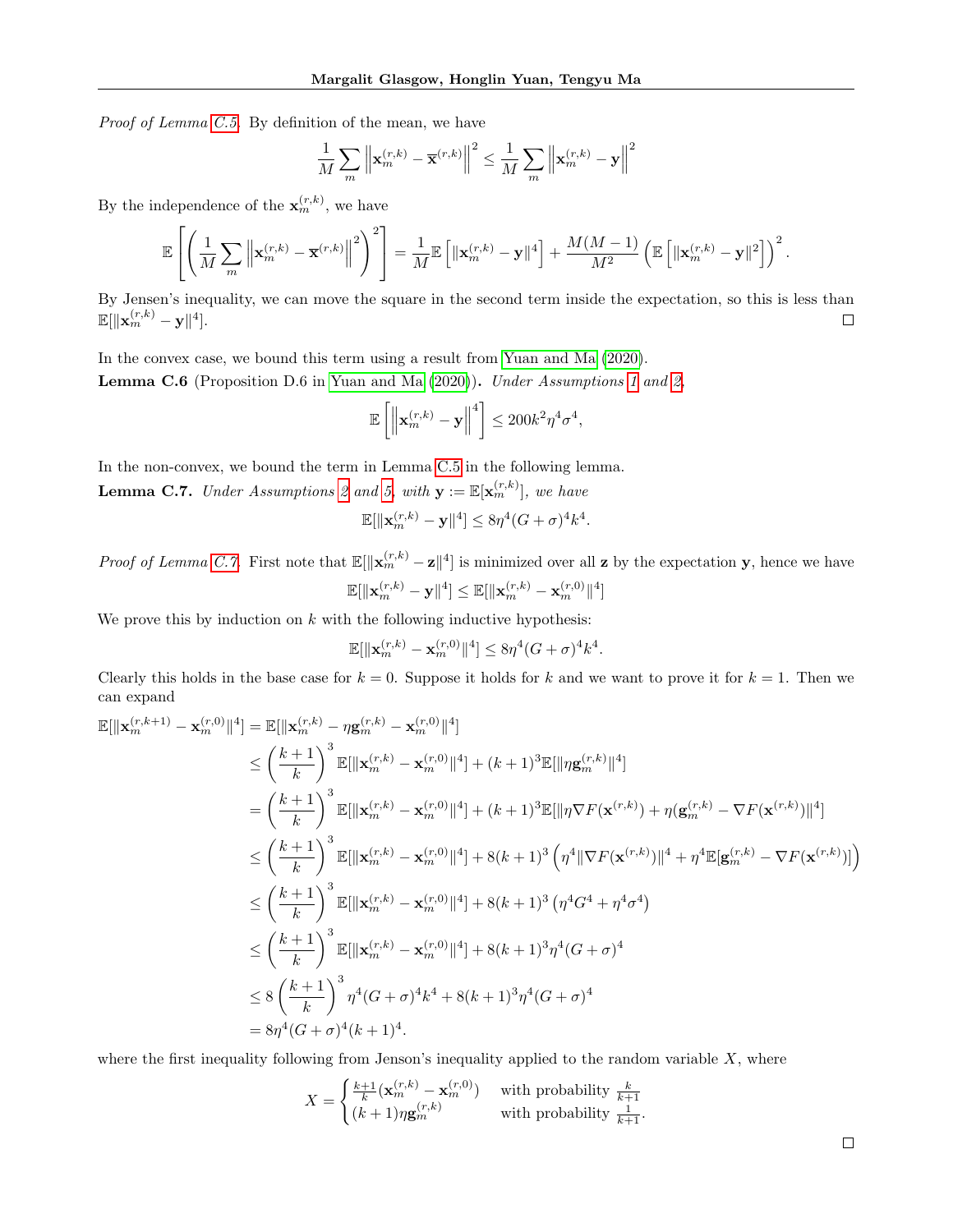*Proof of Lemma C.5.* By definition of the mean, we have

$$\frac{1}{M}\sum_m \left\|\mathbf{x}_m^{(r,k)} - \overline{\mathbf{x}}^{(r,k)}\right\|^2 \leq \frac{1}{M}\sum_m \left\|\mathbf{x}_m^{(r,k)} - \mathbf{y}\right\|^2$$

By the independence of the $\mathbf{x}_m^{(r,k)}$, we have

$$\mathbb{E}\left[\left(\frac{1}{M}\sum_m \left\|\mathbf{x}_m^{(r,k)} - \overline{\mathbf{x}}^{(r,k)}\right\|^2\right)^2\right] = \frac{1}{M}\mathbb{E}\left[\|\mathbf{x}_m^{(r,k)} - \mathbf{y}\|^4\right] + \frac{M(M-1)}{M^2}\left(\mathbb{E}\left[\|\mathbf{x}_m^{(r,k)} - \mathbf{y}\|^2\right]\right)^2.$$

By Jensen's inequality, we can move the square in the second term inside the expectation, so this is less than $\mathbb{E}[\|\mathbf{x}_m^{(r,k)} - \mathbf{y}\|^4]$. □

In the convex case, we bound this term using a result from Yuan and Ma (2020).

**Lemma C.6** (Proposition D.6 in Yuan and Ma (2020))**.** *Under Assumptions 1 and 2,*

$$\mathbb{E}\left[\left\|\mathbf{x}_m^{(r,k)} - \mathbf{y}\right\|^4\right] \leq 200k^2\eta^4\sigma^4,$$

In the non-convex, we bound the term in Lemma C.5 in the following lemma.

**Lemma C.7.** *Under Assumptions 2 and 5, with $\mathbf{y} := \mathbb{E}[\mathbf{x}_m^{(r,k)}]$, we have*

$$\mathbb{E}[\|\mathbf{x}_m^{(r,k)} - \mathbf{y}\|^4] \leq 8\eta^4(G+\sigma)^4k^4.$$

*Proof of Lemma C.7.* First note that $\mathbb{E}[\|\mathbf{x}_m^{(r,k)} - \mathbf{z}\|^4]$ is minimized over all $\mathbf{z}$ by the expectation $\mathbf{y}$, hence we have

$$\mathbb{E}[\|\mathbf{x}_m^{(r,k)} - \mathbf{y}\|^4] \leq \mathbb{E}[\|\mathbf{x}_m^{(r,k)} - \mathbf{x}_m^{(r,0)}\|^4]$$

We prove this by induction on $k$ with the following inductive hypothesis:

$$\mathbb{E}[\|\mathbf{x}_m^{(r,k)} - \mathbf{x}_m^{(r,0)}\|^4] \leq 8\eta^4(G+\sigma)^4k^4.$$

Clearly this holds in the base case for $k = 0$. Suppose it holds for $k$ and we want to prove it for $k = 1$. Then we can expand

$$\begin{aligned}
\mathbb{E}[\|\mathbf{x}_m^{(r,k+1)} - \mathbf{x}_m^{(r,0)}\|^4] &= \mathbb{E}[\|\mathbf{x}_m^{(r,k)} - \eta\mathbf{g}_m^{(r,k)} - \mathbf{x}_m^{(r,0)}\|^4] \\
&\leq \left(\frac{k+1}{k}\right)^3 \mathbb{E}[\|\mathbf{x}_m^{(r,k)} - \mathbf{x}_m^{(r,0)}\|^4] + (k+1)^3\mathbb{E}[\|\eta\mathbf{g}_m^{(r,k)}\|^4] \\
&= \left(\frac{k+1}{k}\right)^3 \mathbb{E}[\|\mathbf{x}_m^{(r,k)} - \mathbf{x}_m^{(r,0)}\|^4] + (k+1)^3\mathbb{E}[\|\eta\nabla F(\mathbf{x}^{(r,k)}) + \eta(\mathbf{g}_m^{(r,k)} - \nabla F(\mathbf{x}^{(r,k)})\|^4] \\
&\leq \left(\frac{k+1}{k}\right)^3 \mathbb{E}[\|\mathbf{x}_m^{(r,k)} - \mathbf{x}_m^{(r,0)}\|^4] + 8(k+1)^3\left(\eta^4\|\nabla F(\mathbf{x}^{(r,k)})\|^4 + \eta^4\mathbb{E}[\mathbf{g}_m^{(r,k)} - \nabla F(\mathbf{x}^{(r,k)})]\right) \\
&\leq \left(\frac{k+1}{k}\right)^3 \mathbb{E}[\|\mathbf{x}_m^{(r,k)} - \mathbf{x}_m^{(r,0)}\|^4] + 8(k+1)^3\left(\eta^4G^4 + \eta^4\sigma^4\right) \\
&\leq \left(\frac{k+1}{k}\right)^3 \mathbb{E}[\|\mathbf{x}_m^{(r,k)} - \mathbf{x}_m^{(r,0)}\|^4] + 8(k+1)^3\eta^4(G+\sigma)^4 \\
&\leq 8\left(\frac{k+1}{k}\right)^3 \eta^4(G+\sigma)^4k^4 + 8(k+1)^3\eta^4(G+\sigma)^4 \\
&= 8\eta^4(G+\sigma)^4(k+1)^4.
\end{aligned}$$

where the first inequality following from Jenson's inequality applied to the random variable $X$, where

$$X = \begin{cases} \frac{k+1}{k}(\mathbf{x}_m^{(r,k)} - \mathbf{x}_m^{(r,0)}) & \text{with probability } \frac{k}{k+1} \\ (k+1)\eta\mathbf{g}_m^{(r,k)} & \text{with probability } \frac{1}{k+1}. \end{cases}$$

□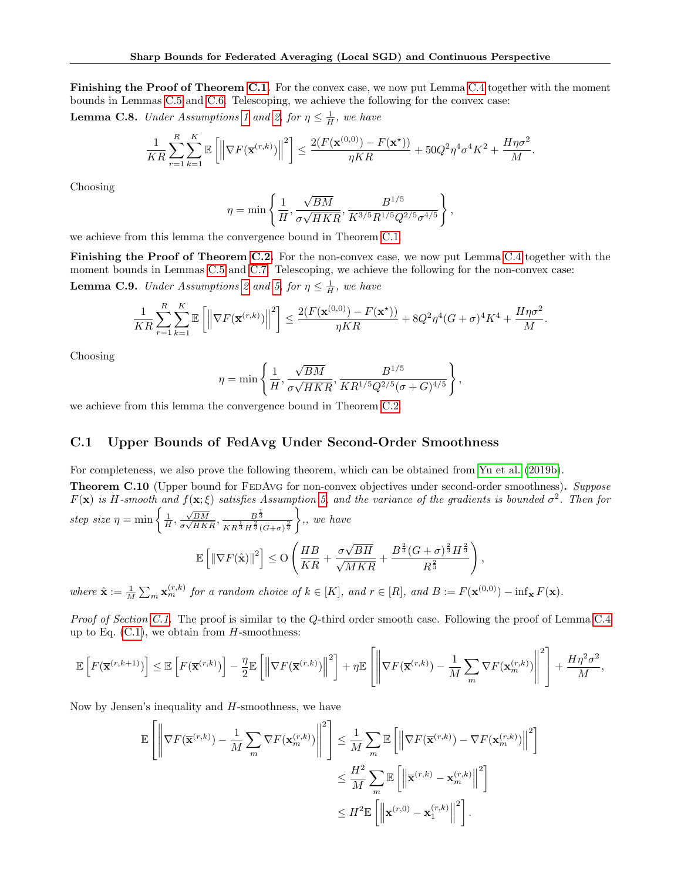**Finishing the Proof of Theorem C.1.** For the convex case, we now put Lemma C.4 together with the moment bounds in Lemmas C.5 and C.6. Telescoping, we achieve the following for the convex case:

**Lemma C.8.** *Under Assumptions 1 and 2, for $\eta \leq \frac{1}{H}$, we have*

$$\frac{1}{KR}\sum_{r=1}^{R}\sum_{k=1}^{K}\mathbb{E}\left[\left\|\nabla F(\overline{\mathbf{x}}^{(r,k)})\right\|^2\right] \leq \frac{2(F(\mathbf{x}^{(0,0)}) - F(\mathbf{x}^\star))}{\eta KR} + 50Q^2\eta^4\sigma^4K^2 + \frac{H\eta\sigma^2}{M}.$$

Choosing

$$\eta = \min\left\{\frac{1}{H}, \frac{\sqrt{BM}}{\sigma\sqrt{HKR}}, \frac{B^{1/5}}{K^{3/5}R^{1/5}Q^{2/5}\sigma^{4/5}}\right\},$$

we achieve from this lemma the convergence bound in Theorem C.1.

**Finishing the Proof of Theorem C.2.** For the non-convex case, we now put Lemma C.4 together with the moment bounds in Lemmas C.5 and C.7. Telescoping, we achieve the following for the non-convex case:

**Lemma C.9.** *Under Assumptions 2 and 5, for $\eta \leq \frac{1}{H}$, we have*

$$\frac{1}{KR}\sum_{r=1}^{R}\sum_{k=1}^{K}\mathbb{E}\left[\left\|\nabla F(\overline{\mathbf{x}}^{(r,k)})\right\|^2\right] \leq \frac{2(F(\mathbf{x}^{(0,0)}) - F(\mathbf{x}^\star))}{\eta KR} + 8Q^2\eta^4(G+\sigma)^4K^4 + \frac{H\eta\sigma^2}{M}.$$

Choosing

$$\eta = \min\left\{\frac{1}{H}, \frac{\sqrt{BM}}{\sigma\sqrt{HKR}}, \frac{B^{1/5}}{KR^{1/5}Q^{2/5}(\sigma+G)^{4/5}}\right\},$$

we achieve from this lemma the convergence bound in Theorem C.2.

## C.1 Upper Bounds of FedAvg Under Second-Order Smoothness

For completeness, we also prove the following theorem, which can be obtained from Yu et al. (2019b).

**Theorem C.10** (Upper bound for FedAvg for non-convex objectives under second-order smoothness)**.** *Suppose $F(\mathbf{x})$ is $H$-smooth and $f(\mathbf{x};\xi)$ satisfies Assumption 5, and the variance of the gradients is bounded $\sigma^2$. Then for step size $\eta = \min\left\{\frac{1}{H}, \frac{\sqrt{BM}}{\sigma\sqrt{HKR}}, \frac{B^{\frac{1}{3}}}{KR^{\frac{1}{3}}H^{\frac{2}{3}}(G+\sigma)^{\frac{2}{3}}}\right\}$,, we have*

$$\mathbb{E}\left[\|\nabla F(\hat{\mathbf{x}})\|^2\right] \leq \mathrm{O}\left(\frac{HB}{KR} + \frac{\sigma\sqrt{BH}}{\sqrt{MKR}} + \frac{B^{\frac{2}{3}}(G+\sigma)^{\frac{2}{3}}H^{\frac{2}{3}}}{R^{\frac{2}{3}}}\right),$$

*where $\hat{\mathbf{x}} := \frac{1}{M}\sum_m \mathbf{x}_m^{(r,k)}$ for a random choice of $k \in [K]$, and $r \in [R]$, and $B := F(\mathbf{x}^{(0,0)}) - \inf_{\mathbf{x}} F(\mathbf{x})$.*

*Proof of Section C.1.* The proof is similar to the $Q$-third order smooth case. Following the proof of Lemma C.4 up to Eq. (C.1), we obtain from $H$-smoothness:

$$\mathbb{E}\left[F(\overline{\mathbf{x}}^{(r,k+1)})\right] \leq \mathbb{E}\left[F(\overline{\mathbf{x}}^{(r,k)})\right] - \frac{\eta}{2}\mathbb{E}\left[\left\|\nabla F(\overline{\mathbf{x}}^{(r,k)})\right\|^2\right] + \eta\mathbb{E}\left[\left\|\nabla F(\overline{\mathbf{x}}^{(r,k)}) - \frac{1}{M}\sum_m \nabla F(\mathbf{x}_m^{(r,k)})\right\|^2\right] + \frac{H\eta^2\sigma^2}{M},$$

Now by Jensen's inequality and $H$-smoothness, we have

$$\begin{aligned}
\mathbb{E}\left[\left\|\nabla F(\overline{\mathbf{x}}^{(r,k)}) - \frac{1}{M}\sum_m \nabla F(\mathbf{x}_m^{(r,k)})\right\|^2\right] &\leq \frac{1}{M}\sum_m \mathbb{E}\left[\left\|\nabla F(\overline{\mathbf{x}}^{(r,k)}) - \nabla F(\mathbf{x}_m^{(r,k)})\right\|^2\right] \\
&\leq \frac{H^2}{M}\sum_m \mathbb{E}\left[\left\|\overline{\mathbf{x}}^{(r,k)} - \mathbf{x}_m^{(r,k)}\right\|^2\right] \\
&\leq H^2\mathbb{E}\left[\left\|\mathbf{x}^{(r,0)} - \mathbf{x}_1^{(r,k)}\right\|^2\right].
\end{aligned}$$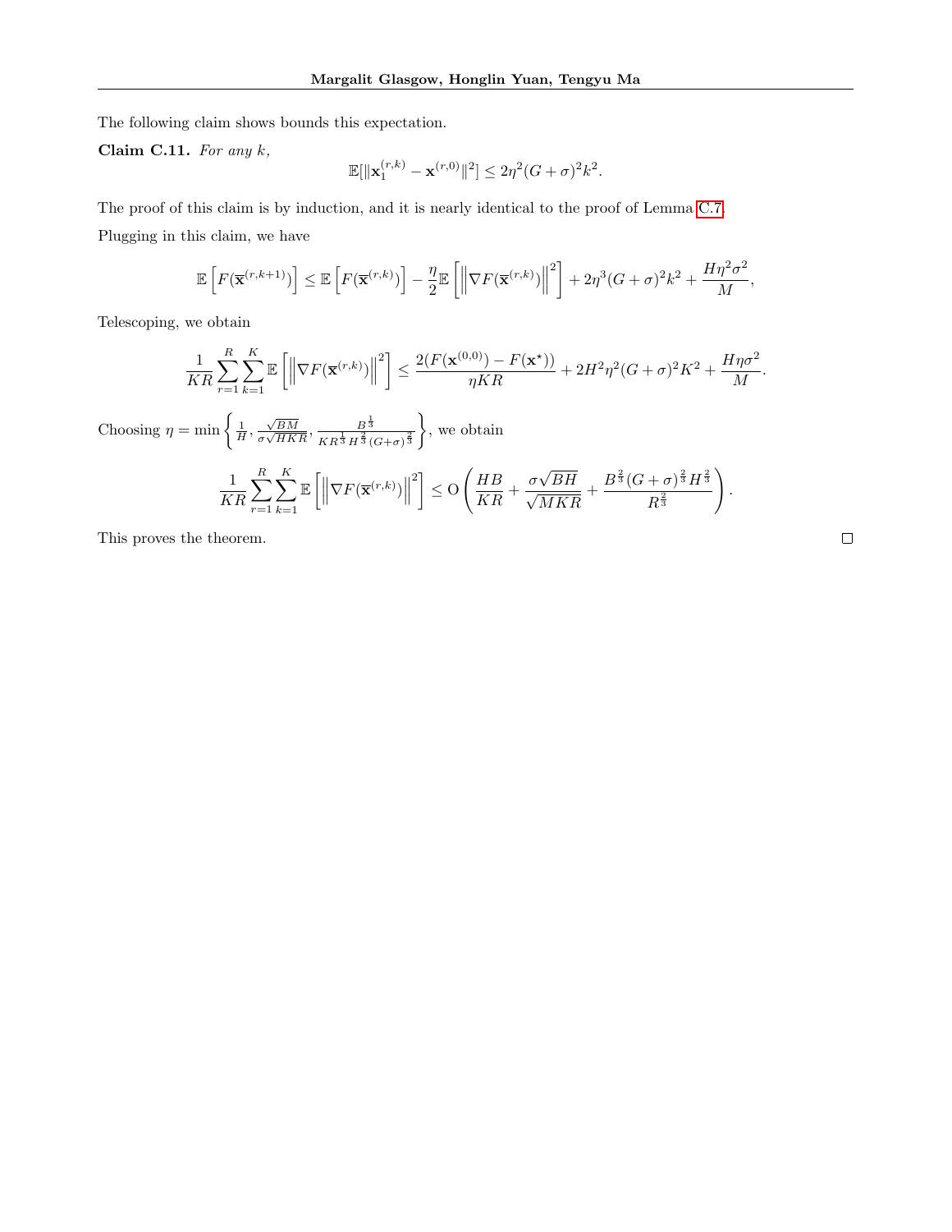The following claim shows bounds this expectation.

**Claim C.11.** *For any $k$,*

$$\mathbb{E}[\|\mathbf{x}_1^{(r,k)} - \mathbf{x}^{(r,0)}\|^2] \leq 2\eta^2(G+\sigma)^2 k^2.$$

The proof of this claim is by induction, and it is nearly identical to the proof of Lemma C.7.

Plugging in this claim, we have

$$\mathbb{E}\left[F(\overline{\mathbf{x}}^{(r,k+1)})\right] \leq \mathbb{E}\left[F(\overline{\mathbf{x}}^{(r,k)})\right] - \frac{\eta}{2}\mathbb{E}\left[\left\|\nabla F(\overline{\mathbf{x}}^{(r,k)})\right\|^2\right] + 2\eta^3(G+\sigma)^2k^2 + \frac{H\eta^2\sigma^2}{M},$$

Telescoping, we obtain

$$\frac{1}{KR}\sum_{r=1}^{R}\sum_{k=1}^{K}\mathbb{E}\left[\left\|\nabla F(\overline{\mathbf{x}}^{(r,k)})\right\|^2\right] \leq \frac{2(F(\mathbf{x}^{(0,0)}) - F(\mathbf{x}^\star))}{\eta KR} + 2H^2\eta^2(G+\sigma)^2K^2 + \frac{H\eta\sigma^2}{M}.$$

Choosing $\eta = \min\left\{\frac{1}{H}, \frac{\sqrt{BM}}{\sigma\sqrt{HKR}}, \frac{B^{\frac{1}{3}}}{KR^{\frac{1}{3}}H^{\frac{2}{3}}(G+\sigma)^{\frac{2}{3}}}\right\}$, we obtain

$$\frac{1}{KR}\sum_{r=1}^{R}\sum_{k=1}^{K}\mathbb{E}\left[\left\|\nabla F(\overline{\mathbf{x}}^{(r,k)})\right\|^2\right] \leq \mathrm{O}\left(\frac{HB}{KR} + \frac{\sigma\sqrt{BH}}{\sqrt{MKR}} + \frac{B^{\frac{2}{3}}(G+\sigma)^{\frac{2}{3}}H^{\frac{2}{3}}}{R^{\frac{2}{3}}}\right).$$

This proves the theorem. □